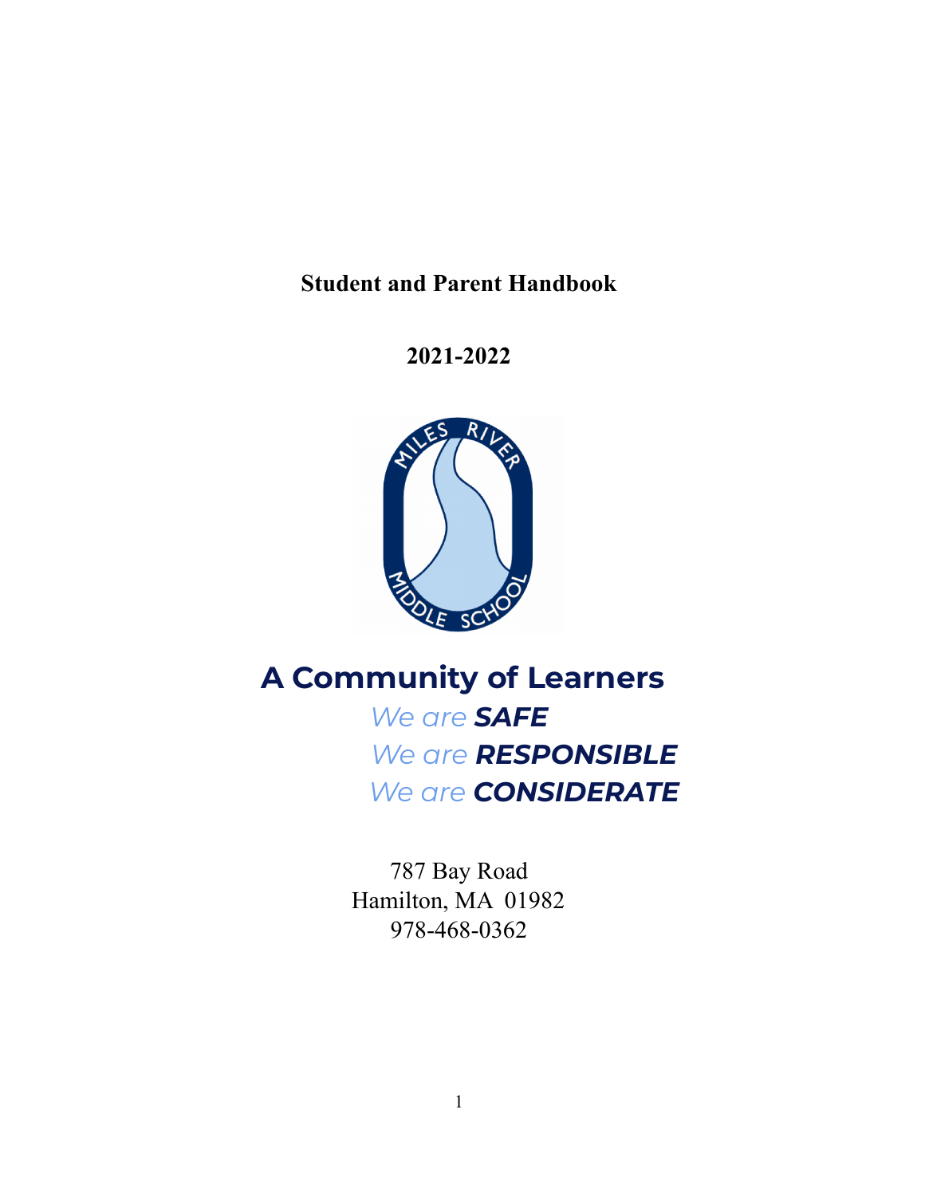# Student and Parent Handbook

## 2021-2022

# A Community of Learners

*We are* ***SAFE***

*We are* ***RESPONSIBLE***

*We are* ***CONSIDERATE***

787 Bay Road
Hamilton, MA 01982
978-468-0362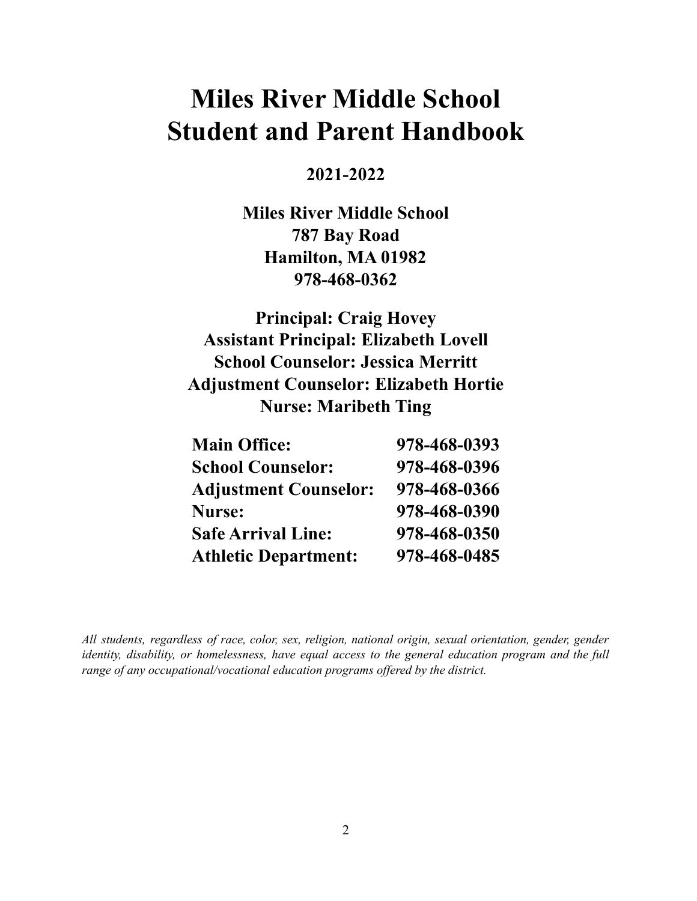# Miles River Middle School
# Student and Parent Handbook

**2021-2022**

**Miles River Middle School**
**787 Bay Road**
**Hamilton, MA 01982**
**978-468-0362**

**Principal: Craig Hovey**
**Assistant Principal: Elizabeth Lovell**
**School Counselor: Jessica Merritt**
**Adjustment Counselor: Elizabeth Hortie**
**Nurse: Maribeth Ting**

| | |
|---|---|
| **Main Office:** | **978-468-0393** |
| **School Counselor:** | **978-468-0396** |
| **Adjustment Counselor:** | **978-468-0366** |
| **Nurse:** | **978-468-0390** |
| **Safe Arrival Line:** | **978-468-0350** |
| **Athletic Department:** | **978-468-0485** |

*All students, regardless of race, color, sex, religion, national origin, sexual orientation, gender, gender identity, disability, or homelessness, have equal access to the general education program and the full range of any occupational/vocational education programs offered by the district.*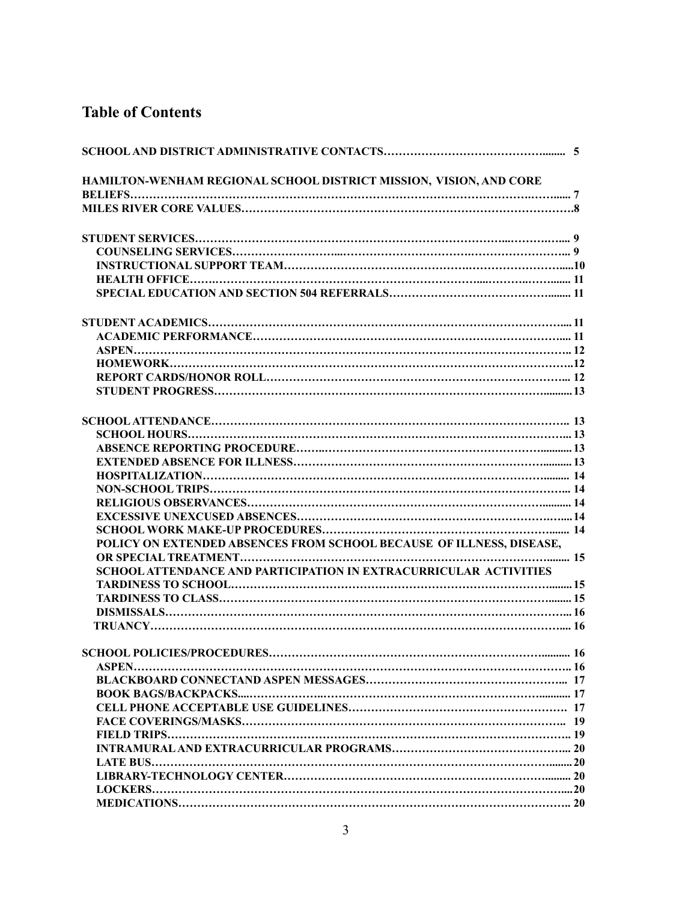## Table of Contents

SCHOOL AND DISTRICT ADMINISTRATIVE CONTACTS……………………………………......... 5

HAMILTON-WENHAM REGIONAL SCHOOL DISTRICT MISSION, VISION, AND CORE BELIEFS……………………………………………………………………………………...…...... 7

MILES RIVER CORE VALUES……………………………………………………………………….8

STUDENT SERVICES……………………………………………………………………...………..….. 9
- COUNSELING SERVICES……………………....……………………………………………….... 9
- INSTRUCTIONAL SUPPORT TEAM………………………………………….…………………....10
- HEALTH OFFICE…….……………………………………………………….....……….……....... 11
- SPECIAL EDUCATION AND SECTION 504 REFERRALS……………………………………........ 11

STUDENT ACADEMICS……………………………………………………………………………..... 11
- ACADEMIC PERFORMANCE…………………………………………………………………..... 11
- ASPEN…………………………………………………………………………………………….. 12
- HOMEWORK……………………………………………………………………………………...12
- REPORT CARDS/HONOR ROLL………………………………………………………………... 12
- STUDENT PROGRESS……………………………………………………………………….......... 13

SCHOOL ATTENDANCE………………………………………………………………………………. 13
- SCHOOL HOURS…………………………………………………………………………………... 13
- ABSENCE REPORTING PROCEDURE……..………………………………………………............ 13
- EXTENDED ABSENCE FOR ILLNESS………………………………………………………........... 13
- HOSPITALIZATION……………………………………………………………………………......... 14
- NON-SCHOOL TRIPS…………………………………………………………………………….…. 14
- RELIGIOUS OBSERVANCES……………………………………………………………….............. 14
- EXCESSIVE UNEXCUSED ABSENCES………………………………………………………….…..... 14
- SCHOOL WORK MAKE-UP PROCEDURES……………………………………………………........ 14
- POLICY ON EXTENDED ABSENCES FROM SCHOOL BECAUSE OF ILLNESS, DISEASE, OR SPECIAL TREATMENT……………………………………………………………………......... 15
- SCHOOL ATTENDANCE AND PARTICIPATION IN EXTRACURRICULAR ACTIVITIES
- TARDINESS TO SCHOOL…………………………………………………………………….......... 15
- TARDINESS TO CLASS……………………………………………………………………….......... 15
- DISMISSALS…………………………………………………………………………………….... 16
- TRUANCY………………………………………………………………………………………..... 16

SCHOOL POLICIES/PROCEDURES……………………………………………………………........... 16
- ASPEN……………………………………………………………………………………………... 16
- BLACKBOARD CONNECTAND ASPEN MESSAGES……………………………………………... 17
- BOOK BAGS/BACKPACKS....…………………...……………………………………………............ 17
- CELL PHONE ACCEPTABLE USE GUIDELINES………………………………………………… 17
- FACE COVERINGS/MASKS……………………………………………………………………….. 19
- FIELD TRIPS……………………………………………………………………………………….. 19
- INTRAMURAL AND EXTRACURRICULAR PROGRAMS………………………………………..... 20
- LATE BUS………………………………………………………………………………………........20
- LIBRARY-TECHNOLOGY CENTER……………………………………………………………......... 20
- LOCKERS………………………………………………………………………………………......20
- MEDICATIONS…………………………………………………………………………………….. 20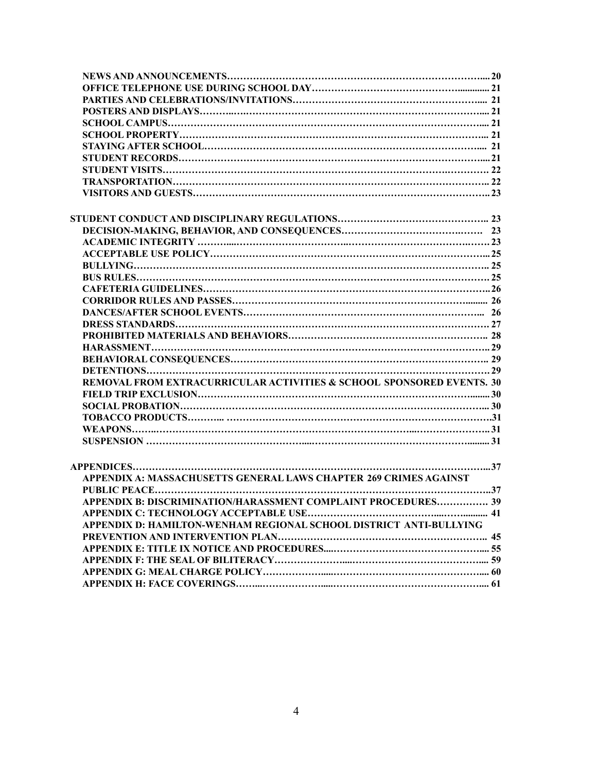**NEWS AND ANNOUNCEMENTS…………………………………………………………………….... 20**
**OFFICE TELEPHONE USE DURING SCHOOL DAY…………………………………………............. 21**
**PARTIES AND CELEBRATIONS/INVITATIONS……………………………………………………... 21**
**POSTERS AND DISPLAYS………..………………………………………………………………….... 21**
**SCHOOL CAMPUS…………………………………………………………………………………….... 21**
**SCHOOL PROPERTY………………………………………………………………………………….... 21**
**STAYING AFTER SCHOOL………………………………………………………………………….... 21**
**STUDENT RECORDS………………………………………………………………………………….... 21**
**STUDENT VISITS………………………………………………………………………………….……. 22**
**TRANSPORTATION…………………………………………………………………………………….. 22**
**VISITORS AND GUESTS……………………………………………………………………………….. 23**

**STUDENT CONDUCT AND DISCIPLINARY REGULATIONS……………………………………….. 23**
**DECISION-MAKING, BEHAVIOR, AND CONSEQUENCES……………………………………… 23**
**ACADEMIC INTEGRITY ………...……………………………..……………………………………… 23**
**ACCEPTABLE USE POLICY…………………………………………………………………………... 25**
**BULLYING……………………………………………………………………………………………….. 25**
**BUS RULES……………………………………………………………………………………………… 25**
**CAFETERIA GUIDELINES…………………………………………………………………………….. 26**
**CORRIDOR RULES AND PASSES…………………………………………………………………....... 26**
**DANCES/AFTER SCHOOL EVENTS…………………………………………………………………... 26**
**DRESS STANDARDS……………………………………………………………………………………. 27**
**PROHIBITED MATERIALS AND BEHAVIORS……………………………………………………….. 28**
**HARASSMENT…………………………………………………………………………………………... 29**
**BEHAVIORAL CONSEQUENCES……………………………………………………………………… 29**
**DETENTIONS……………………………………………………………………………………………. 29**
**REMOVAL FROM EXTRACURRICULAR ACTIVITIES & SCHOOL SPONSORED EVENTS. 30**
**FIELD TRIP EXCLUSION…………………………………………………………………………........ 30**
**SOCIAL PROBATION…………………………………………………………………………………... 30**
**TOBACCO PRODUCTS………... ……………………………………………………………………….31**
**WEAPONS……..……………………………………………………………………..………………….. 31**
**SUSPENSION ……………………………………….....……………………………………………......... 31**

**APPENDICES…………………………………………………………………………………………….... 37**
**APPENDIX A: MASSACHUSETTS GENERAL LAWS CHAPTER 269 CRIMES AGAINST PUBLIC PEACE……………………………………………………………………………………………...37**
**APPENDIX B: DISCRIMINATION/HARASSMENT COMPLAINT PROCEDURES……………. 39**
**APPENDIX C: TECHNOLOGY ACCEPTABLE USE……………………………………....……........... 41**
**APPENDIX D: HAMILTON-WENHAM REGIONAL SCHOOL DISTRICT ANTI-BULLYING PREVENTION AND INTERVENTION PLAN……………………………………………………….. 45**
**APPENDIX E: TITLE IX NOTICE AND PROCEDURES....…………………………………………... 55**
**APPENDIX F: THE SEAL OF BILITERACY………………....……………………………………….... 59**
**APPENDIX G: MEAL CHARGE POLICY………………....……………………………………….... 60**
**APPENDIX H: FACE COVERINGS……...………………....……………………………………….... 61**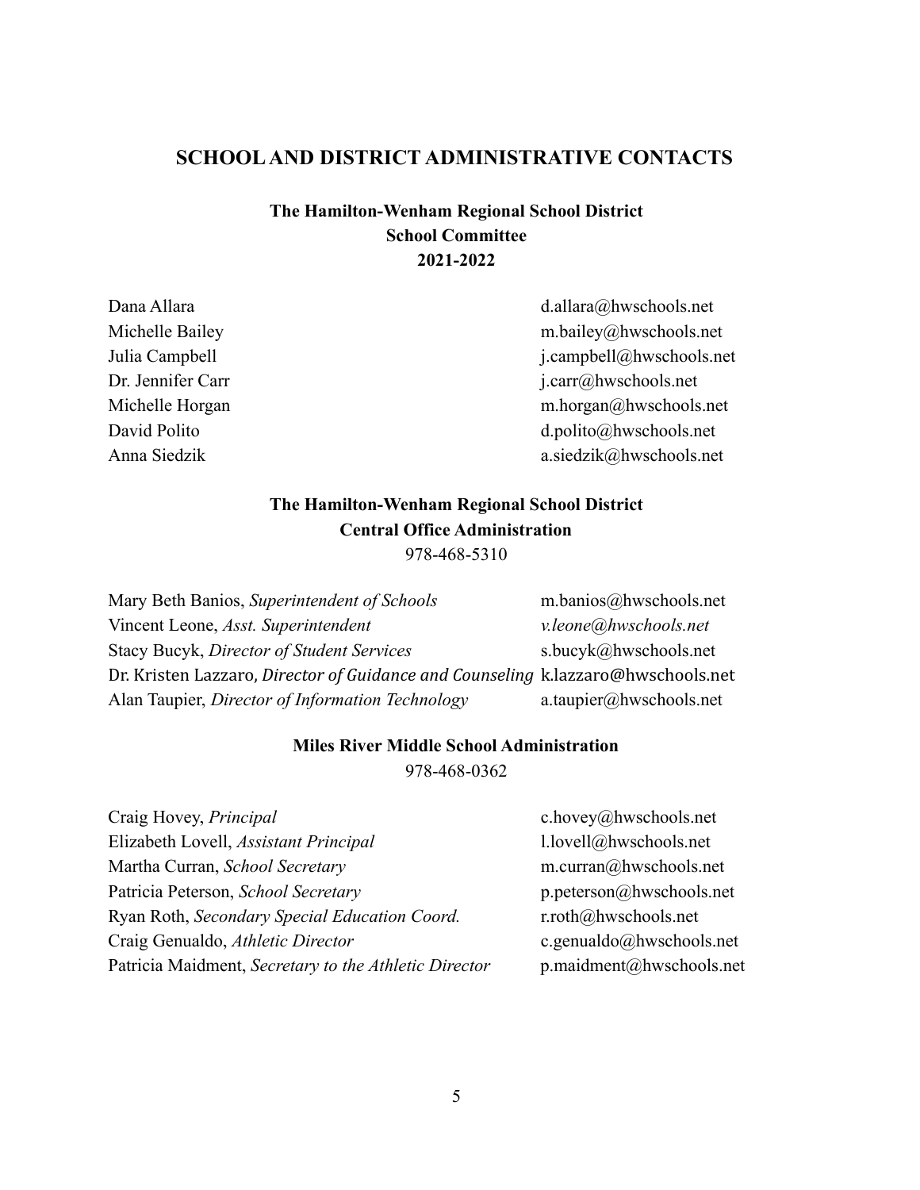# SCHOOL AND DISTRICT ADMINISTRATIVE CONTACTS

## The Hamilton-Wenham Regional School District
## School Committee
## 2021-2022

| | |
|---|---|
| Dana Allara | d.allara@hwschools.net |
| Michelle Bailey | m.bailey@hwschools.net |
| Julia Campbell | j.campbell@hwschools.net |
| Dr. Jennifer Carr | j.carr@hwschools.net |
| Michelle Horgan | m.horgan@hwschools.net |
| David Polito | d.polito@hwschools.net |
| Anna Siedzik | a.siedzik@hwschools.net |

## The Hamilton-Wenham Regional School District
## Central Office Administration

978-468-5310

| | |
|---|---|
| Mary Beth Banios, *Superintendent of Schools* | m.banios@hwschools.net |
| Vincent Leone, *Asst. Superintendent* | *v.leone@hwschools.net* |
| Stacy Bucyk, *Director of Student Services* | s.bucyk@hwschools.net |
| Dr. Kristen Lazzaro, *Director of Guidance and Counseling* | k.lazzaro@hwschools.net |
| Alan Taupier, *Director of Information Technology* | a.taupier@hwschools.net |

## Miles River Middle School Administration

978-468-0362

| | |
|---|---|
| Craig Hovey, *Principal* | c.hovey@hwschools.net |
| Elizabeth Lovell, *Assistant Principal* | l.lovell@hwschools.net |
| Martha Curran, *School Secretary* | m.curran@hwschools.net |
| Patricia Peterson, *School Secretary* | p.peterson@hwschools.net |
| Ryan Roth, *Secondary Special Education Coord.* | r.roth@hwschools.net |
| Craig Genualdo, *Athletic Director* | c.genualdo@hwschools.net |
| Patricia Maidment, *Secretary to the Athletic Director* | p.maidment@hwschools.net |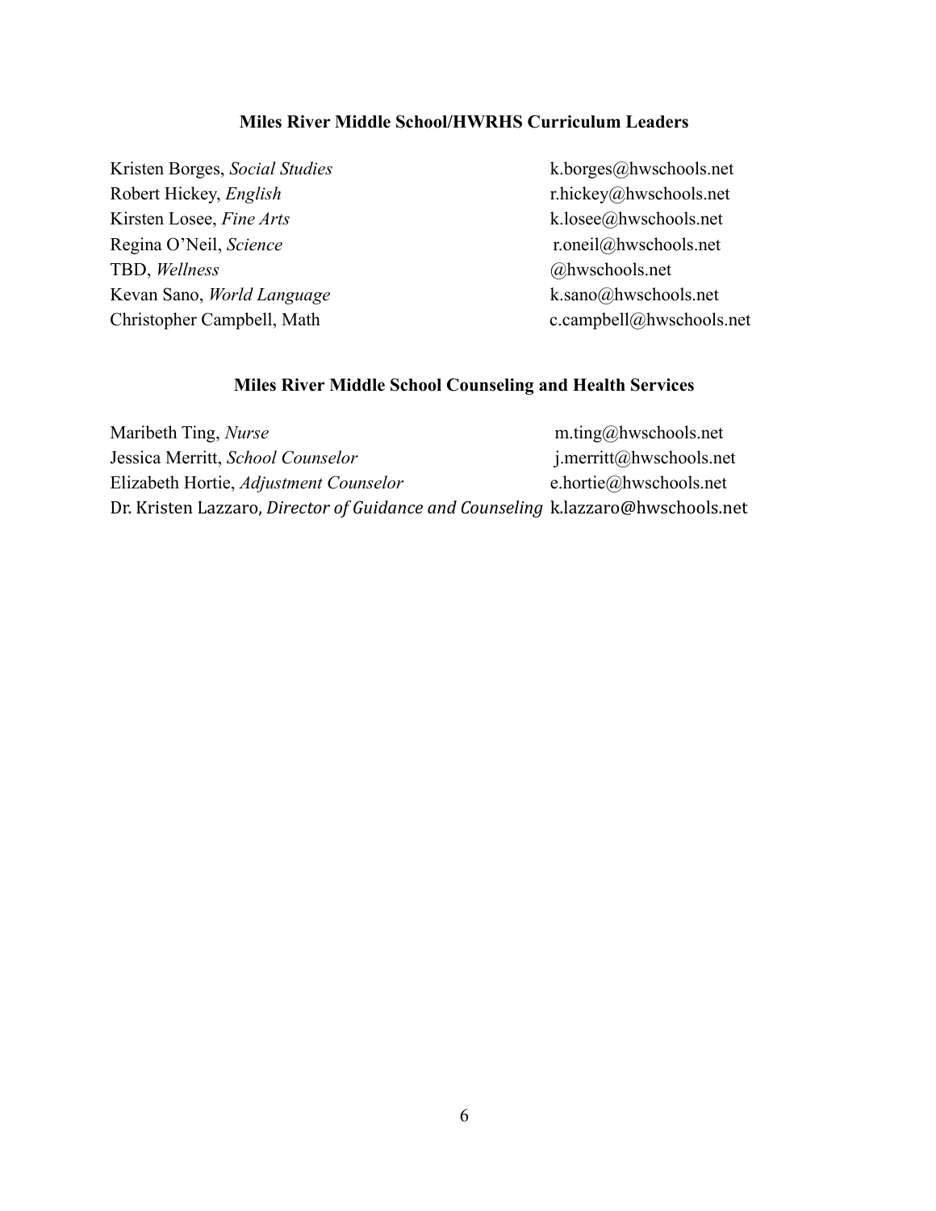## Miles River Middle School/HWRHS Curriculum Leaders

| | |
|---|---|
| Kristen Borges, *Social Studies* | k.borges@hwschools.net |
| Robert Hickey, *English* | r.hickey@hwschools.net |
| Kirsten Losee, *Fine Arts* | k.losee@hwschools.net |
| Regina O'Neil, *Science* | r.oneil@hwschools.net |
| TBD, *Wellness* | @hwschools.net |
| Kevan Sano, *World Language* | k.sano@hwschools.net |
| Christopher Campbell, Math | c.campbell@hwschools.net |

## Miles River Middle School Counseling and Health Services

| | |
|---|---|
| Maribeth Ting, *Nurse* | m.ting@hwschools.net |
| Jessica Merritt, *School Counselor* | j.merritt@hwschools.net |
| Elizabeth Hortie, *Adjustment Counselor* | e.hortie@hwschools.net |
| Dr. Kristen Lazzaro, *Director of Guidance and Counseling* | k.lazzaro@hwschools.net |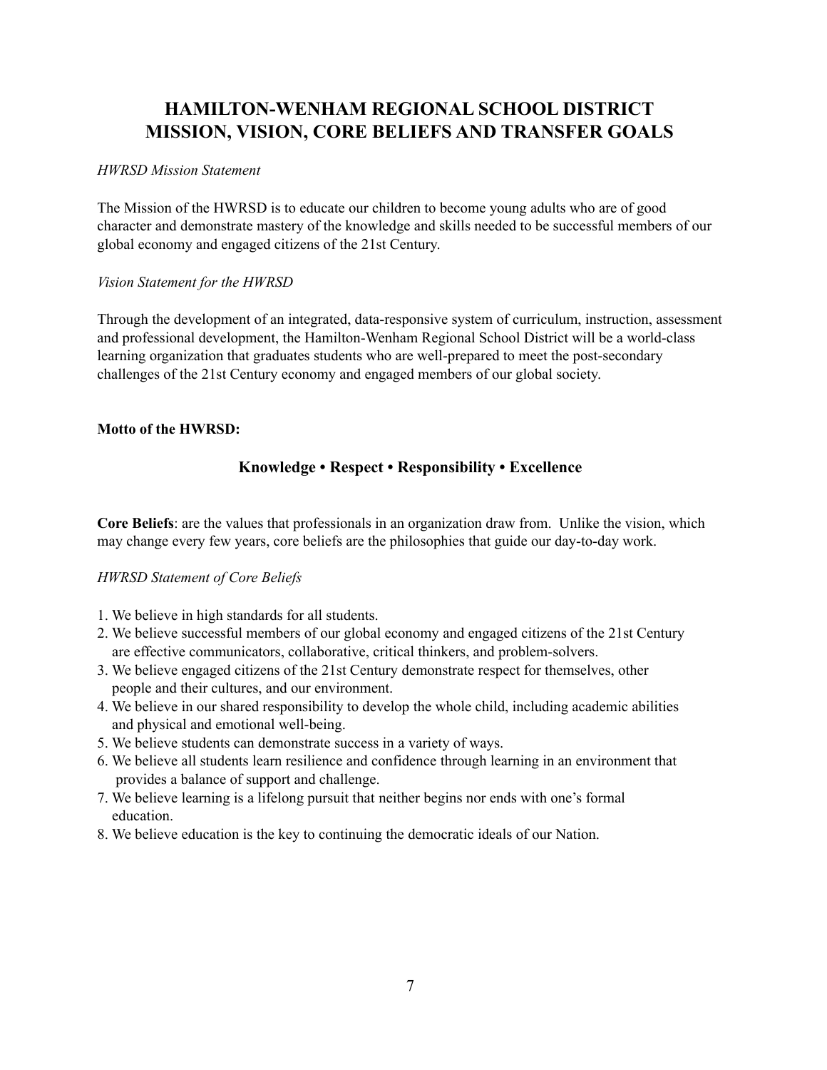# HAMILTON-WENHAM REGIONAL SCHOOL DISTRICT MISSION, VISION, CORE BELIEFS AND TRANSFER GOALS

*HWRSD Mission Statement*

The Mission of the HWRSD is to educate our children to become young adults who are of good character and demonstrate mastery of the knowledge and skills needed to be successful members of our global economy and engaged citizens of the 21st Century.

*Vision Statement for the HWRSD*

Through the development of an integrated, data-responsive system of curriculum, instruction, assessment and professional development, the Hamilton-Wenham Regional School District will be a world-class learning organization that graduates students who are well-prepared to meet the post-secondary challenges of the 21st Century economy and engaged members of our global society.

**Motto of the HWRSD:**

**Knowledge • Respect • Responsibility • Excellence**

**Core Beliefs**: are the values that professionals in an organization draw from. Unlike the vision, which may change every few years, core beliefs are the philosophies that guide our day-to-day work.

*HWRSD Statement of Core Beliefs*

1. We believe in high standards for all students.
2. We believe successful members of our global economy and engaged citizens of the 21st Century are effective communicators, collaborative, critical thinkers, and problem-solvers.
3. We believe engaged citizens of the 21st Century demonstrate respect for themselves, other people and their cultures, and our environment.
4. We believe in our shared responsibility to develop the whole child, including academic abilities and physical and emotional well-being.
5. We believe students can demonstrate success in a variety of ways.
6. We believe all students learn resilience and confidence through learning in an environment that provides a balance of support and challenge.
7. We believe learning is a lifelong pursuit that neither begins nor ends with one's formal education.
8. We believe education is the key to continuing the democratic ideals of our Nation.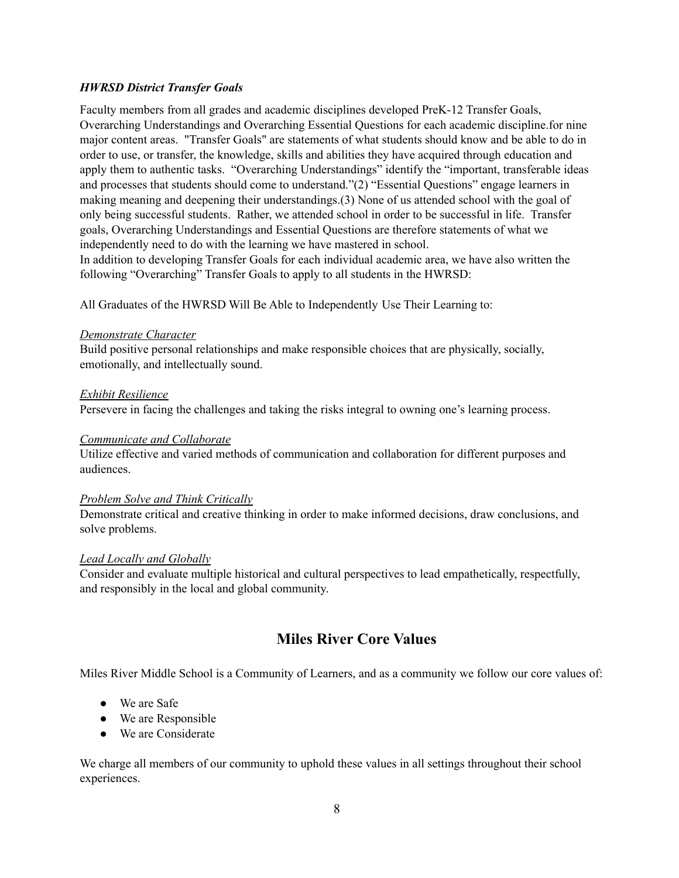***HWRSD District Transfer Goals***

Faculty members from all grades and academic disciplines developed PreK-12 Transfer Goals, Overarching Understandings and Overarching Essential Questions for each academic discipline.for nine major content areas. "Transfer Goals" are statements of what students should know and be able to do in order to use, or transfer, the knowledge, skills and abilities they have acquired through education and apply them to authentic tasks. "Overarching Understandings" identify the "important, transferable ideas and processes that students should come to understand."(2) "Essential Questions" engage learners in making meaning and deepening their understandings.(3) None of us attended school with the goal of only being successful students. Rather, we attended school in order to be successful in life. Transfer goals, Overarching Understandings and Essential Questions are therefore statements of what we independently need to do with the learning we have mastered in school.
In addition to developing Transfer Goals for each individual academic area, we have also written the following "Overarching" Transfer Goals to apply to all students in the HWRSD:

All Graduates of the HWRSD Will Be Able to Independently Use Their Learning to:

*Demonstrate Character*
Build positive personal relationships and make responsible choices that are physically, socially, emotionally, and intellectually sound.

*Exhibit Resilience*
Persevere in facing the challenges and taking the risks integral to owning one's learning process.

*Communicate and Collaborate*
Utilize effective and varied methods of communication and collaboration for different purposes and audiences.

*Problem Solve and Think Critically*
Demonstrate critical and creative thinking in order to make informed decisions, draw conclusions, and solve problems.

*Lead Locally and Globally*
Consider and evaluate multiple historical and cultural perspectives to lead empathetically, respectfully, and responsibly in the local and global community.

## Miles River Core Values

Miles River Middle School is a Community of Learners, and as a community we follow our core values of:

- We are Safe
- We are Responsible
- We are Considerate

We charge all members of our community to uphold these values in all settings throughout their school experiences.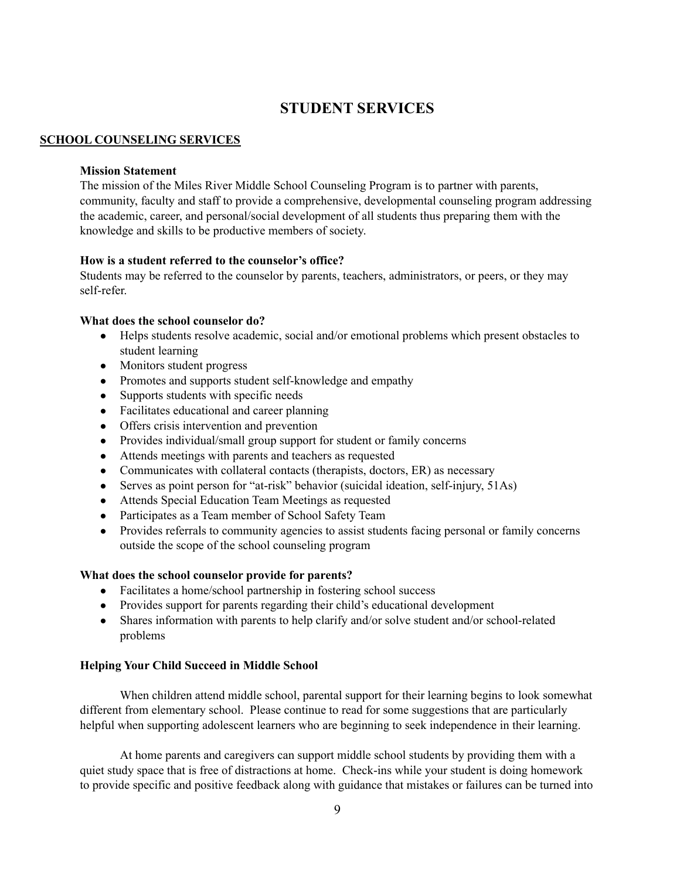# STUDENT SERVICES

## SCHOOL COUNSELING SERVICES

### Mission Statement

The mission of the Miles River Middle School Counseling Program is to partner with parents, community, faculty and staff to provide a comprehensive, developmental counseling program addressing the academic, career, and personal/social development of all students thus preparing them with the knowledge and skills to be productive members of society.

### How is a student referred to the counselor's office?

Students may be referred to the counselor by parents, teachers, administrators, or peers, or they may self-refer.

### What does the school counselor do?

- Helps students resolve academic, social and/or emotional problems which present obstacles to student learning
- Monitors student progress
- Promotes and supports student self-knowledge and empathy
- Supports students with specific needs
- Facilitates educational and career planning
- Offers crisis intervention and prevention
- Provides individual/small group support for student or family concerns
- Attends meetings with parents and teachers as requested
- Communicates with collateral contacts (therapists, doctors, ER) as necessary
- Serves as point person for "at-risk" behavior (suicidal ideation, self-injury, 51As)
- Attends Special Education Team Meetings as requested
- Participates as a Team member of School Safety Team
- Provides referrals to community agencies to assist students facing personal or family concerns outside the scope of the school counseling program

### What does the school counselor provide for parents?

- Facilitates a home/school partnership in fostering school success
- Provides support for parents regarding their child's educational development
- Shares information with parents to help clarify and/or solve student and/or school-related problems

### Helping Your Child Succeed in Middle School

When children attend middle school, parental support for their learning begins to look somewhat different from elementary school. Please continue to read for some suggestions that are particularly helpful when supporting adolescent learners who are beginning to seek independence in their learning.

At home parents and caregivers can support middle school students by providing them with a quiet study space that is free of distractions at home. Check-ins while your student is doing homework to provide specific and positive feedback along with guidance that mistakes or failures can be turned into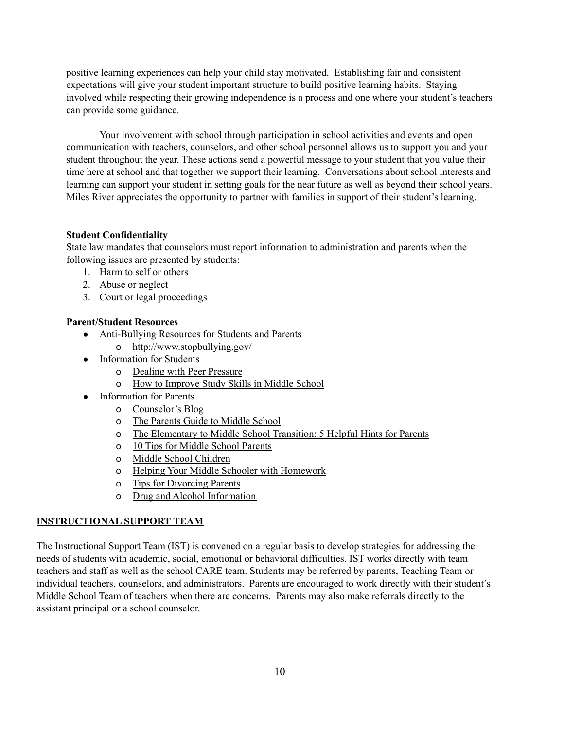positive learning experiences can help your child stay motivated. Establishing fair and consistent expectations will give your student important structure to build positive learning habits. Staying involved while respecting their growing independence is a process and one where your student's teachers can provide some guidance.

Your involvement with school through participation in school activities and events and open communication with teachers, counselors, and other school personnel allows us to support you and your student throughout the year. These actions send a powerful message to your student that you value their time here at school and that together we support their learning. Conversations about school interests and learning can support your student in setting goals for the near future as well as beyond their school years. Miles River appreciates the opportunity to partner with families in support of their student's learning.

**Student Confidentiality**

State law mandates that counselors must report information to administration and parents when the following issues are presented by students:

1. Harm to self or others
2. Abuse or neglect
3. Court or legal proceedings

**Parent/Student Resources**

- Anti-Bullying Resources for Students and Parents
  - http://www.stopbullying.gov/
- Information for Students
  - Dealing with Peer Pressure
  - How to Improve Study Skills in Middle School
- Information for Parents
  - Counselor's Blog
  - The Parents Guide to Middle School
  - The Elementary to Middle School Transition: 5 Helpful Hints for Parents
  - 10 Tips for Middle School Parents
  - Middle School Children
  - Helping Your Middle Schooler with Homework
  - Tips for Divorcing Parents
  - Drug and Alcohol Information

## INSTRUCTIONAL SUPPORT TEAM

The Instructional Support Team (IST) is convened on a regular basis to develop strategies for addressing the needs of students with academic, social, emotional or behavioral difficulties. IST works directly with team teachers and staff as well as the school CARE team. Students may be referred by parents, Teaching Team or individual teachers, counselors, and administrators. Parents are encouraged to work directly with their student's Middle School Team of teachers when there are concerns. Parents may also make referrals directly to the assistant principal or a school counselor.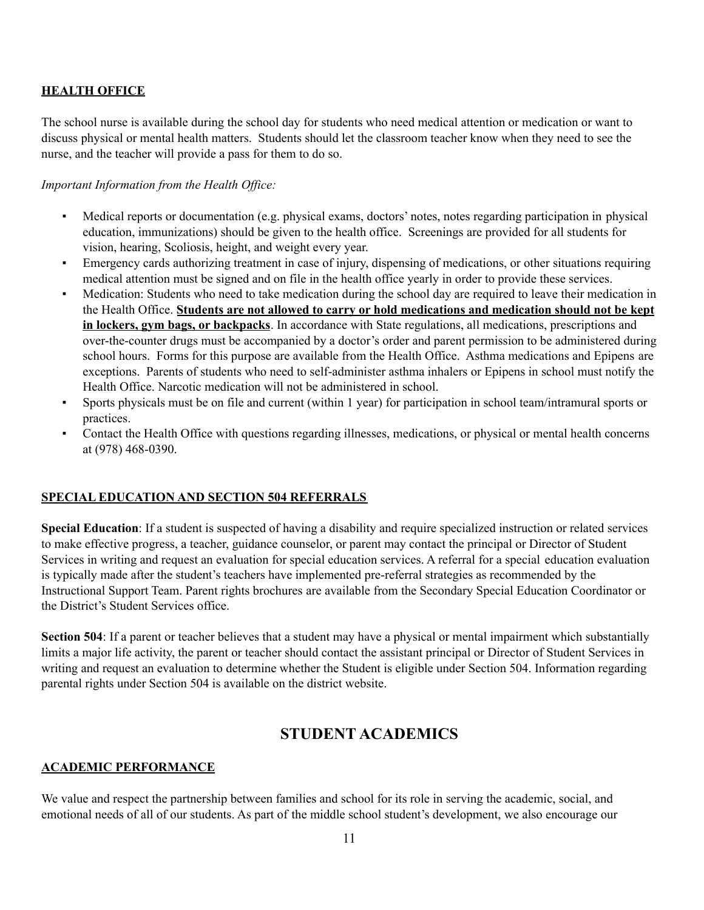## HEALTH OFFICE

The school nurse is available during the school day for students who need medical attention or medication or want to discuss physical or mental health matters. Students should let the classroom teacher know when they need to see the nurse, and the teacher will provide a pass for them to do so.

*Important Information from the Health Office:*

- Medical reports or documentation (e.g. physical exams, doctors' notes, notes regarding participation in physical education, immunizations) should be given to the health office. Screenings are provided for all students for vision, hearing, Scoliosis, height, and weight every year.
- Emergency cards authorizing treatment in case of injury, dispensing of medications, or other situations requiring medical attention must be signed and on file in the health office yearly in order to provide these services.
- Medication: Students who need to take medication during the school day are required to leave their medication in the Health Office. **Students are not allowed to carry or hold medications and medication should not be kept in lockers, gym bags, or backpacks**. In accordance with State regulations, all medications, prescriptions and over-the-counter drugs must be accompanied by a doctor's order and parent permission to be administered during school hours. Forms for this purpose are available from the Health Office. Asthma medications and Epipens are exceptions. Parents of students who need to self-administer asthma inhalers or Epipens in school must notify the Health Office. Narcotic medication will not be administered in school.
- Sports physicals must be on file and current (within 1 year) for participation in school team/intramural sports or practices.
- Contact the Health Office with questions regarding illnesses, medications, or physical or mental health concerns at (978) 468-0390.

## SPECIAL EDUCATION AND SECTION 504 REFERRALS

**Special Education**: If a student is suspected of having a disability and require specialized instruction or related services to make effective progress, a teacher, guidance counselor, or parent may contact the principal or Director of Student Services in writing and request an evaluation for special education services. A referral for a special education evaluation is typically made after the student's teachers have implemented pre-referral strategies as recommended by the Instructional Support Team. Parent rights brochures are available from the Secondary Special Education Coordinator or the District's Student Services office.

**Section 504**: If a parent or teacher believes that a student may have a physical or mental impairment which substantially limits a major life activity, the parent or teacher should contact the assistant principal or Director of Student Services in writing and request an evaluation to determine whether the Student is eligible under Section 504. Information regarding parental rights under Section 504 is available on the district website.

# STUDENT ACADEMICS

## ACADEMIC PERFORMANCE

We value and respect the partnership between families and school for its role in serving the academic, social, and emotional needs of all of our students. As part of the middle school student's development, we also encourage our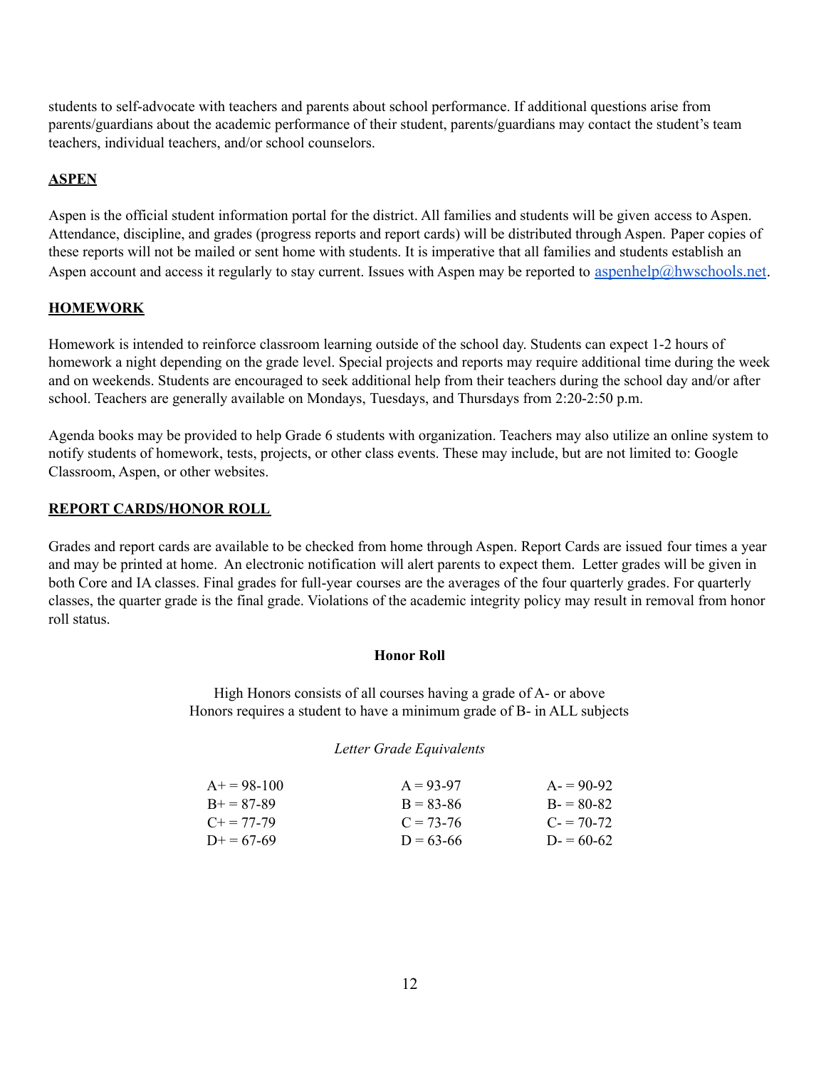students to self-advocate with teachers and parents about school performance. If additional questions arise from parents/guardians about the academic performance of their student, parents/guardians may contact the student's team teachers, individual teachers, and/or school counselors.

## ASPEN

Aspen is the official student information portal for the district. All families and students will be given access to Aspen. Attendance, discipline, and grades (progress reports and report cards) will be distributed through Aspen. Paper copies of these reports will not be mailed or sent home with students. It is imperative that all families and students establish an Aspen account and access it regularly to stay current. Issues with Aspen may be reported to aspenhelp@hwschools.net.

## HOMEWORK

Homework is intended to reinforce classroom learning outside of the school day. Students can expect 1-2 hours of homework a night depending on the grade level. Special projects and reports may require additional time during the week and on weekends. Students are encouraged to seek additional help from their teachers during the school day and/or after school. Teachers are generally available on Mondays, Tuesdays, and Thursdays from 2:20-2:50 p.m.

Agenda books may be provided to help Grade 6 students with organization. Teachers may also utilize an online system to notify students of homework, tests, projects, or other class events. These may include, but are not limited to: Google Classroom, Aspen, or other websites.

## REPORT CARDS/HONOR ROLL

Grades and report cards are available to be checked from home through Aspen. Report Cards are issued four times a year and may be printed at home. An electronic notification will alert parents to expect them. Letter grades will be given in both Core and IA classes. Final grades for full-year courses are the averages of the four quarterly grades. For quarterly classes, the quarter grade is the final grade. Violations of the academic integrity policy may result in removal from honor roll status.

### Honor Roll

High Honors consists of all courses having a grade of A- or above
Honors requires a student to have a minimum grade of B- in ALL subjects

*Letter Grade Equivalents*

| | | |
|---|---|---|
| A+ = 98-100 | A = 93-97 | A- = 90-92 |
| B+ = 87-89 | B = 83-86 | B- = 80-82 |
| C+ = 77-79 | C = 73-76 | C- = 70-72 |
| D+ = 67-69 | D = 63-66 | D- = 60-62 |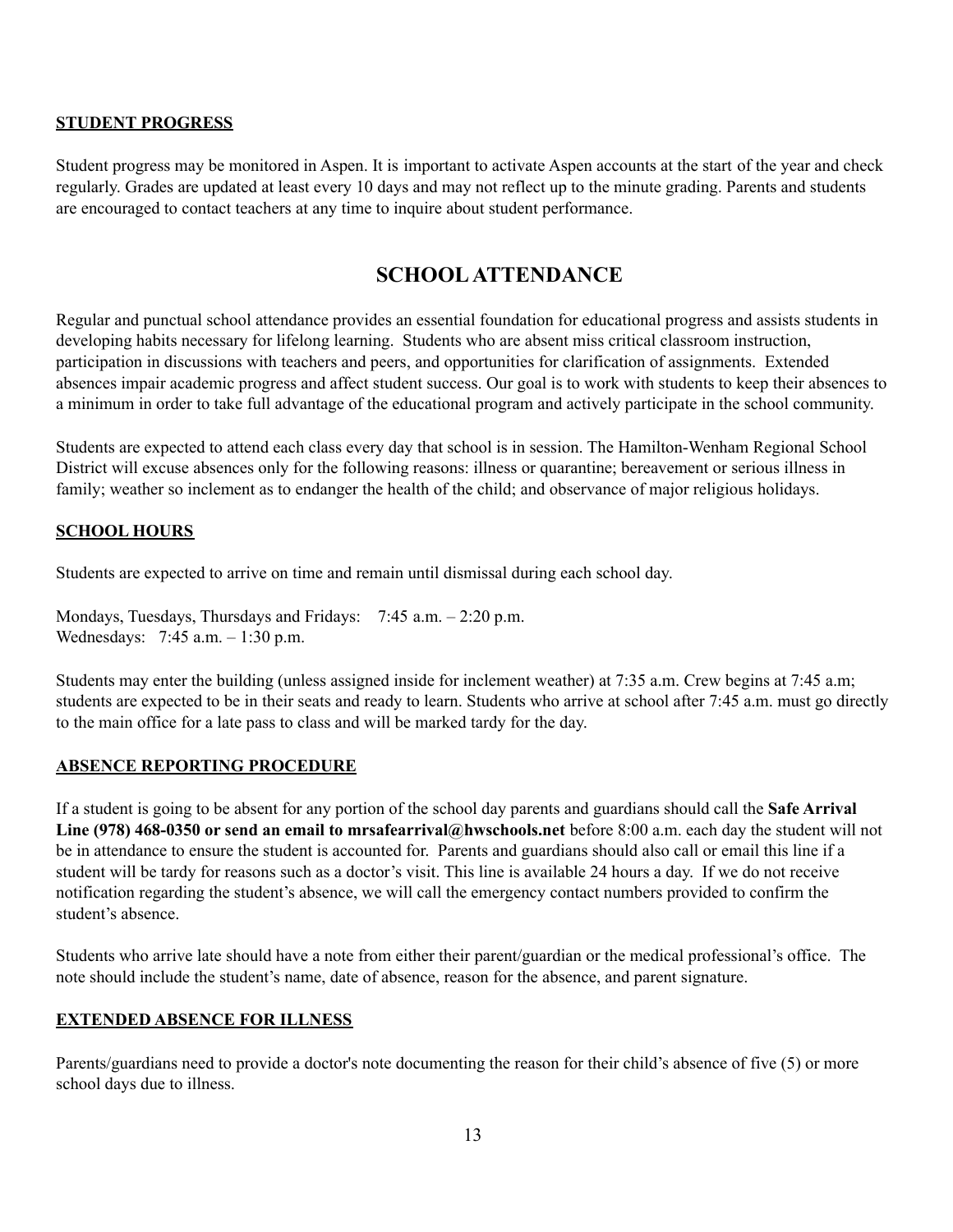**STUDENT PROGRESS**

Student progress may be monitored in Aspen. It is important to activate Aspen accounts at the start of the year and check regularly. Grades are updated at least every 10 days and may not reflect up to the minute grading. Parents and students are encouraged to contact teachers at any time to inquire about student performance.

# SCHOOL ATTENDANCE

Regular and punctual school attendance provides an essential foundation for educational progress and assists students in developing habits necessary for lifelong learning. Students who are absent miss critical classroom instruction, participation in discussions with teachers and peers, and opportunities for clarification of assignments. Extended absences impair academic progress and affect student success. Our goal is to work with students to keep their absences to a minimum in order to take full advantage of the educational program and actively participate in the school community.

Students are expected to attend each class every day that school is in session. The Hamilton-Wenham Regional School District will excuse absences only for the following reasons: illness or quarantine; bereavement or serious illness in family; weather so inclement as to endanger the health of the child; and observance of major religious holidays.

**SCHOOL HOURS**

Students are expected to arrive on time and remain until dismissal during each school day.

Mondays, Tuesdays, Thursdays and Fridays: 7:45 a.m. – 2:20 p.m.
Wednesdays: 7:45 a.m. – 1:30 p.m.

Students may enter the building (unless assigned inside for inclement weather) at 7:35 a.m. Crew begins at 7:45 a.m; students are expected to be in their seats and ready to learn. Students who arrive at school after 7:45 a.m. must go directly to the main office for a late pass to class and will be marked tardy for the day.

**ABSENCE REPORTING PROCEDURE**

If a student is going to be absent for any portion of the school day parents and guardians should call the **Safe Arrival Line (978) 468-0350 or send an email to mrsafearrival@hwschools.net** before 8:00 a.m. each day the student will not be in attendance to ensure the student is accounted for. Parents and guardians should also call or email this line if a student will be tardy for reasons such as a doctor's visit. This line is available 24 hours a day. If we do not receive notification regarding the student's absence, we will call the emergency contact numbers provided to confirm the student's absence.

Students who arrive late should have a note from either their parent/guardian or the medical professional's office. The note should include the student's name, date of absence, reason for the absence, and parent signature.

**EXTENDED ABSENCE FOR ILLNESS**

Parents/guardians need to provide a doctor's note documenting the reason for their child's absence of five (5) or more school days due to illness.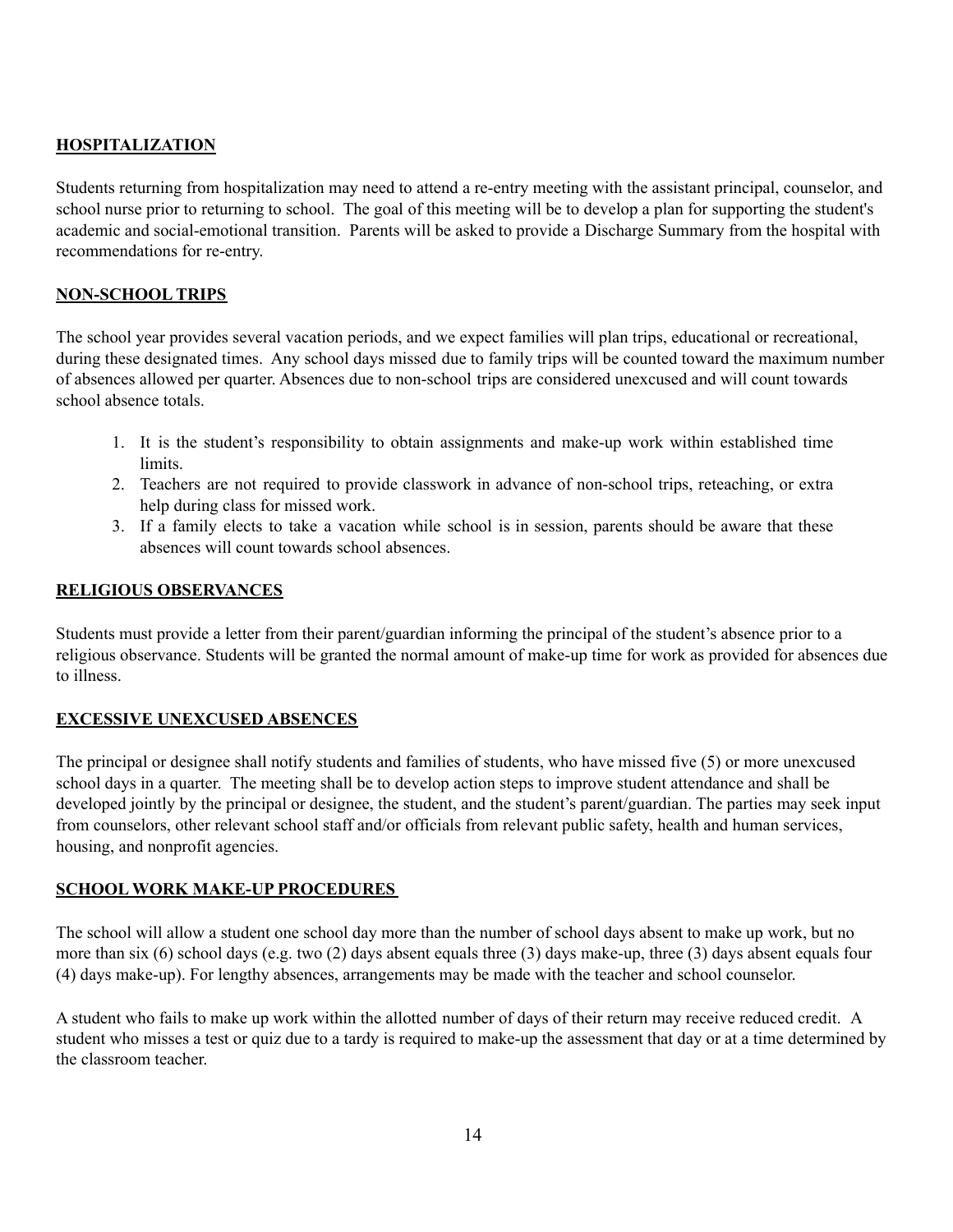## HOSPITALIZATION

Students returning from hospitalization may need to attend a re-entry meeting with the assistant principal, counselor, and school nurse prior to returning to school. The goal of this meeting will be to develop a plan for supporting the student's academic and social-emotional transition. Parents will be asked to provide a Discharge Summary from the hospital with recommendations for re-entry.

## NON-SCHOOL TRIPS

The school year provides several vacation periods, and we expect families will plan trips, educational or recreational, during these designated times. Any school days missed due to family trips will be counted toward the maximum number of absences allowed per quarter. Absences due to non-school trips are considered unexcused and will count towards school absence totals.

1. It is the student's responsibility to obtain assignments and make-up work within established time limits.
2. Teachers are not required to provide classwork in advance of non-school trips, reteaching, or extra help during class for missed work.
3. If a family elects to take a vacation while school is in session, parents should be aware that these absences will count towards school absences.

## RELIGIOUS OBSERVANCES

Students must provide a letter from their parent/guardian informing the principal of the student's absence prior to a religious observance. Students will be granted the normal amount of make-up time for work as provided for absences due to illness.

## EXCESSIVE UNEXCUSED ABSENCES

The principal or designee shall notify students and families of students, who have missed five (5) or more unexcused school days in a quarter. The meeting shall be to develop action steps to improve student attendance and shall be developed jointly by the principal or designee, the student, and the student's parent/guardian. The parties may seek input from counselors, other relevant school staff and/or officials from relevant public safety, health and human services, housing, and nonprofit agencies.

## SCHOOL WORK MAKE-UP PROCEDURES

The school will allow a student one school day more than the number of school days absent to make up work, but no more than six (6) school days (e.g. two (2) days absent equals three (3) days make-up, three (3) days absent equals four (4) days make-up). For lengthy absences, arrangements may be made with the teacher and school counselor.

A student who fails to make up work within the allotted number of days of their return may receive reduced credit. A student who misses a test or quiz due to a tardy is required to make-up the assessment that day or at a time determined by the classroom teacher.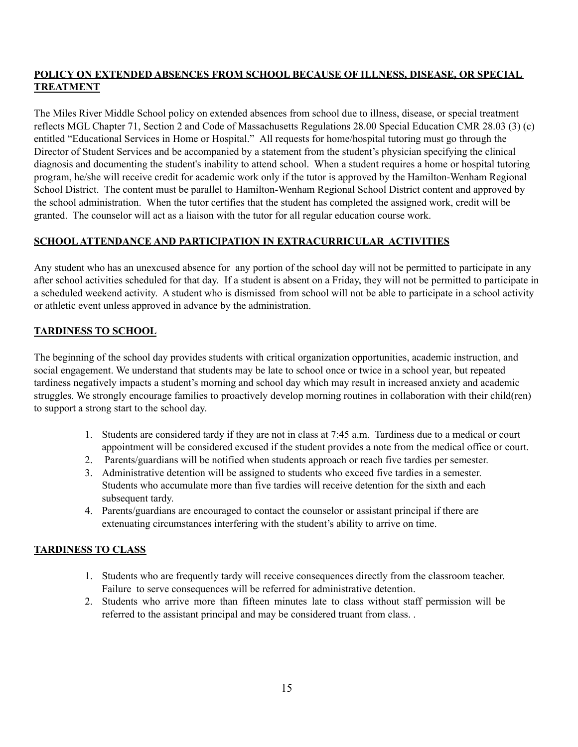## POLICY ON EXTENDED ABSENCES FROM SCHOOL BECAUSE OF ILLNESS, DISEASE, OR SPECIAL TREATMENT

The Miles River Middle School policy on extended absences from school due to illness, disease, or special treatment reflects MGL Chapter 71, Section 2 and Code of Massachusetts Regulations 28.00 Special Education CMR 28.03 (3) (c) entitled "Educational Services in Home or Hospital." All requests for home/hospital tutoring must go through the Director of Student Services and be accompanied by a statement from the student's physician specifying the clinical diagnosis and documenting the student's inability to attend school. When a student requires a home or hospital tutoring program, he/she will receive credit for academic work only if the tutor is approved by the Hamilton-Wenham Regional School District. The content must be parallel to Hamilton-Wenham Regional School District content and approved by the school administration. When the tutor certifies that the student has completed the assigned work, credit will be granted. The counselor will act as a liaison with the tutor for all regular education course work.

## SCHOOL ATTENDANCE AND PARTICIPATION IN EXTRACURRICULAR ACTIVITIES

Any student who has an unexcused absence for any portion of the school day will not be permitted to participate in any after school activities scheduled for that day. If a student is absent on a Friday, they will not be permitted to participate in a scheduled weekend activity. A student who is dismissed from school will not be able to participate in a school activity or athletic event unless approved in advance by the administration.

## TARDINESS TO SCHOOL

The beginning of the school day provides students with critical organization opportunities, academic instruction, and social engagement. We understand that students may be late to school once or twice in a school year, but repeated tardiness negatively impacts a student's morning and school day which may result in increased anxiety and academic struggles. We strongly encourage families to proactively develop morning routines in collaboration with their child(ren) to support a strong start to the school day.

1. Students are considered tardy if they are not in class at 7:45 a.m. Tardiness due to a medical or court appointment will be considered excused if the student provides a note from the medical office or court.
2. Parents/guardians will be notified when students approach or reach five tardies per semester.
3. Administrative detention will be assigned to students who exceed five tardies in a semester. Students who accumulate more than five tardies will receive detention for the sixth and each subsequent tardy.
4. Parents/guardians are encouraged to contact the counselor or assistant principal if there are extenuating circumstances interfering with the student's ability to arrive on time.

## TARDINESS TO CLASS

1. Students who are frequently tardy will receive consequences directly from the classroom teacher. Failure to serve consequences will be referred for administrative detention.
2. Students who arrive more than fifteen minutes late to class without staff permission will be referred to the assistant principal and may be considered truant from class. .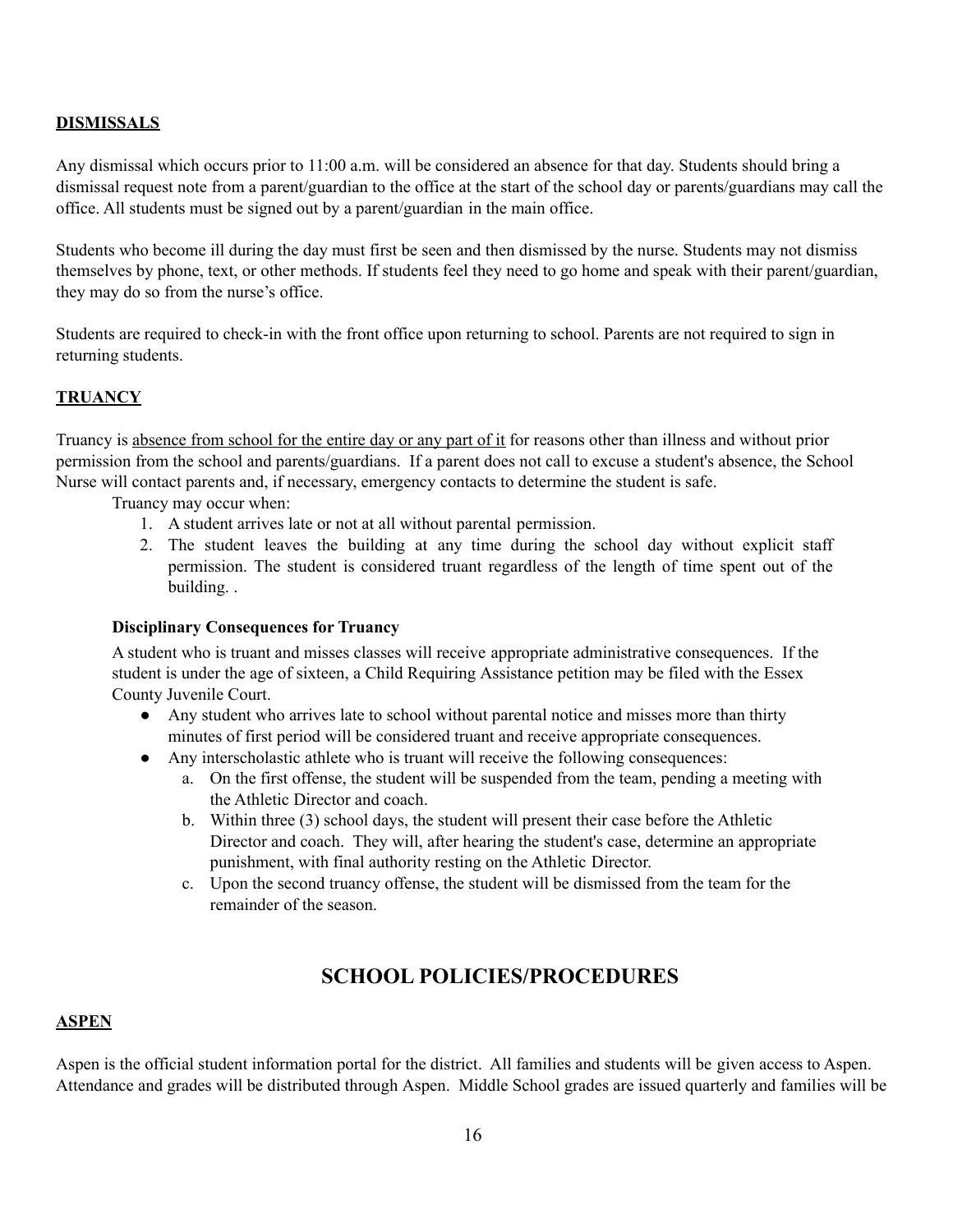## DISMISSALS

Any dismissal which occurs prior to 11:00 a.m. will be considered an absence for that day. Students should bring a dismissal request note from a parent/guardian to the office at the start of the school day or parents/guardians may call the office. All students must be signed out by a parent/guardian in the main office.

Students who become ill during the day must first be seen and then dismissed by the nurse. Students may not dismiss themselves by phone, text, or other methods. If students feel they need to go home and speak with their parent/guardian, they may do so from the nurse's office.

Students are required to check-in with the front office upon returning to school. Parents are not required to sign in returning students.

## TRUANCY

Truancy is absence from school for the entire day or any part of it for reasons other than illness and without prior permission from the school and parents/guardians. If a parent does not call to excuse a student's absence, the School Nurse will contact parents and, if necessary, emergency contacts to determine the student is safe.

Truancy may occur when:

1. A student arrives late or not at all without parental permission.
2. The student leaves the building at any time during the school day without explicit staff permission. The student is considered truant regardless of the length of time spent out of the building. .

**Disciplinary Consequences for Truancy**

A student who is truant and misses classes will receive appropriate administrative consequences. If the student is under the age of sixteen, a Child Requiring Assistance petition may be filed with the Essex County Juvenile Court.

- Any student who arrives late to school without parental notice and misses more than thirty minutes of first period will be considered truant and receive appropriate consequences.
- Any interscholastic athlete who is truant will receive the following consequences:
  a. On the first offense, the student will be suspended from the team, pending a meeting with the Athletic Director and coach.
  b. Within three (3) school days, the student will present their case before the Athletic Director and coach. They will, after hearing the student's case, determine an appropriate punishment, with final authority resting on the Athletic Director.
  c. Upon the second truancy offense, the student will be dismissed from the team for the remainder of the season.

# SCHOOL POLICIES/PROCEDURES

## ASPEN

Aspen is the official student information portal for the district. All families and students will be given access to Aspen. Attendance and grades will be distributed through Aspen. Middle School grades are issued quarterly and families will be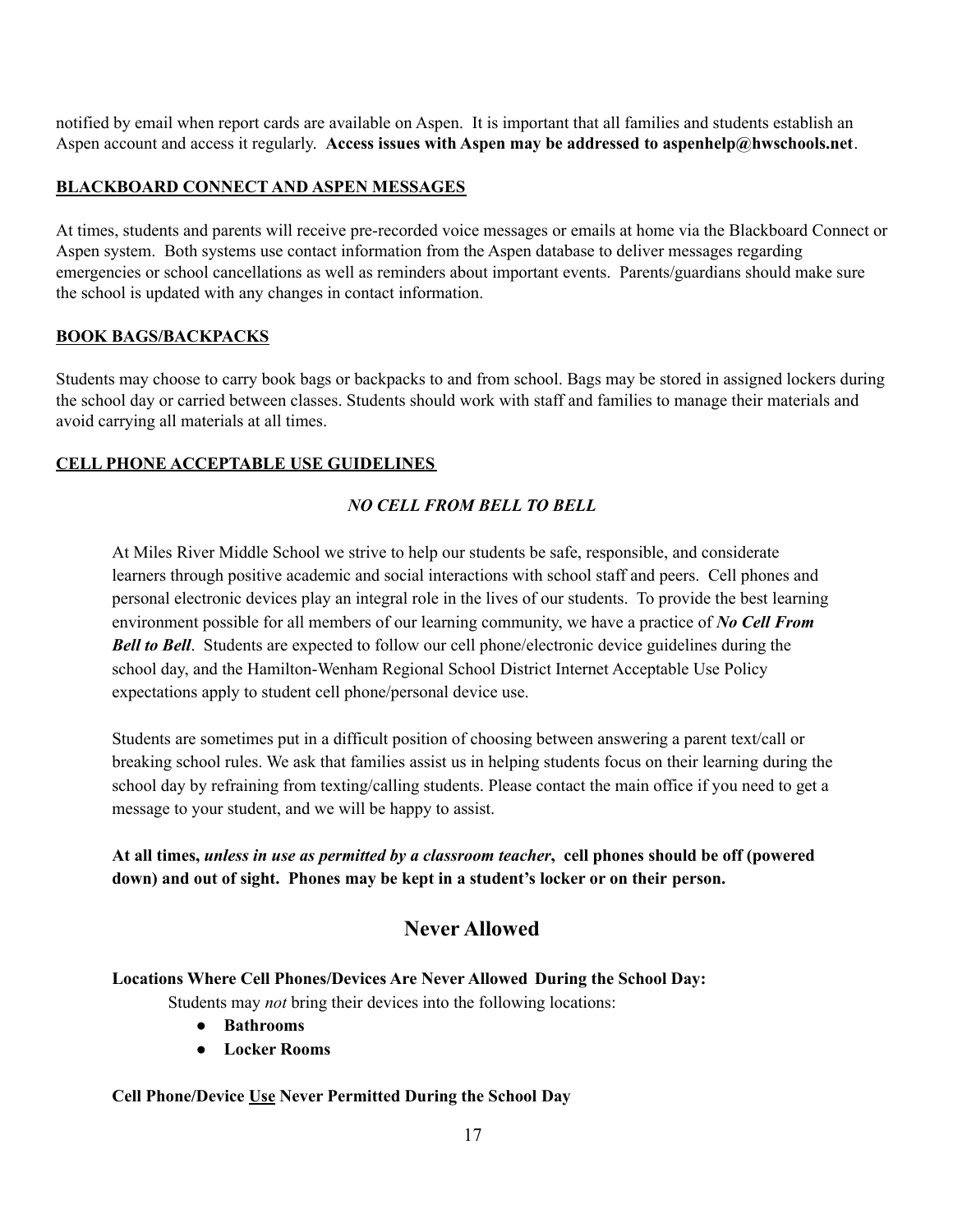notified by email when report cards are available on Aspen. It is important that all families and students establish an Aspen account and access it regularly. **Access issues with Aspen may be addressed to aspenhelp@hwschools.net**.

## BLACKBOARD CONNECT AND ASPEN MESSAGES

At times, students and parents will receive pre-recorded voice messages or emails at home via the Blackboard Connect or Aspen system. Both systems use contact information from the Aspen database to deliver messages regarding emergencies or school cancellations as well as reminders about important events. Parents/guardians should make sure the school is updated with any changes in contact information.

## BOOK BAGS/BACKPACKS

Students may choose to carry book bags or backpacks to and from school. Bags may be stored in assigned lockers during the school day or carried between classes. Students should work with staff and families to manage their materials and avoid carrying all materials at all times.

## CELL PHONE ACCEPTABLE USE GUIDELINES

*NO CELL FROM BELL TO BELL*

At Miles River Middle School we strive to help our students be safe, responsible, and considerate learners through positive academic and social interactions with school staff and peers. Cell phones and personal electronic devices play an integral role in the lives of our students. To provide the best learning environment possible for all members of our learning community, we have a practice of ***No Cell From Bell to Bell***. Students are expected to follow our cell phone/electronic device guidelines during the school day, and the Hamilton-Wenham Regional School District Internet Acceptable Use Policy expectations apply to student cell phone/personal device use.

Students are sometimes put in a difficult position of choosing between answering a parent text/call or breaking school rules. We ask that families assist us in helping students focus on their learning during the school day by refraining from texting/calling students. Please contact the main office if you need to get a message to your student, and we will be happy to assist.

**At all times, *unless in use as permitted by a classroom teacher*, cell phones should be off (powered down) and out of sight. Phones may be kept in a student's locker or on their person.**

### Never Allowed

**Locations Where Cell Phones/Devices Are Never Allowed During the School Day:**

Students may *not* bring their devices into the following locations:

- **Bathrooms**
- **Locker Rooms**

**Cell Phone/Device Use Never Permitted During the School Day**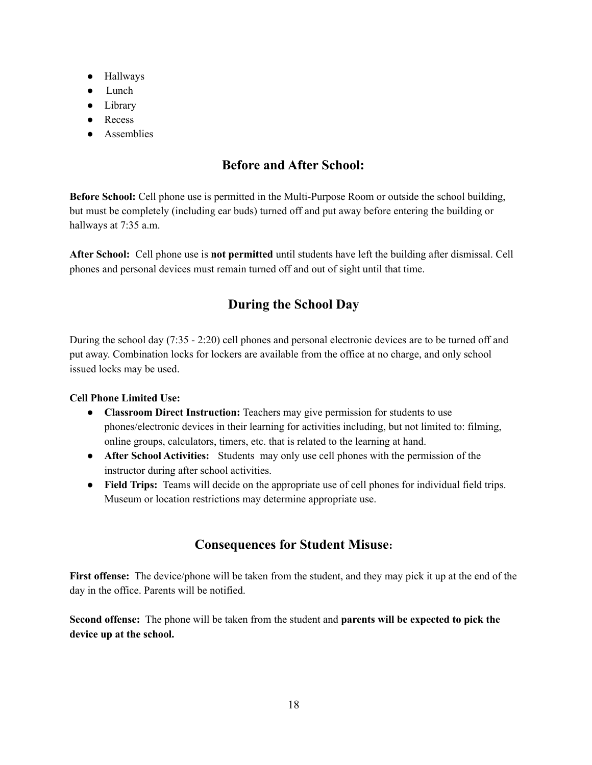- Hallways
- Lunch
- Library
- Recess
- Assemblies

## Before and After School:

**Before School:** Cell phone use is permitted in the Multi-Purpose Room or outside the school building, but must be completely (including ear buds) turned off and put away before entering the building or hallways at 7:35 a.m.

**After School:** Cell phone use is **not permitted** until students have left the building after dismissal. Cell phones and personal devices must remain turned off and out of sight until that time.

## During the School Day

During the school day (7:35 - 2:20) cell phones and personal electronic devices are to be turned off and put away. Combination locks for lockers are available from the office at no charge, and only school issued locks may be used.

**Cell Phone Limited Use:**

- **Classroom Direct Instruction:** Teachers may give permission for students to use phones/electronic devices in their learning for activities including, but not limited to: filming, online groups, calculators, timers, etc. that is related to the learning at hand.
- **After School Activities:** Students may only use cell phones with the permission of the instructor during after school activities.
- **Field Trips:** Teams will decide on the appropriate use of cell phones for individual field trips. Museum or location restrictions may determine appropriate use.

## Consequences for Student Misuse:

**First offense:** The device/phone will be taken from the student, and they may pick it up at the end of the day in the office. Parents will be notified.

**Second offense:** The phone will be taken from the student and **parents will be expected to pick the device up at the school.**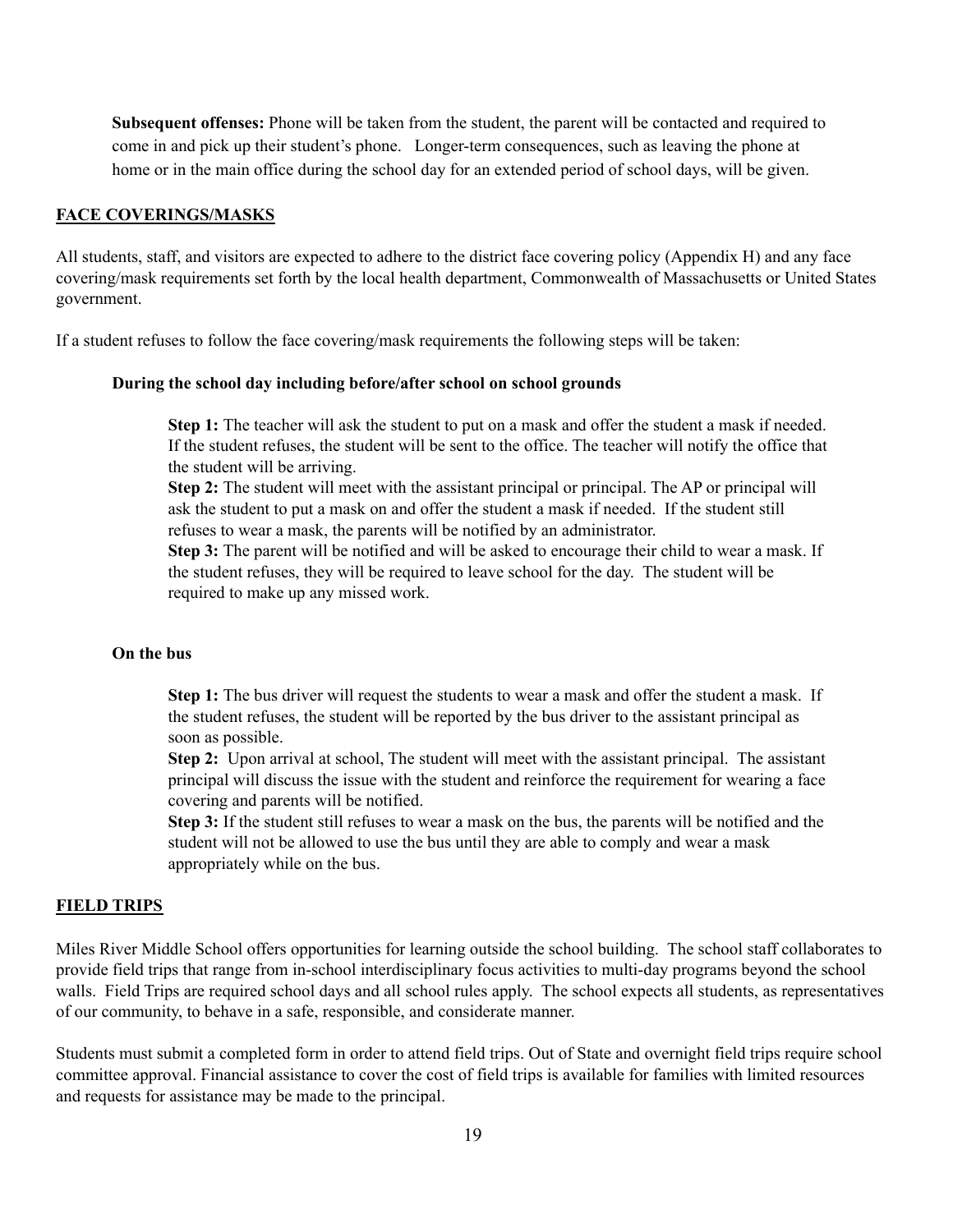**Subsequent offenses:** Phone will be taken from the student, the parent will be contacted and required to come in and pick up their student's phone. Longer-term consequences, such as leaving the phone at home or in the main office during the school day for an extended period of school days, will be given.

## FACE COVERINGS/MASKS

All students, staff, and visitors are expected to adhere to the district face covering policy (Appendix H) and any face covering/mask requirements set forth by the local health department, Commonwealth of Massachusetts or United States government.

If a student refuses to follow the face covering/mask requirements the following steps will be taken:

**During the school day including before/after school on school grounds**

**Step 1:** The teacher will ask the student to put on a mask and offer the student a mask if needed. If the student refuses, the student will be sent to the office. The teacher will notify the office that the student will be arriving.
**Step 2:** The student will meet with the assistant principal or principal. The AP or principal will ask the student to put a mask on and offer the student a mask if needed. If the student still refuses to wear a mask, the parents will be notified by an administrator.
**Step 3:** The parent will be notified and will be asked to encourage their child to wear a mask. If the student refuses, they will be required to leave school for the day. The student will be required to make up any missed work.

**On the bus**

**Step 1:** The bus driver will request the students to wear a mask and offer the student a mask. If the student refuses, the student will be reported by the bus driver to the assistant principal as soon as possible.
**Step 2:** Upon arrival at school, The student will meet with the assistant principal. The assistant principal will discuss the issue with the student and reinforce the requirement for wearing a face covering and parents will be notified.
**Step 3:** If the student still refuses to wear a mask on the bus, the parents will be notified and the student will not be allowed to use the bus until they are able to comply and wear a mask appropriately while on the bus.

## FIELD TRIPS

Miles River Middle School offers opportunities for learning outside the school building. The school staff collaborates to provide field trips that range from in-school interdisciplinary focus activities to multi-day programs beyond the school walls. Field Trips are required school days and all school rules apply. The school expects all students, as representatives of our community, to behave in a safe, responsible, and considerate manner.

Students must submit a completed form in order to attend field trips. Out of State and overnight field trips require school committee approval. Financial assistance to cover the cost of field trips is available for families with limited resources and requests for assistance may be made to the principal.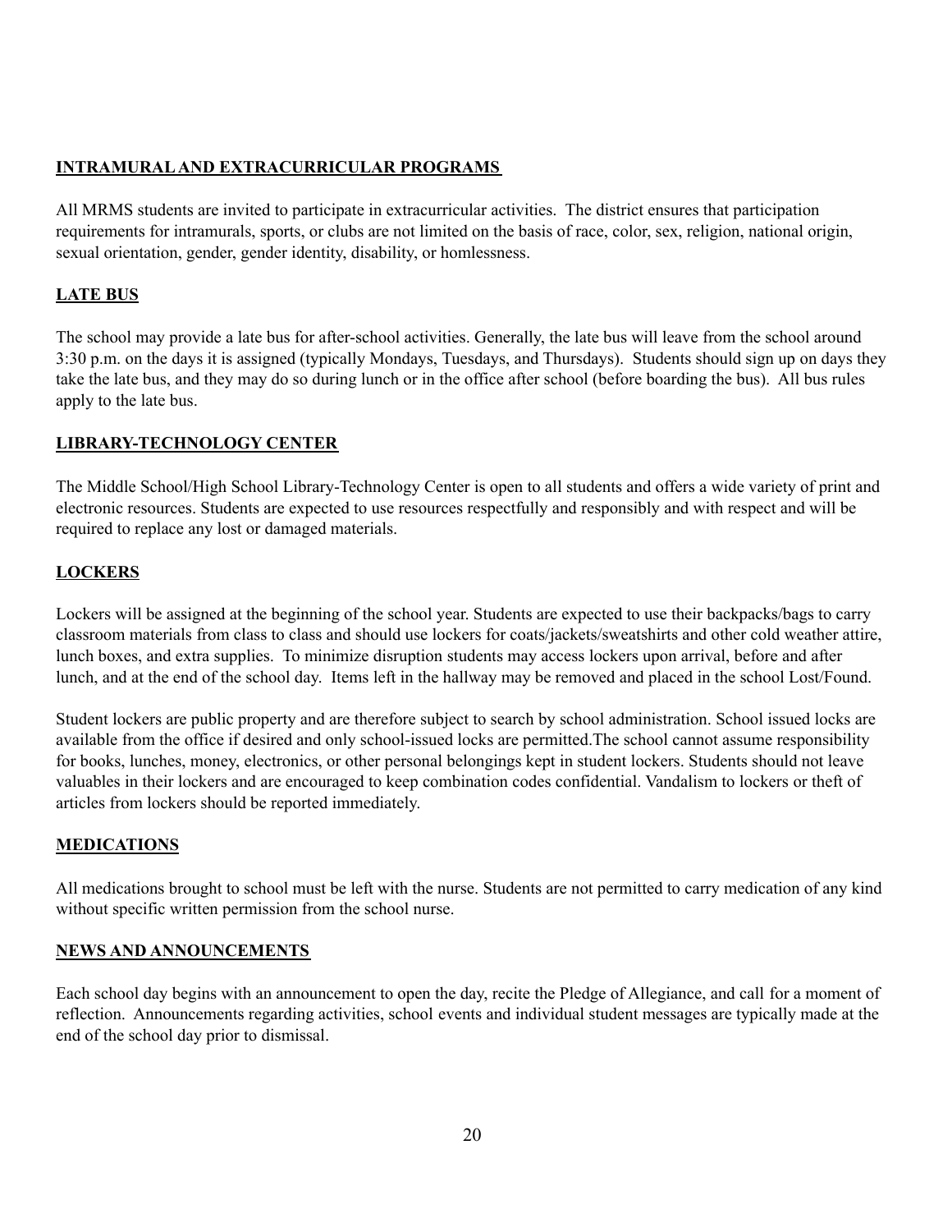## INTRAMURAL AND EXTRACURRICULAR PROGRAMS

All MRMS students are invited to participate in extracurricular activities. The district ensures that participation requirements for intramurals, sports, or clubs are not limited on the basis of race, color, sex, religion, national origin, sexual orientation, gender, gender identity, disability, or homlessness.

## LATE BUS

The school may provide a late bus for after-school activities. Generally, the late bus will leave from the school around 3:30 p.m. on the days it is assigned (typically Mondays, Tuesdays, and Thursdays). Students should sign up on days they take the late bus, and they may do so during lunch or in the office after school (before boarding the bus). All bus rules apply to the late bus.

## LIBRARY-TECHNOLOGY CENTER

The Middle School/High School Library-Technology Center is open to all students and offers a wide variety of print and electronic resources. Students are expected to use resources respectfully and responsibly and with respect and will be required to replace any lost or damaged materials.

## LOCKERS

Lockers will be assigned at the beginning of the school year. Students are expected to use their backpacks/bags to carry classroom materials from class to class and should use lockers for coats/jackets/sweatshirts and other cold weather attire, lunch boxes, and extra supplies. To minimize disruption students may access lockers upon arrival, before and after lunch, and at the end of the school day. Items left in the hallway may be removed and placed in the school Lost/Found.

Student lockers are public property and are therefore subject to search by school administration. School issued locks are available from the office if desired and only school-issued locks are permitted.The school cannot assume responsibility for books, lunches, money, electronics, or other personal belongings kept in student lockers. Students should not leave valuables in their lockers and are encouraged to keep combination codes confidential. Vandalism to lockers or theft of articles from lockers should be reported immediately.

## MEDICATIONS

All medications brought to school must be left with the nurse. Students are not permitted to carry medication of any kind without specific written permission from the school nurse.

## NEWS AND ANNOUNCEMENTS

Each school day begins with an announcement to open the day, recite the Pledge of Allegiance, and call for a moment of reflection. Announcements regarding activities, school events and individual student messages are typically made at the end of the school day prior to dismissal.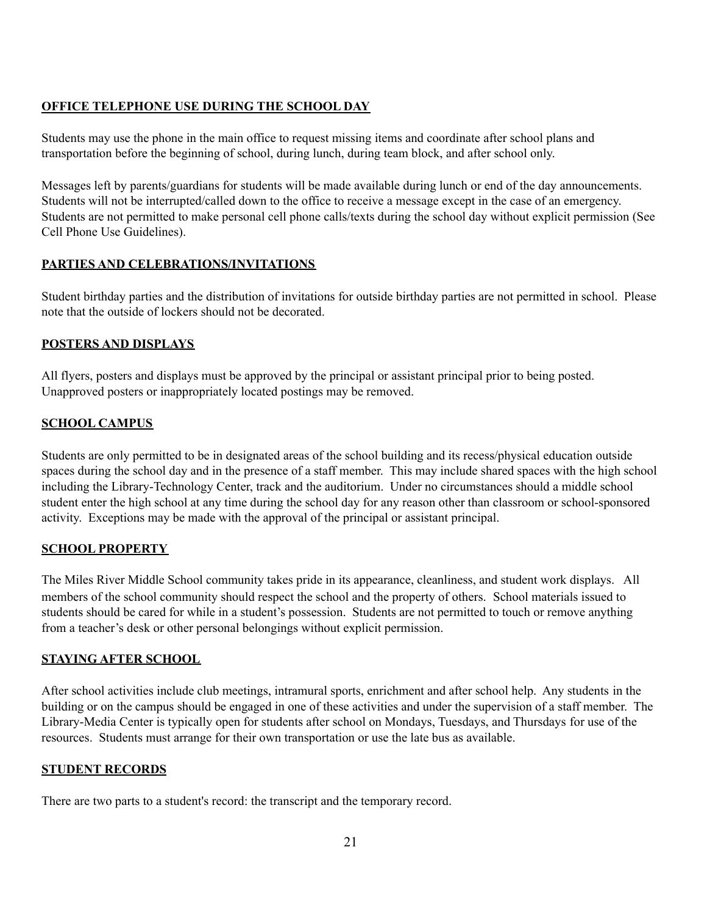## OFFICE TELEPHONE USE DURING THE SCHOOL DAY

Students may use the phone in the main office to request missing items and coordinate after school plans and transportation before the beginning of school, during lunch, during team block, and after school only.

Messages left by parents/guardians for students will be made available during lunch or end of the day announcements. Students will not be interrupted/called down to the office to receive a message except in the case of an emergency. Students are not permitted to make personal cell phone calls/texts during the school day without explicit permission (See Cell Phone Use Guidelines).

## PARTIES AND CELEBRATIONS/INVITATIONS

Student birthday parties and the distribution of invitations for outside birthday parties are not permitted in school. Please note that the outside of lockers should not be decorated.

## POSTERS AND DISPLAYS

All flyers, posters and displays must be approved by the principal or assistant principal prior to being posted. Unapproved posters or inappropriately located postings may be removed.

## SCHOOL CAMPUS

Students are only permitted to be in designated areas of the school building and its recess/physical education outside spaces during the school day and in the presence of a staff member. This may include shared spaces with the high school including the Library-Technology Center, track and the auditorium. Under no circumstances should a middle school student enter the high school at any time during the school day for any reason other than classroom or school-sponsored activity. Exceptions may be made with the approval of the principal or assistant principal.

## SCHOOL PROPERTY

The Miles River Middle School community takes pride in its appearance, cleanliness, and student work displays. All members of the school community should respect the school and the property of others. School materials issued to students should be cared for while in a student's possession. Students are not permitted to touch or remove anything from a teacher's desk or other personal belongings without explicit permission.

## STAYING AFTER SCHOOL

After school activities include club meetings, intramural sports, enrichment and after school help. Any students in the building or on the campus should be engaged in one of these activities and under the supervision of a staff member. The Library-Media Center is typically open for students after school on Mondays, Tuesdays, and Thursdays for use of the resources. Students must arrange for their own transportation or use the late bus as available.

## STUDENT RECORDS

There are two parts to a student's record: the transcript and the temporary record.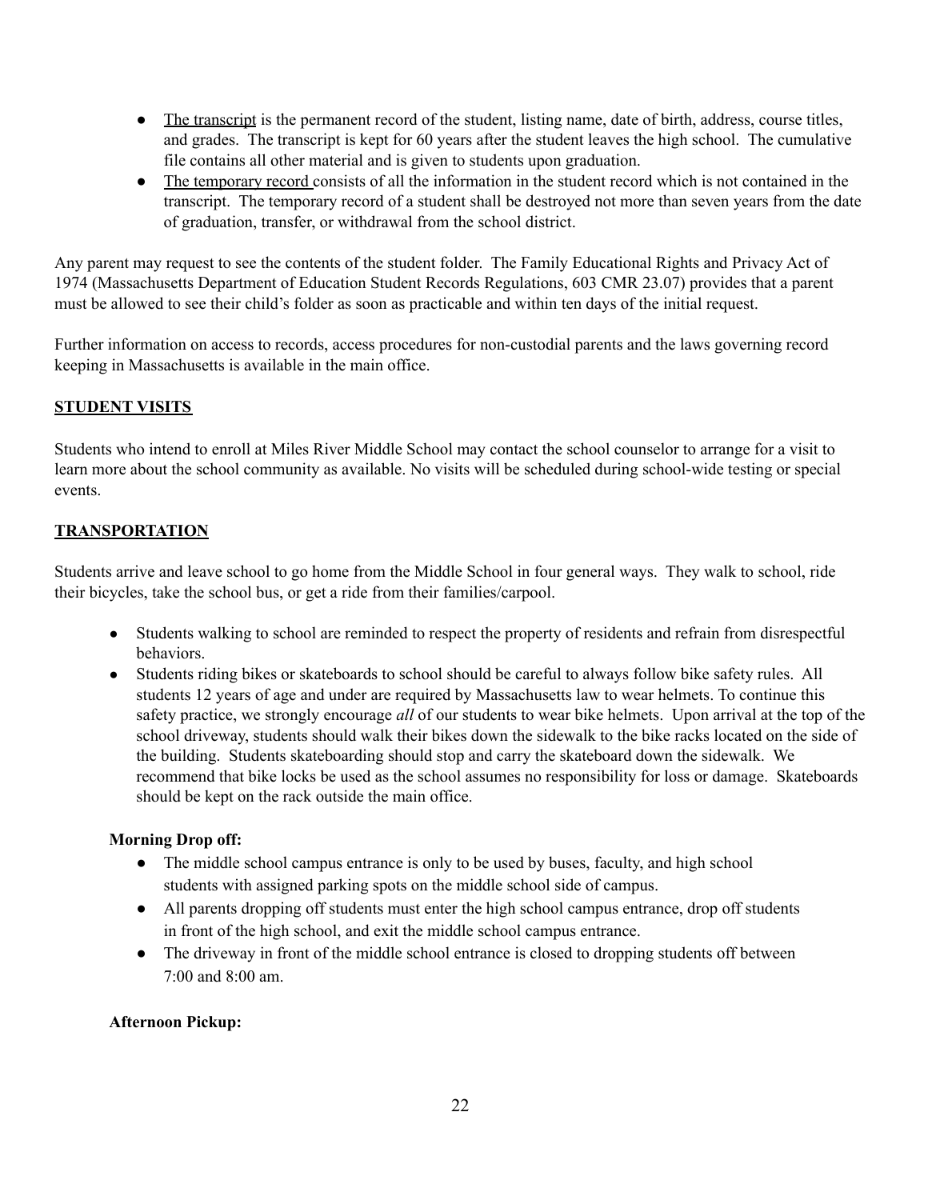- The transcript is the permanent record of the student, listing name, date of birth, address, course titles, and grades. The transcript is kept for 60 years after the student leaves the high school. The cumulative file contains all other material and is given to students upon graduation.
- The temporary record consists of all the information in the student record which is not contained in the transcript. The temporary record of a student shall be destroyed not more than seven years from the date of graduation, transfer, or withdrawal from the school district.

Any parent may request to see the contents of the student folder. The Family Educational Rights and Privacy Act of 1974 (Massachusetts Department of Education Student Records Regulations, 603 CMR 23.07) provides that a parent must be allowed to see their child's folder as soon as practicable and within ten days of the initial request.

Further information on access to records, access procedures for non-custodial parents and the laws governing record keeping in Massachusetts is available in the main office.

## STUDENT VISITS

Students who intend to enroll at Miles River Middle School may contact the school counselor to arrange for a visit to learn more about the school community as available. No visits will be scheduled during school-wide testing or special events.

## TRANSPORTATION

Students arrive and leave school to go home from the Middle School in four general ways. They walk to school, ride their bicycles, take the school bus, or get a ride from their families/carpool.

- Students walking to school are reminded to respect the property of residents and refrain from disrespectful behaviors.
- Students riding bikes or skateboards to school should be careful to always follow bike safety rules. All students 12 years of age and under are required by Massachusetts law to wear helmets. To continue this safety practice, we strongly encourage *all* of our students to wear bike helmets. Upon arrival at the top of the school driveway, students should walk their bikes down the sidewalk to the bike racks located on the side of the building. Students skateboarding should stop and carry the skateboard down the sidewalk. We recommend that bike locks be used as the school assumes no responsibility for loss or damage. Skateboards should be kept on the rack outside the main office.

**Morning Drop off:**

- The middle school campus entrance is only to be used by buses, faculty, and high school students with assigned parking spots on the middle school side of campus.
- All parents dropping off students must enter the high school campus entrance, drop off students in front of the high school, and exit the middle school campus entrance.
- The driveway in front of the middle school entrance is closed to dropping students off between 7:00 and 8:00 am.

**Afternoon Pickup:**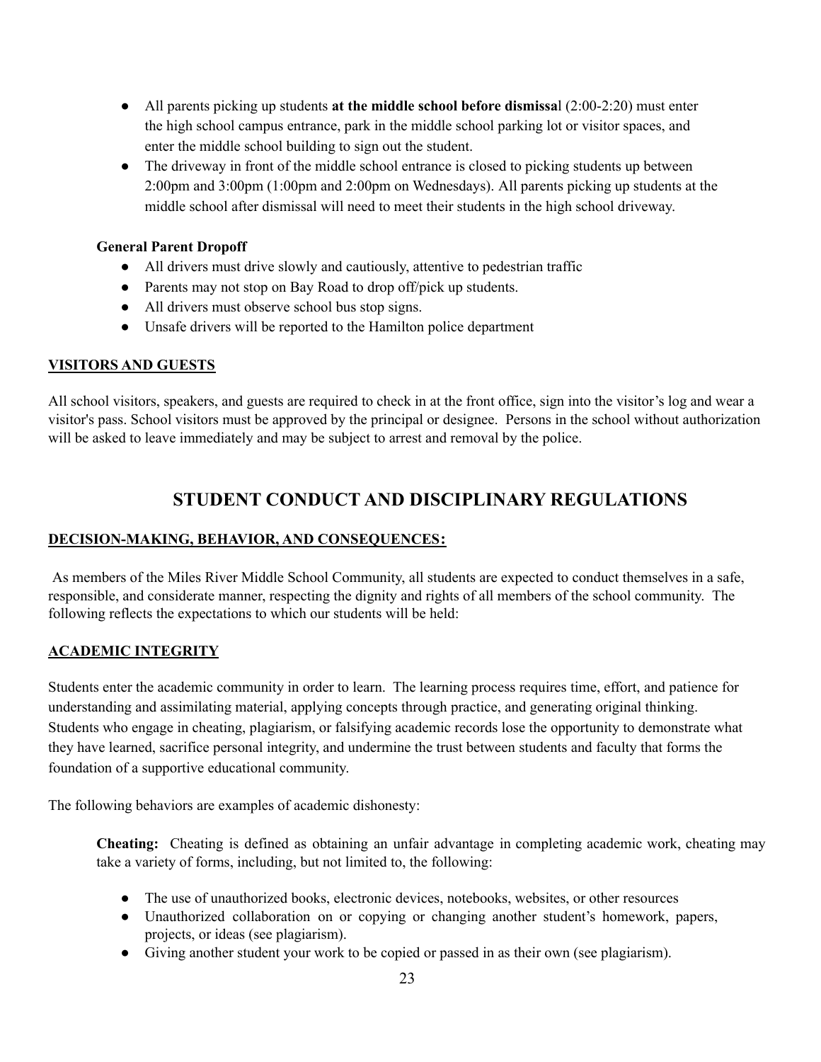- All parents picking up students **at the middle school before dismissal** (2:00-2:20) must enter the high school campus entrance, park in the middle school parking lot or visitor spaces, and enter the middle school building to sign out the student.
- The driveway in front of the middle school entrance is closed to picking students up between 2:00pm and 3:00pm (1:00pm and 2:00pm on Wednesdays). All parents picking up students at the middle school after dismissal will need to meet their students in the high school driveway.

**General Parent Dropoff**

- All drivers must drive slowly and cautiously, attentive to pedestrian traffic
- Parents may not stop on Bay Road to drop off/pick up students.
- All drivers must observe school bus stop signs.
- Unsafe drivers will be reported to the Hamilton police department

### VISITORS AND GUESTS

All school visitors, speakers, and guests are required to check in at the front office, sign into the visitor's log and wear a visitor's pass. School visitors must be approved by the principal or designee. Persons in the school without authorization will be asked to leave immediately and may be subject to arrest and removal by the police.

## STUDENT CONDUCT AND DISCIPLINARY REGULATIONS

### DECISION-MAKING, BEHAVIOR, AND CONSEQUENCES:

As members of the Miles River Middle School Community, all students are expected to conduct themselves in a safe, responsible, and considerate manner, respecting the dignity and rights of all members of the school community. The following reflects the expectations to which our students will be held:

### ACADEMIC INTEGRITY

Students enter the academic community in order to learn. The learning process requires time, effort, and patience for understanding and assimilating material, applying concepts through practice, and generating original thinking. Students who engage in cheating, plagiarism, or falsifying academic records lose the opportunity to demonstrate what they have learned, sacrifice personal integrity, and undermine the trust between students and faculty that forms the foundation of a supportive educational community.

The following behaviors are examples of academic dishonesty:

**Cheating:** Cheating is defined as obtaining an unfair advantage in completing academic work, cheating may take a variety of forms, including, but not limited to, the following:

- The use of unauthorized books, electronic devices, notebooks, websites, or other resources
- Unauthorized collaboration on or copying or changing another student's homework, papers, projects, or ideas (see plagiarism).
- Giving another student your work to be copied or passed in as their own (see plagiarism).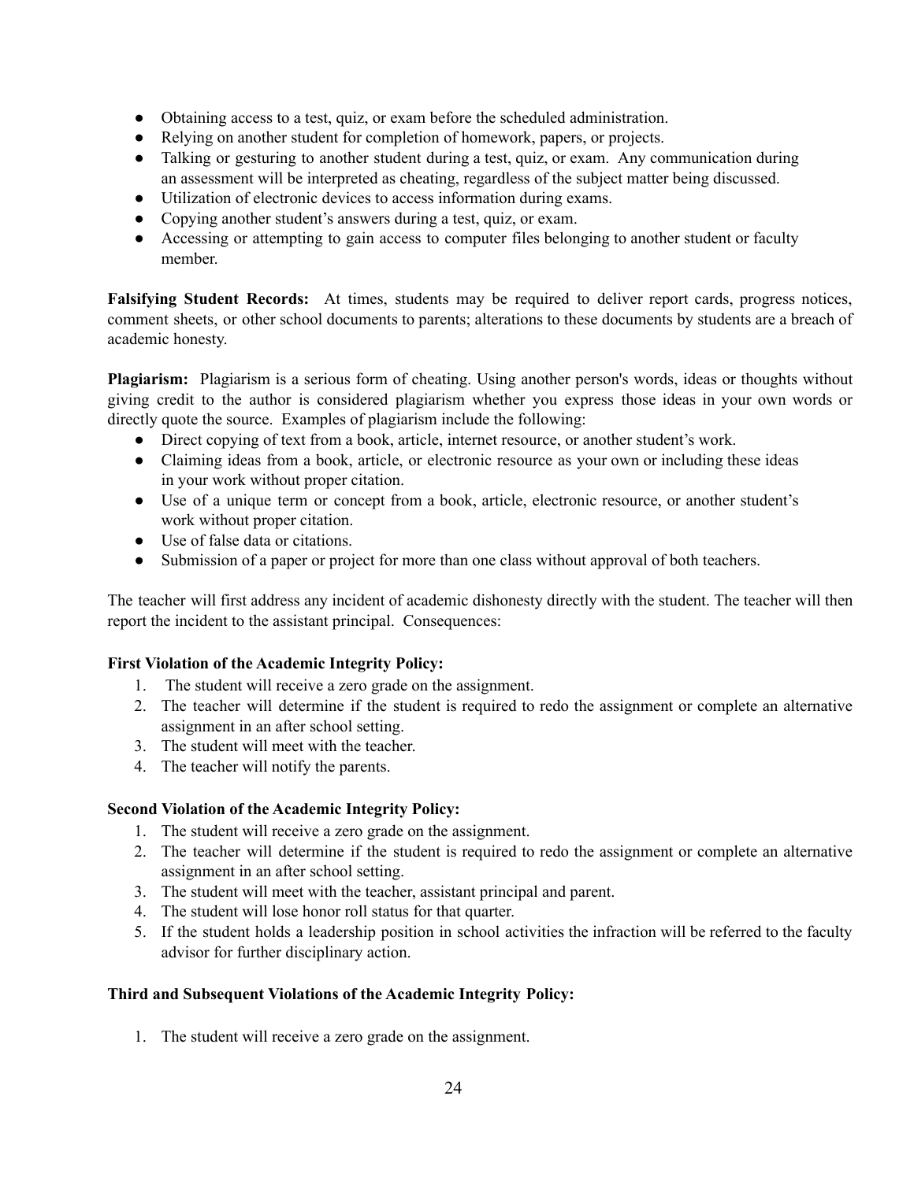- Obtaining access to a test, quiz, or exam before the scheduled administration.
- Relying on another student for completion of homework, papers, or projects.
- Talking or gesturing to another student during a test, quiz, or exam. Any communication during an assessment will be interpreted as cheating, regardless of the subject matter being discussed.
- Utilization of electronic devices to access information during exams.
- Copying another student's answers during a test, quiz, or exam.
- Accessing or attempting to gain access to computer files belonging to another student or faculty member.

**Falsifying Student Records:** At times, students may be required to deliver report cards, progress notices, comment sheets, or other school documents to parents; alterations to these documents by students are a breach of academic honesty.

**Plagiarism:** Plagiarism is a serious form of cheating. Using another person's words, ideas or thoughts without giving credit to the author is considered plagiarism whether you express those ideas in your own words or directly quote the source. Examples of plagiarism include the following:

- Direct copying of text from a book, article, internet resource, or another student's work.
- Claiming ideas from a book, article, or electronic resource as your own or including these ideas in your work without proper citation.
- Use of a unique term or concept from a book, article, electronic resource, or another student's work without proper citation.
- Use of false data or citations.
- Submission of a paper or project for more than one class without approval of both teachers.

The teacher will first address any incident of academic dishonesty directly with the student. The teacher will then report the incident to the assistant principal. Consequences:

**First Violation of the Academic Integrity Policy:**

1. The student will receive a zero grade on the assignment.
2. The teacher will determine if the student is required to redo the assignment or complete an alternative assignment in an after school setting.
3. The student will meet with the teacher.
4. The teacher will notify the parents.

**Second Violation of the Academic Integrity Policy:**

1. The student will receive a zero grade on the assignment.
2. The teacher will determine if the student is required to redo the assignment or complete an alternative assignment in an after school setting.
3. The student will meet with the teacher, assistant principal and parent.
4. The student will lose honor roll status for that quarter.
5. If the student holds a leadership position in school activities the infraction will be referred to the faculty advisor for further disciplinary action.

**Third and Subsequent Violations of the Academic Integrity Policy:**

1. The student will receive a zero grade on the assignment.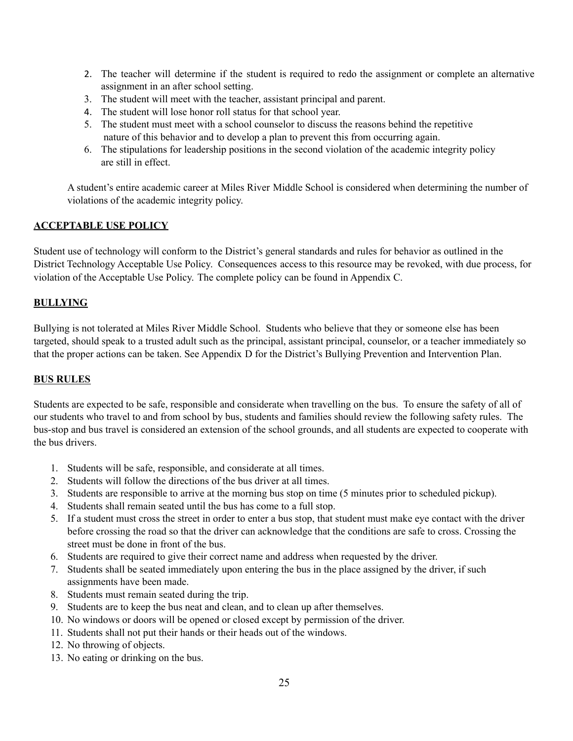2. The teacher will determine if the student is required to redo the assignment or complete an alternative assignment in an after school setting.
3. The student will meet with the teacher, assistant principal and parent.
4. The student will lose honor roll status for that school year.
5. The student must meet with a school counselor to discuss the reasons behind the repetitive nature of this behavior and to develop a plan to prevent this from occurring again.
6. The stipulations for leadership positions in the second violation of the academic integrity policy are still in effect.

A student's entire academic career at Miles River Middle School is considered when determining the number of violations of the academic integrity policy.

## ACCEPTABLE USE POLICY

Student use of technology will conform to the District's general standards and rules for behavior as outlined in the District Technology Acceptable Use Policy. Consequences access to this resource may be revoked, with due process, for violation of the Acceptable Use Policy. The complete policy can be found in Appendix C.

## BULLYING

Bullying is not tolerated at Miles River Middle School. Students who believe that they or someone else has been targeted, should speak to a trusted adult such as the principal, assistant principal, counselor, or a teacher immediately so that the proper actions can be taken. See Appendix D for the District's Bullying Prevention and Intervention Plan.

## BUS RULES

Students are expected to be safe, responsible and considerate when travelling on the bus. To ensure the safety of all of our students who travel to and from school by bus, students and families should review the following safety rules. The bus-stop and bus travel is considered an extension of the school grounds, and all students are expected to cooperate with the bus drivers.

1. Students will be safe, responsible, and considerate at all times.
2. Students will follow the directions of the bus driver at all times.
3. Students are responsible to arrive at the morning bus stop on time (5 minutes prior to scheduled pickup).
4. Students shall remain seated until the bus has come to a full stop.
5. If a student must cross the street in order to enter a bus stop, that student must make eye contact with the driver before crossing the road so that the driver can acknowledge that the conditions are safe to cross. Crossing the street must be done in front of the bus.
6. Students are required to give their correct name and address when requested by the driver.
7. Students shall be seated immediately upon entering the bus in the place assigned by the driver, if such assignments have been made.
8. Students must remain seated during the trip.
9. Students are to keep the bus neat and clean, and to clean up after themselves.
10. No windows or doors will be opened or closed except by permission of the driver.
11. Students shall not put their hands or their heads out of the windows.
12. No throwing of objects.
13. No eating or drinking on the bus.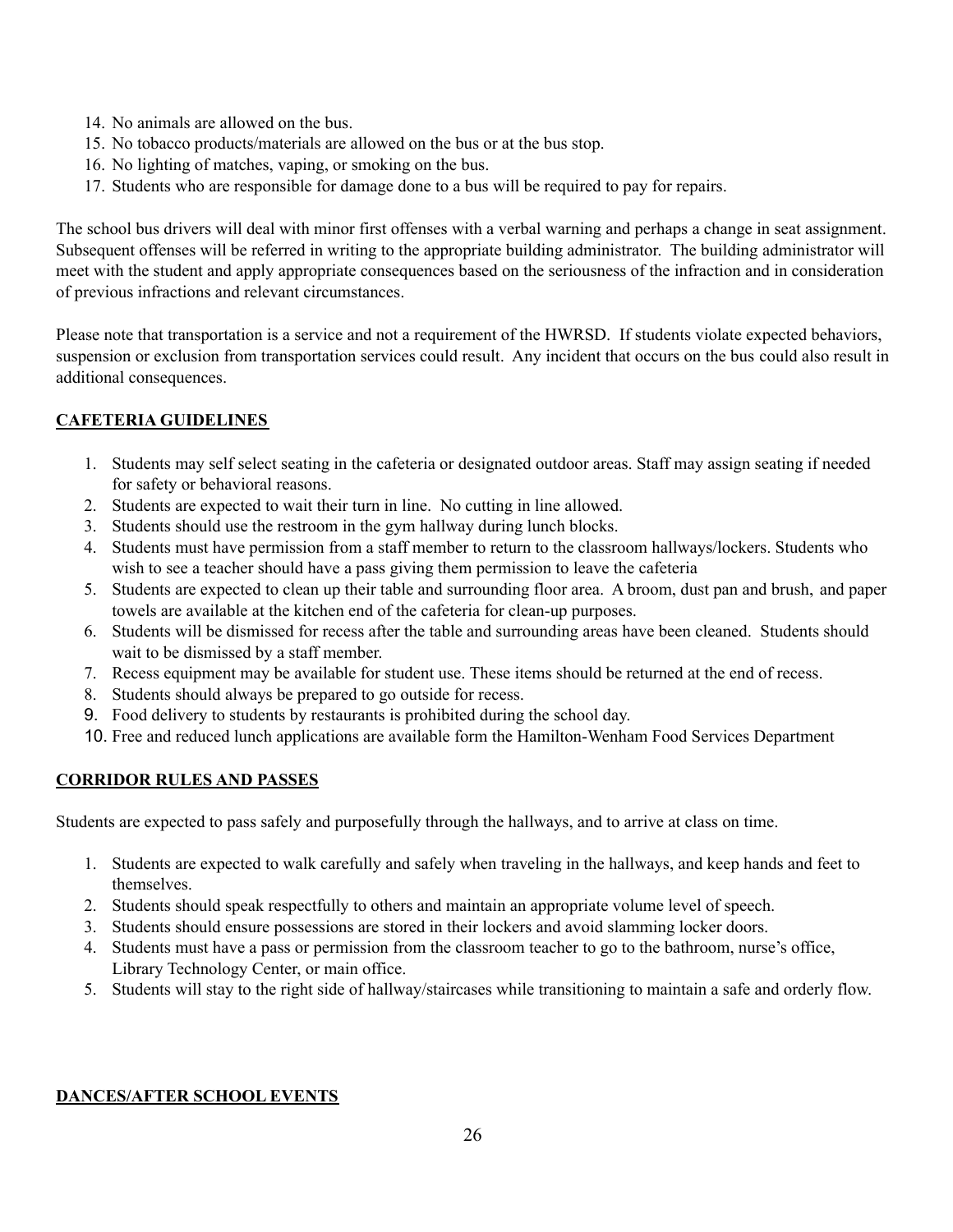14. No animals are allowed on the bus.
15. No tobacco products/materials are allowed on the bus or at the bus stop.
16. No lighting of matches, vaping, or smoking on the bus.
17. Students who are responsible for damage done to a bus will be required to pay for repairs.

The school bus drivers will deal with minor first offenses with a verbal warning and perhaps a change in seat assignment. Subsequent offenses will be referred in writing to the appropriate building administrator. The building administrator will meet with the student and apply appropriate consequences based on the seriousness of the infraction and in consideration of previous infractions and relevant circumstances.

Please note that transportation is a service and not a requirement of the HWRSD. If students violate expected behaviors, suspension or exclusion from transportation services could result. Any incident that occurs on the bus could also result in additional consequences.

## **CAFETERIA GUIDELINES**

1. Students may self select seating in the cafeteria or designated outdoor areas. Staff may assign seating if needed for safety or behavioral reasons.
2. Students are expected to wait their turn in line. No cutting in line allowed.
3. Students should use the restroom in the gym hallway during lunch blocks.
4. Students must have permission from a staff member to return to the classroom hallways/lockers. Students who wish to see a teacher should have a pass giving them permission to leave the cafeteria
5. Students are expected to clean up their table and surrounding floor area. A broom, dust pan and brush, and paper towels are available at the kitchen end of the cafeteria for clean-up purposes.
6. Students will be dismissed for recess after the table and surrounding areas have been cleaned. Students should wait to be dismissed by a staff member.
7. Recess equipment may be available for student use. These items should be returned at the end of recess.
8. Students should always be prepared to go outside for recess.
9. Food delivery to students by restaurants is prohibited during the school day.
10. Free and reduced lunch applications are available form the Hamilton-Wenham Food Services Department

## **CORRIDOR RULES AND PASSES**

Students are expected to pass safely and purposefully through the hallways, and to arrive at class on time.

1. Students are expected to walk carefully and safely when traveling in the hallways, and keep hands and feet to themselves.
2. Students should speak respectfully to others and maintain an appropriate volume level of speech.
3. Students should ensure possessions are stored in their lockers and avoid slamming locker doors.
4. Students must have a pass or permission from the classroom teacher to go to the bathroom, nurse's office, Library Technology Center, or main office.
5. Students will stay to the right side of hallway/staircases while transitioning to maintain a safe and orderly flow.

## **DANCES/AFTER SCHOOL EVENTS**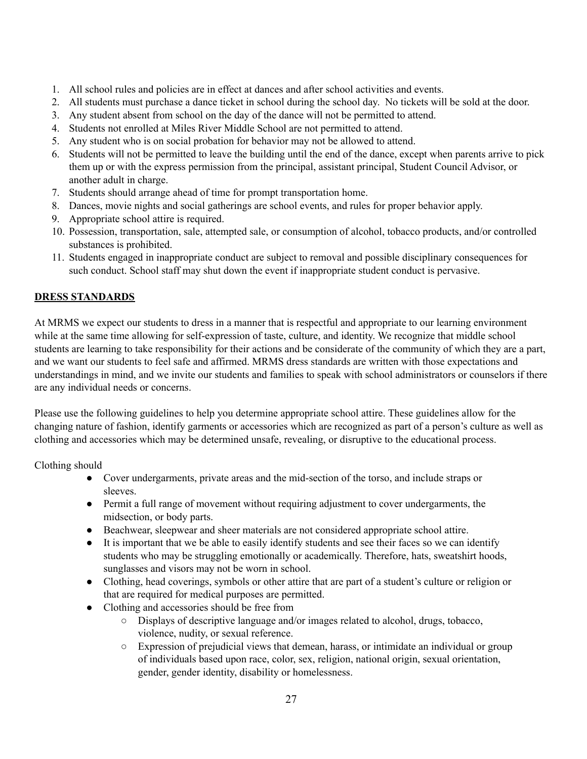1. All school rules and policies are in effect at dances and after school activities and events.
2. All students must purchase a dance ticket in school during the school day. No tickets will be sold at the door.
3. Any student absent from school on the day of the dance will not be permitted to attend.
4. Students not enrolled at Miles River Middle School are not permitted to attend.
5. Any student who is on social probation for behavior may not be allowed to attend.
6. Students will not be permitted to leave the building until the end of the dance, except when parents arrive to pick them up or with the express permission from the principal, assistant principal, Student Council Advisor, or another adult in charge.
7. Students should arrange ahead of time for prompt transportation home.
8. Dances, movie nights and social gatherings are school events, and rules for proper behavior apply.
9. Appropriate school attire is required.
10. Possession, transportation, sale, attempted sale, or consumption of alcohol, tobacco products, and/or controlled substances is prohibited.
11. Students engaged in inappropriate conduct are subject to removal and possible disciplinary consequences for such conduct. School staff may shut down the event if inappropriate student conduct is pervasive.

## DRESS STANDARDS

At MRMS we expect our students to dress in a manner that is respectful and appropriate to our learning environment while at the same time allowing for self-expression of taste, culture, and identity. We recognize that middle school students are learning to take responsibility for their actions and be considerate of the community of which they are a part, and we want our students to feel safe and affirmed. MRMS dress standards are written with those expectations and understandings in mind, and we invite our students and families to speak with school administrators or counselors if there are any individual needs or concerns.

Please use the following guidelines to help you determine appropriate school attire. These guidelines allow for the changing nature of fashion, identify garments or accessories which are recognized as part of a person's culture as well as clothing and accessories which may be determined unsafe, revealing, or disruptive to the educational process.

Clothing should

- Cover undergarments, private areas and the mid-section of the torso, and include straps or sleeves.
- Permit a full range of movement without requiring adjustment to cover undergarments, the midsection, or body parts.
- Beachwear, sleepwear and sheer materials are not considered appropriate school attire.
- It is important that we be able to easily identify students and see their faces so we can identify students who may be struggling emotionally or academically. Therefore, hats, sweatshirt hoods, sunglasses and visors may not be worn in school.
- Clothing, head coverings, symbols or other attire that are part of a student's culture or religion or that are required for medical purposes are permitted.
- Clothing and accessories should be free from
  - Displays of descriptive language and/or images related to alcohol, drugs, tobacco, violence, nudity, or sexual reference.
  - Expression of prejudicial views that demean, harass, or intimidate an individual or group of individuals based upon race, color, sex, religion, national origin, sexual orientation, gender, gender identity, disability or homelessness.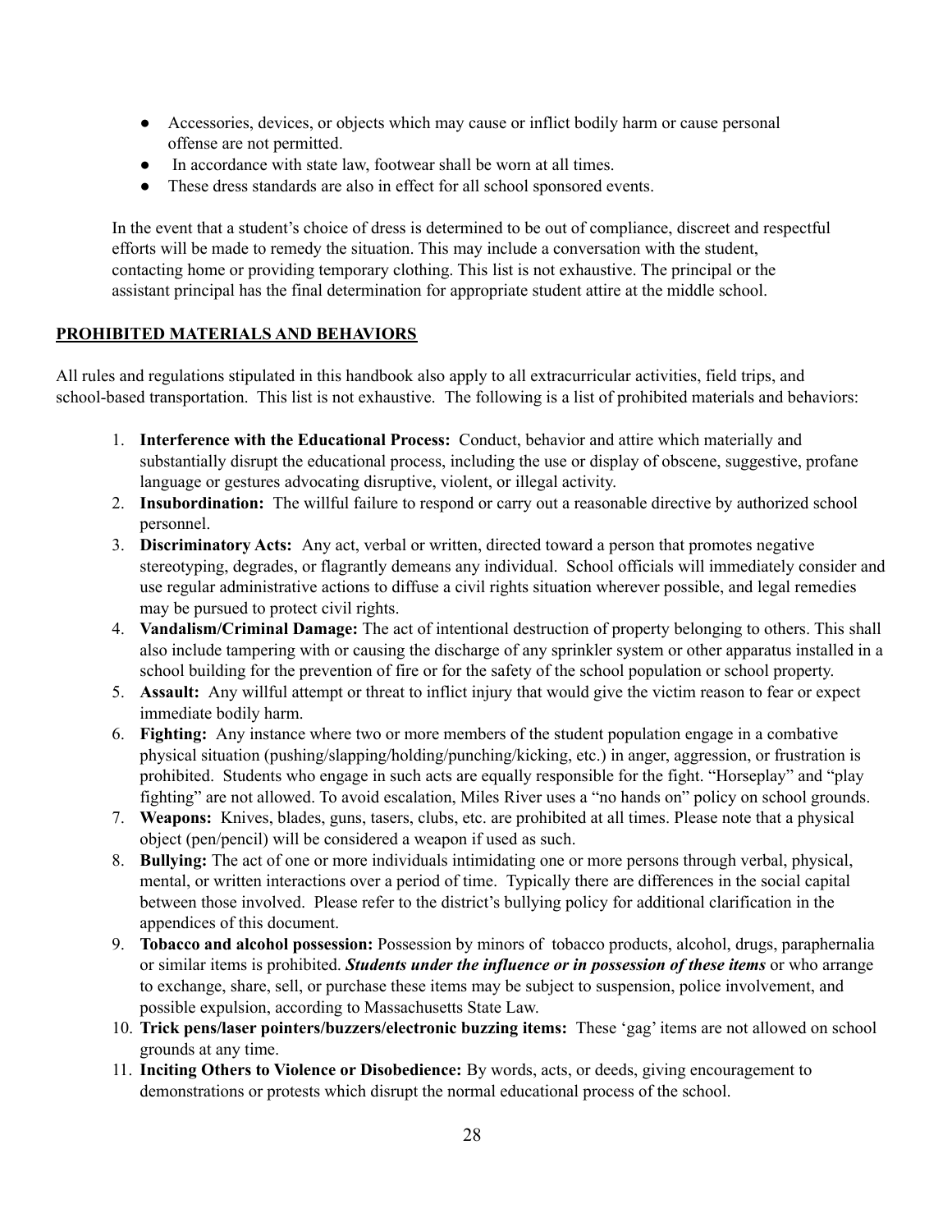- Accessories, devices, or objects which may cause or inflict bodily harm or cause personal offense are not permitted.
- In accordance with state law, footwear shall be worn at all times.
- These dress standards are also in effect for all school sponsored events.

In the event that a student's choice of dress is determined to be out of compliance, discreet and respectful efforts will be made to remedy the situation. This may include a conversation with the student, contacting home or providing temporary clothing. This list is not exhaustive. The principal or the assistant principal has the final determination for appropriate student attire at the middle school.

## PROHIBITED MATERIALS AND BEHAVIORS

All rules and regulations stipulated in this handbook also apply to all extracurricular activities, field trips, and school-based transportation. This list is not exhaustive. The following is a list of prohibited materials and behaviors:

1. **Interference with the Educational Process:** Conduct, behavior and attire which materially and substantially disrupt the educational process, including the use or display of obscene, suggestive, profane language or gestures advocating disruptive, violent, or illegal activity.
2. **Insubordination:** The willful failure to respond or carry out a reasonable directive by authorized school personnel.
3. **Discriminatory Acts:** Any act, verbal or written, directed toward a person that promotes negative stereotyping, degrades, or flagrantly demeans any individual. School officials will immediately consider and use regular administrative actions to diffuse a civil rights situation wherever possible, and legal remedies may be pursued to protect civil rights.
4. **Vandalism/Criminal Damage:** The act of intentional destruction of property belonging to others. This shall also include tampering with or causing the discharge of any sprinkler system or other apparatus installed in a school building for the prevention of fire or for the safety of the school population or school property.
5. **Assault:** Any willful attempt or threat to inflict injury that would give the victim reason to fear or expect immediate bodily harm.
6. **Fighting:** Any instance where two or more members of the student population engage in a combative physical situation (pushing/slapping/holding/punching/kicking, etc.) in anger, aggression, or frustration is prohibited. Students who engage in such acts are equally responsible for the fight. "Horseplay" and "play fighting" are not allowed. To avoid escalation, Miles River uses a "no hands on" policy on school grounds.
7. **Weapons:** Knives, blades, guns, tasers, clubs, etc. are prohibited at all times. Please note that a physical object (pen/pencil) will be considered a weapon if used as such.
8. **Bullying:** The act of one or more individuals intimidating one or more persons through verbal, physical, mental, or written interactions over a period of time. Typically there are differences in the social capital between those involved. Please refer to the district's bullying policy for additional clarification in the appendices of this document.
9. **Tobacco and alcohol possession:** Possession by minors of tobacco products, alcohol, drugs, paraphernalia or similar items is prohibited. ***Students under the influence or in possession of these items*** or who arrange to exchange, share, sell, or purchase these items may be subject to suspension, police involvement, and possible expulsion, according to Massachusetts State Law.
10. **Trick pens/laser pointers/buzzers/electronic buzzing items:** These 'gag' items are not allowed on school grounds at any time.
11. **Inciting Others to Violence or Disobedience:** By words, acts, or deeds, giving encouragement to demonstrations or protests which disrupt the normal educational process of the school.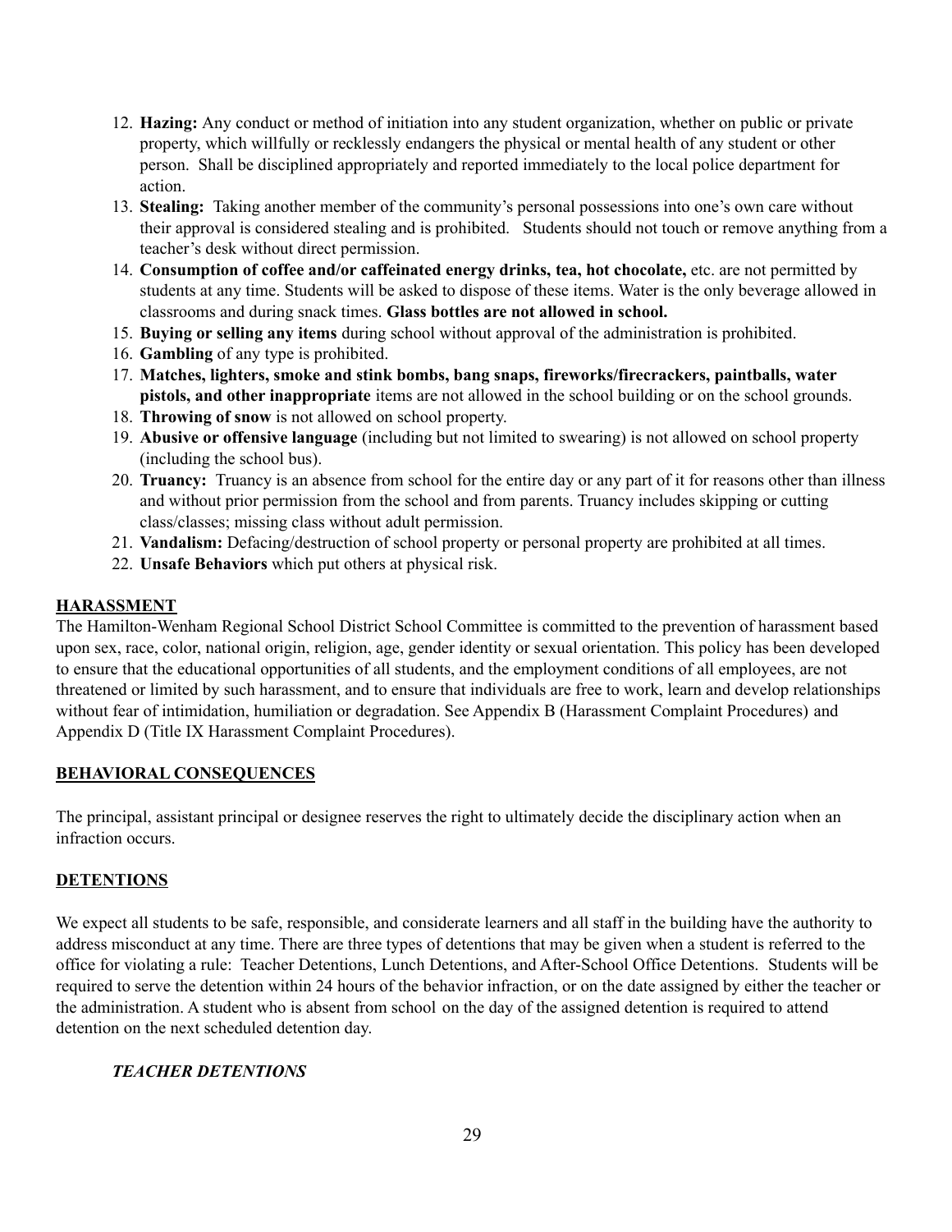12. **Hazing:** Any conduct or method of initiation into any student organization, whether on public or private property, which willfully or recklessly endangers the physical or mental health of any student or other person. Shall be disciplined appropriately and reported immediately to the local police department for action.
13. **Stealing:** Taking another member of the community's personal possessions into one's own care without their approval is considered stealing and is prohibited. Students should not touch or remove anything from a teacher's desk without direct permission.
14. **Consumption of coffee and/or caffeinated energy drinks, tea, hot chocolate,** etc. are not permitted by students at any time. Students will be asked to dispose of these items. Water is the only beverage allowed in classrooms and during snack times. **Glass bottles are not allowed in school.**
15. **Buying or selling any items** during school without approval of the administration is prohibited.
16. **Gambling** of any type is prohibited.
17. **Matches, lighters, smoke and stink bombs, bang snaps, fireworks/firecrackers, paintballs, water pistols, and other inappropriate** items are not allowed in the school building or on the school grounds.
18. **Throwing of snow** is not allowed on school property.
19. **Abusive or offensive language** (including but not limited to swearing) is not allowed on school property (including the school bus).
20. **Truancy:** Truancy is an absence from school for the entire day or any part of it for reasons other than illness and without prior permission from the school and from parents. Truancy includes skipping or cutting class/classes; missing class without adult permission.
21. **Vandalism:** Defacing/destruction of school property or personal property are prohibited at all times.
22. **Unsafe Behaviors** which put others at physical risk.

## HARASSMENT

The Hamilton-Wenham Regional School District School Committee is committed to the prevention of harassment based upon sex, race, color, national origin, religion, age, gender identity or sexual orientation. This policy has been developed to ensure that the educational opportunities of all students, and the employment conditions of all employees, are not threatened or limited by such harassment, and to ensure that individuals are free to work, learn and develop relationships without fear of intimidation, humiliation or degradation. See Appendix B (Harassment Complaint Procedures) and Appendix D (Title IX Harassment Complaint Procedures).

## BEHAVIORAL CONSEQUENCES

The principal, assistant principal or designee reserves the right to ultimately decide the disciplinary action when an infraction occurs.

## DETENTIONS

We expect all students to be safe, responsible, and considerate learners and all staff in the building have the authority to address misconduct at any time. There are three types of detentions that may be given when a student is referred to the office for violating a rule: Teacher Detentions, Lunch Detentions, and After-School Office Detentions. Students will be required to serve the detention within 24 hours of the behavior infraction, or on the date assigned by either the teacher or the administration. A student who is absent from school on the day of the assigned detention is required to attend detention on the next scheduled detention day.

### *TEACHER DETENTIONS*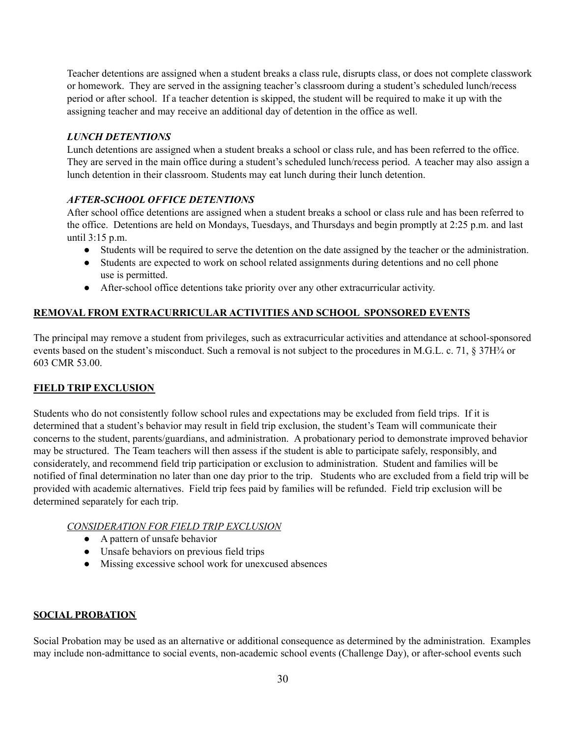Teacher detentions are assigned when a student breaks a class rule, disrupts class, or does not complete classwork or homework. They are served in the assigning teacher's classroom during a student's scheduled lunch/recess period or after school. If a teacher detention is skipped, the student will be required to make it up with the assigning teacher and may receive an additional day of detention in the office as well.

### *LUNCH DETENTIONS*

Lunch detentions are assigned when a student breaks a school or class rule, and has been referred to the office. They are served in the main office during a student's scheduled lunch/recess period. A teacher may also assign a lunch detention in their classroom. Students may eat lunch during their lunch detention.

### *AFTER-SCHOOL OFFICE DETENTIONS*

After school office detentions are assigned when a student breaks a school or class rule and has been referred to the office. Detentions are held on Mondays, Tuesdays, and Thursdays and begin promptly at 2:25 p.m. and last until 3:15 p.m.

- Students will be required to serve the detention on the date assigned by the teacher or the administration.
- Students are expected to work on school related assignments during detentions and no cell phone use is permitted.
- After-school office detentions take priority over any other extracurricular activity.

## **REMOVAL FROM EXTRACURRICULAR ACTIVITIES AND SCHOOL SPONSORED EVENTS**

The principal may remove a student from privileges, such as extracurricular activities and attendance at school-sponsored events based on the student's misconduct. Such a removal is not subject to the procedures in M.G.L. c. 71, § 37H¾ or 603 CMR 53.00.

## **FIELD TRIP EXCLUSION**

Students who do not consistently follow school rules and expectations may be excluded from field trips. If it is determined that a student's behavior may result in field trip exclusion, the student's Team will communicate their concerns to the student, parents/guardians, and administration. A probationary period to demonstrate improved behavior may be structured. The Team teachers will then assess if the student is able to participate safely, responsibly, and considerately, and recommend field trip participation or exclusion to administration. Student and families will be notified of final determination no later than one day prior to the trip. Students who are excluded from a field trip will be provided with academic alternatives. Field trip fees paid by families will be refunded. Field trip exclusion will be determined separately for each trip.

### *CONSIDERATION FOR FIELD TRIP EXCLUSION*

- A pattern of unsafe behavior
- Unsafe behaviors on previous field trips
- Missing excessive school work for unexcused absences

## **SOCIAL PROBATION**

Social Probation may be used as an alternative or additional consequence as determined by the administration. Examples may include non-admittance to social events, non-academic school events (Challenge Day), or after-school events such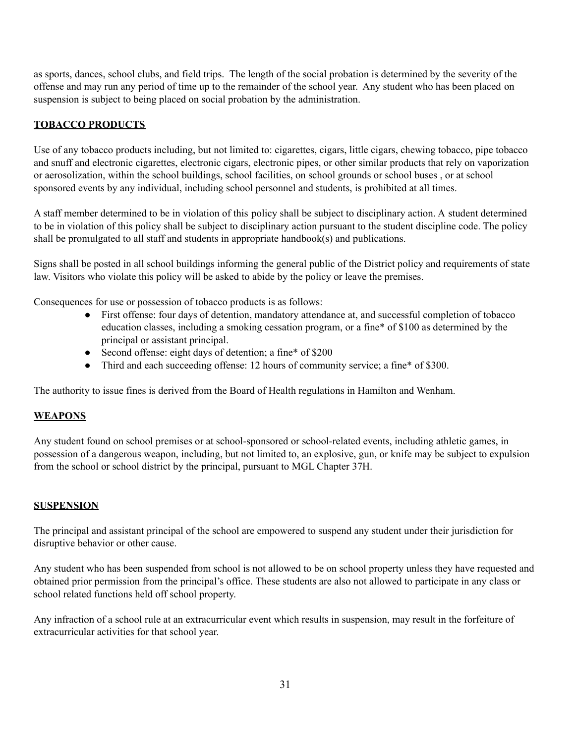as sports, dances, school clubs, and field trips. The length of the social probation is determined by the severity of the offense and may run any period of time up to the remainder of the school year. Any student who has been placed on suspension is subject to being placed on social probation by the administration.

## **TOBACCO PRODUCTS**

Use of any tobacco products including, but not limited to: cigarettes, cigars, little cigars, chewing tobacco, pipe tobacco and snuff and electronic cigarettes, electronic cigars, electronic pipes, or other similar products that rely on vaporization or aerosolization, within the school buildings, school facilities, on school grounds or school buses , or at school sponsored events by any individual, including school personnel and students, is prohibited at all times.

A staff member determined to be in violation of this policy shall be subject to disciplinary action. A student determined to be in violation of this policy shall be subject to disciplinary action pursuant to the student discipline code. The policy shall be promulgated to all staff and students in appropriate handbook(s) and publications.

Signs shall be posted in all school buildings informing the general public of the District policy and requirements of state law. Visitors who violate this policy will be asked to abide by the policy or leave the premises.

Consequences for use or possession of tobacco products is as follows:

- First offense: four days of detention, mandatory attendance at, and successful completion of tobacco education classes, including a smoking cessation program, or a fine* of $100 as determined by the principal or assistant principal.
- Second offense: eight days of detention; a fine* of $200
- Third and each succeeding offense: 12 hours of community service; a fine* of $300.

The authority to issue fines is derived from the Board of Health regulations in Hamilton and Wenham.

## **WEAPONS**

Any student found on school premises or at school-sponsored or school-related events, including athletic games, in possession of a dangerous weapon, including, but not limited to, an explosive, gun, or knife may be subject to expulsion from the school or school district by the principal, pursuant to MGL Chapter 37H.

## **SUSPENSION**

The principal and assistant principal of the school are empowered to suspend any student under their jurisdiction for disruptive behavior or other cause.

Any student who has been suspended from school is not allowed to be on school property unless they have requested and obtained prior permission from the principal's office. These students are also not allowed to participate in any class or school related functions held off school property.

Any infraction of a school rule at an extracurricular event which results in suspension, may result in the forfeiture of extracurricular activities for that school year.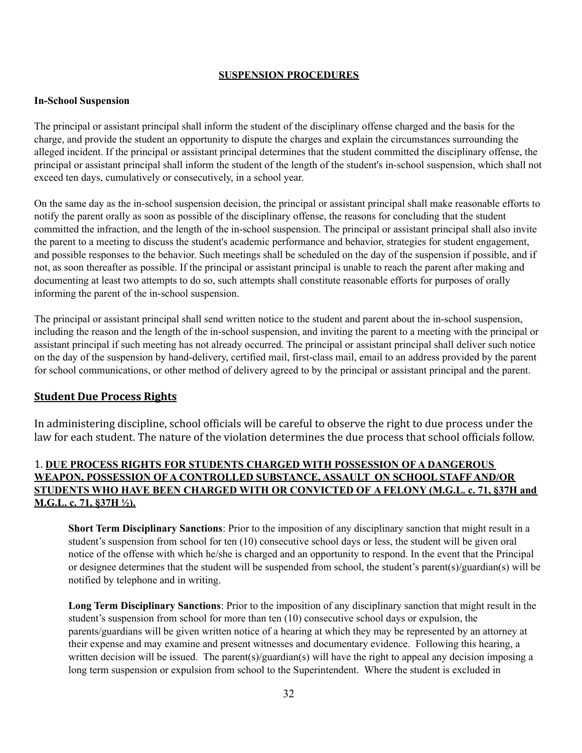## SUSPENSION PROCEDURES

**In-School Suspension**

The principal or assistant principal shall inform the student of the disciplinary offense charged and the basis for the charge, and provide the student an opportunity to dispute the charges and explain the circumstances surrounding the alleged incident. If the principal or assistant principal determines that the student committed the disciplinary offense, the principal or assistant principal shall inform the student of the length of the student's in-school suspension, which shall not exceed ten days, cumulatively or consecutively, in a school year.

On the same day as the in-school suspension decision, the principal or assistant principal shall make reasonable efforts to notify the parent orally as soon as possible of the disciplinary offense, the reasons for concluding that the student committed the infraction, and the length of the in-school suspension. The principal or assistant principal shall also invite the parent to a meeting to discuss the student's academic performance and behavior, strategies for student engagement, and possible responses to the behavior. Such meetings shall be scheduled on the day of the suspension if possible, and if not, as soon thereafter as possible. If the principal or assistant principal is unable to reach the parent after making and documenting at least two attempts to do so, such attempts shall constitute reasonable efforts for purposes of orally informing the parent of the in-school suspension.

The principal or assistant principal shall send written notice to the student and parent about the in-school suspension, including the reason and the length of the in-school suspension, and inviting the parent to a meeting with the principal or assistant principal if such meeting has not already occurred. The principal or assistant principal shall deliver such notice on the day of the suspension by hand-delivery, certified mail, first-class mail, email to an address provided by the parent for school communications, or other method of delivery agreed to by the principal or assistant principal and the parent.

## Student Due Process Rights

In administering discipline, school officials will be careful to observe the right to due process under the law for each student. The nature of the violation determines the due process that school officials follow.

### 1. DUE PROCESS RIGHTS FOR STUDENTS CHARGED WITH POSSESSION OF A DANGEROUS WEAPON, POSSESSION OF A CONTROLLED SUBSTANCE, ASSAULT ON SCHOOL STAFF AND/OR STUDENTS WHO HAVE BEEN CHARGED WITH OR CONVICTED OF A FELONY (M.G.L. c. 71, §37H and M.G.L. c. 71, §37H ½).

**Short Term Disciplinary Sanctions**: Prior to the imposition of any disciplinary sanction that might result in a student's suspension from school for ten (10) consecutive school days or less, the student will be given oral notice of the offense with which he/she is charged and an opportunity to respond. In the event that the Principal or designee determines that the student will be suspended from school, the student's parent(s)/guardian(s) will be notified by telephone and in writing.

**Long Term Disciplinary Sanctions**: Prior to the imposition of any disciplinary sanction that might result in the student's suspension from school for more than ten (10) consecutive school days or expulsion, the parents/guardians will be given written notice of a hearing at which they may be represented by an attorney at their expense and may examine and present witnesses and documentary evidence. Following this hearing, a written decision will be issued. The parent(s)/guardian(s) will have the right to appeal any decision imposing a long term suspension or expulsion from school to the Superintendent. Where the student is excluded in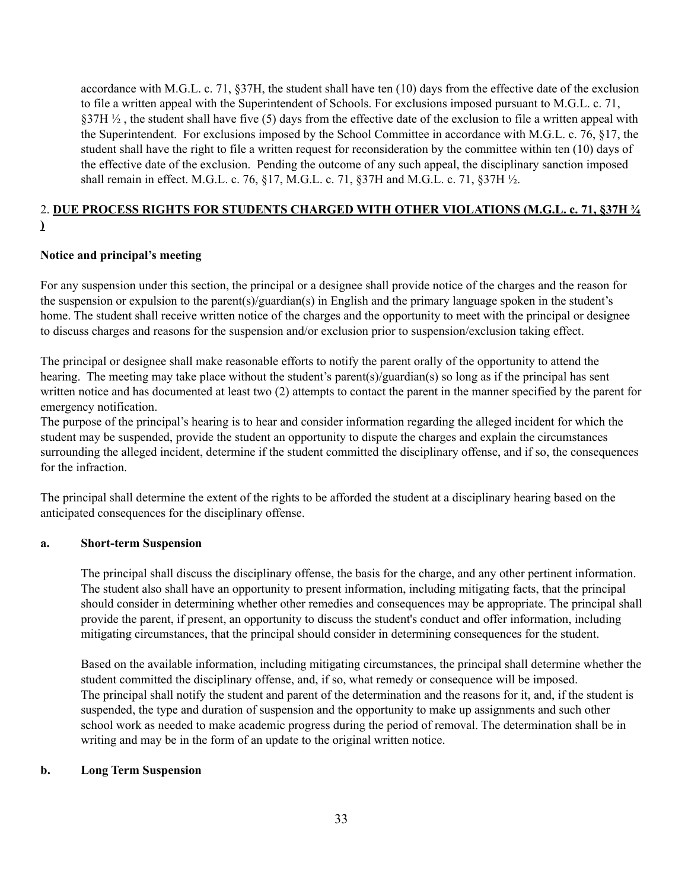accordance with M.G.L. c. 71, §37H, the student shall have ten (10) days from the effective date of the exclusion to file a written appeal with the Superintendent of Schools. For exclusions imposed pursuant to M.G.L. c. 71, §37H ½ , the student shall have five (5) days from the effective date of the exclusion to file a written appeal with the Superintendent. For exclusions imposed by the School Committee in accordance with M.G.L. c. 76, §17, the student shall have the right to file a written request for reconsideration by the committee within ten (10) days of the effective date of the exclusion. Pending the outcome of any such appeal, the disciplinary sanction imposed shall remain in effect. M.G.L. c. 76, §17, M.G.L. c. 71, §37H and M.G.L. c. 71, §37H ½.

## 2. **DUE PROCESS RIGHTS FOR STUDENTS CHARGED WITH OTHER VIOLATIONS (M.G.L. c. 71, §37H ¾ )**

**Notice and principal's meeting**

For any suspension under this section, the principal or a designee shall provide notice of the charges and the reason for the suspension or expulsion to the parent(s)/guardian(s) in English and the primary language spoken in the student's home. The student shall receive written notice of the charges and the opportunity to meet with the principal or designee to discuss charges and reasons for the suspension and/or exclusion prior to suspension/exclusion taking effect.

The principal or designee shall make reasonable efforts to notify the parent orally of the opportunity to attend the hearing. The meeting may take place without the student's parent(s)/guardian(s) so long as if the principal has sent written notice and has documented at least two (2) attempts to contact the parent in the manner specified by the parent for emergency notification.
The purpose of the principal's hearing is to hear and consider information regarding the alleged incident for which the student may be suspended, provide the student an opportunity to dispute the charges and explain the circumstances surrounding the alleged incident, determine if the student committed the disciplinary offense, and if so, the consequences for the infraction.

The principal shall determine the extent of the rights to be afforded the student at a disciplinary hearing based on the anticipated consequences for the disciplinary offense.

**a. Short-term Suspension**

The principal shall discuss the disciplinary offense, the basis for the charge, and any other pertinent information. The student also shall have an opportunity to present information, including mitigating facts, that the principal should consider in determining whether other remedies and consequences may be appropriate. The principal shall provide the parent, if present, an opportunity to discuss the student's conduct and offer information, including mitigating circumstances, that the principal should consider in determining consequences for the student.

Based on the available information, including mitigating circumstances, the principal shall determine whether the student committed the disciplinary offense, and, if so, what remedy or consequence will be imposed.
The principal shall notify the student and parent of the determination and the reasons for it, and, if the student is suspended, the type and duration of suspension and the opportunity to make up assignments and such other school work as needed to make academic progress during the period of removal. The determination shall be in writing and may be in the form of an update to the original written notice.

**b. Long Term Suspension**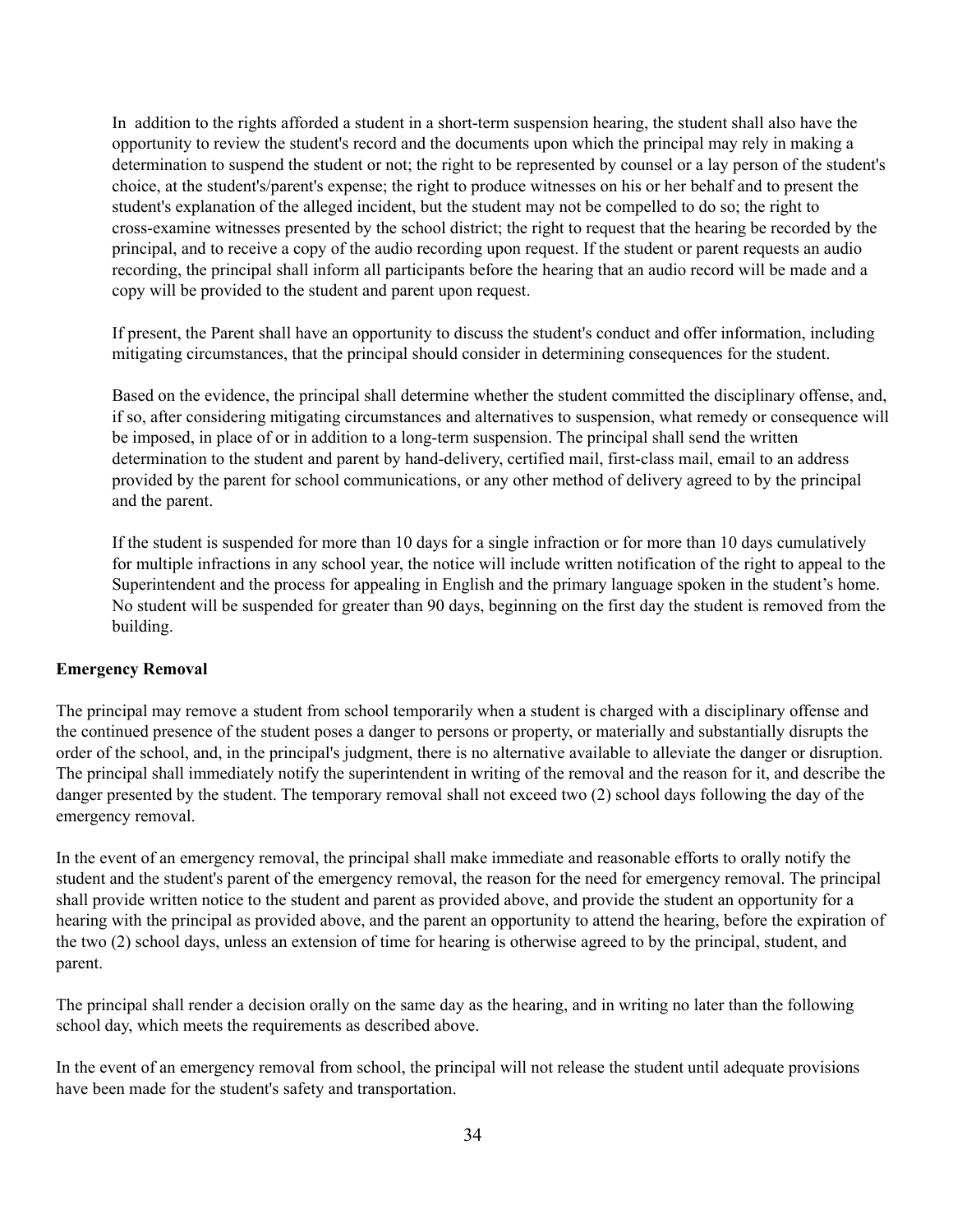In addition to the rights afforded a student in a short-term suspension hearing, the student shall also have the opportunity to review the student's record and the documents upon which the principal may rely in making a determination to suspend the student or not; the right to be represented by counsel or a lay person of the student's choice, at the student's/parent's expense; the right to produce witnesses on his or her behalf and to present the student's explanation of the alleged incident, but the student may not be compelled to do so; the right to cross-examine witnesses presented by the school district; the right to request that the hearing be recorded by the principal, and to receive a copy of the audio recording upon request. If the student or parent requests an audio recording, the principal shall inform all participants before the hearing that an audio record will be made and a copy will be provided to the student and parent upon request.

If present, the Parent shall have an opportunity to discuss the student's conduct and offer information, including mitigating circumstances, that the principal should consider in determining consequences for the student.

Based on the evidence, the principal shall determine whether the student committed the disciplinary offense, and, if so, after considering mitigating circumstances and alternatives to suspension, what remedy or consequence will be imposed, in place of or in addition to a long-term suspension. The principal shall send the written determination to the student and parent by hand-delivery, certified mail, first-class mail, email to an address provided by the parent for school communications, or any other method of delivery agreed to by the principal and the parent.

If the student is suspended for more than 10 days for a single infraction or for more than 10 days cumulatively for multiple infractions in any school year, the notice will include written notification of the right to appeal to the Superintendent and the process for appealing in English and the primary language spoken in the student's home. No student will be suspended for greater than 90 days, beginning on the first day the student is removed from the building.

**Emergency Removal**

The principal may remove a student from school temporarily when a student is charged with a disciplinary offense and the continued presence of the student poses a danger to persons or property, or materially and substantially disrupts the order of the school, and, in the principal's judgment, there is no alternative available to alleviate the danger or disruption. The principal shall immediately notify the superintendent in writing of the removal and the reason for it, and describe the danger presented by the student. The temporary removal shall not exceed two (2) school days following the day of the emergency removal.

In the event of an emergency removal, the principal shall make immediate and reasonable efforts to orally notify the student and the student's parent of the emergency removal, the reason for the need for emergency removal. The principal shall provide written notice to the student and parent as provided above, and provide the student an opportunity for a hearing with the principal as provided above, and the parent an opportunity to attend the hearing, before the expiration of the two (2) school days, unless an extension of time for hearing is otherwise agreed to by the principal, student, and parent.

The principal shall render a decision orally on the same day as the hearing, and in writing no later than the following school day, which meets the requirements as described above.

In the event of an emergency removal from school, the principal will not release the student until adequate provisions have been made for the student's safety and transportation.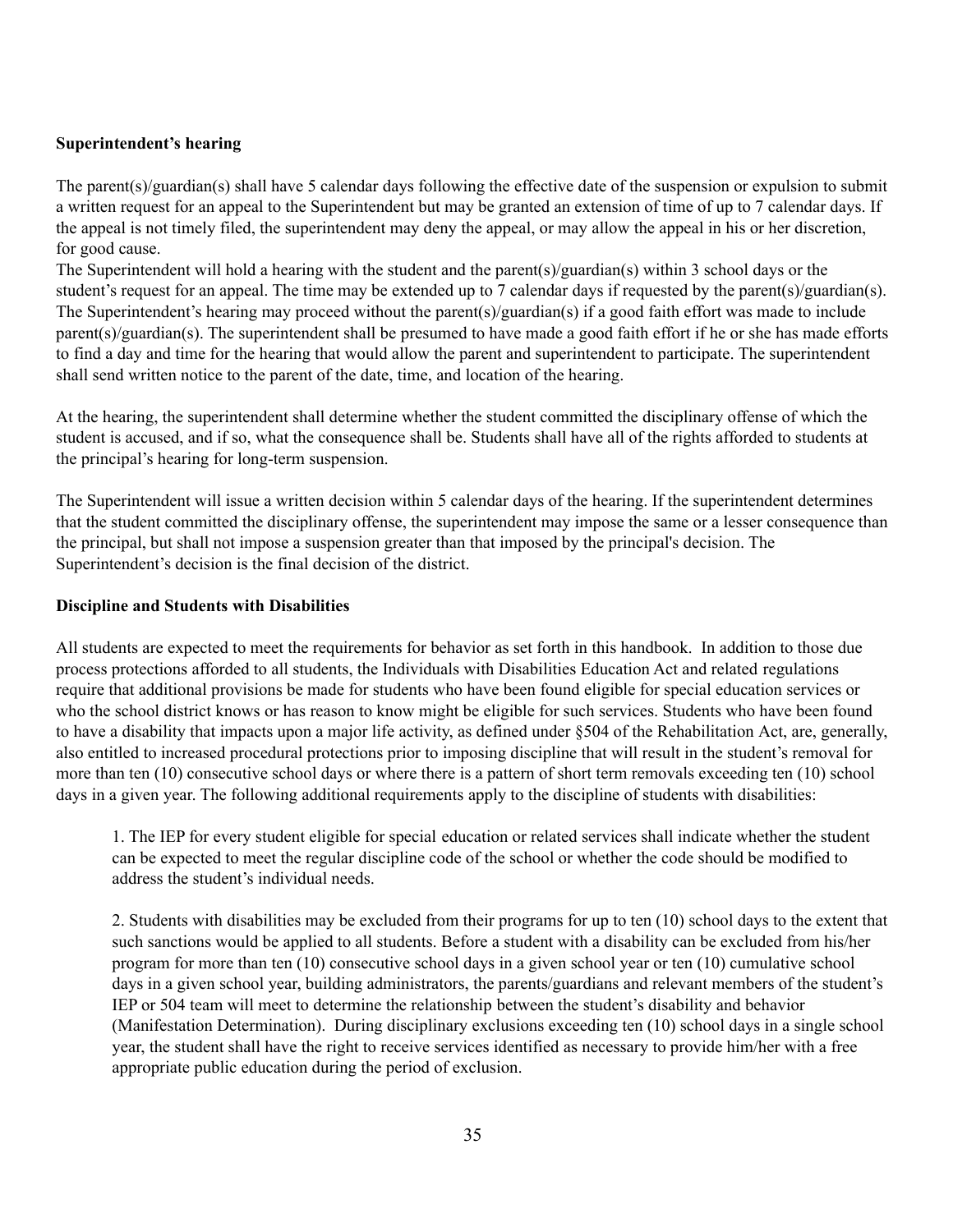**Superintendent's hearing**

The parent(s)/guardian(s) shall have 5 calendar days following the effective date of the suspension or expulsion to submit a written request for an appeal to the Superintendent but may be granted an extension of time of up to 7 calendar days. If the appeal is not timely filed, the superintendent may deny the appeal, or may allow the appeal in his or her discretion, for good cause.
The Superintendent will hold a hearing with the student and the parent(s)/guardian(s) within 3 school days or the student's request for an appeal. The time may be extended up to 7 calendar days if requested by the parent(s)/guardian(s). The Superintendent's hearing may proceed without the parent(s)/guardian(s) if a good faith effort was made to include parent(s)/guardian(s). The superintendent shall be presumed to have made a good faith effort if he or she has made efforts to find a day and time for the hearing that would allow the parent and superintendent to participate. The superintendent shall send written notice to the parent of the date, time, and location of the hearing.

At the hearing, the superintendent shall determine whether the student committed the disciplinary offense of which the student is accused, and if so, what the consequence shall be. Students shall have all of the rights afforded to students at the principal's hearing for long-term suspension.

The Superintendent will issue a written decision within 5 calendar days of the hearing. If the superintendent determines that the student committed the disciplinary offense, the superintendent may impose the same or a lesser consequence than the principal, but shall not impose a suspension greater than that imposed by the principal's decision. The Superintendent's decision is the final decision of the district.

**Discipline and Students with Disabilities**

All students are expected to meet the requirements for behavior as set forth in this handbook. In addition to those due process protections afforded to all students, the Individuals with Disabilities Education Act and related regulations require that additional provisions be made for students who have been found eligible for special education services or who the school district knows or has reason to know might be eligible for such services. Students who have been found to have a disability that impacts upon a major life activity, as defined under §504 of the Rehabilitation Act, are, generally, also entitled to increased procedural protections prior to imposing discipline that will result in the student's removal for more than ten (10) consecutive school days or where there is a pattern of short term removals exceeding ten (10) school days in a given year. The following additional requirements apply to the discipline of students with disabilities:

1. The IEP for every student eligible for special education or related services shall indicate whether the student can be expected to meet the regular discipline code of the school or whether the code should be modified to address the student's individual needs.

2. Students with disabilities may be excluded from their programs for up to ten (10) school days to the extent that such sanctions would be applied to all students. Before a student with a disability can be excluded from his/her program for more than ten (10) consecutive school days in a given school year or ten (10) cumulative school days in a given school year, building administrators, the parents/guardians and relevant members of the student's IEP or 504 team will meet to determine the relationship between the student's disability and behavior (Manifestation Determination). During disciplinary exclusions exceeding ten (10) school days in a single school year, the student shall have the right to receive services identified as necessary to provide him/her with a free appropriate public education during the period of exclusion.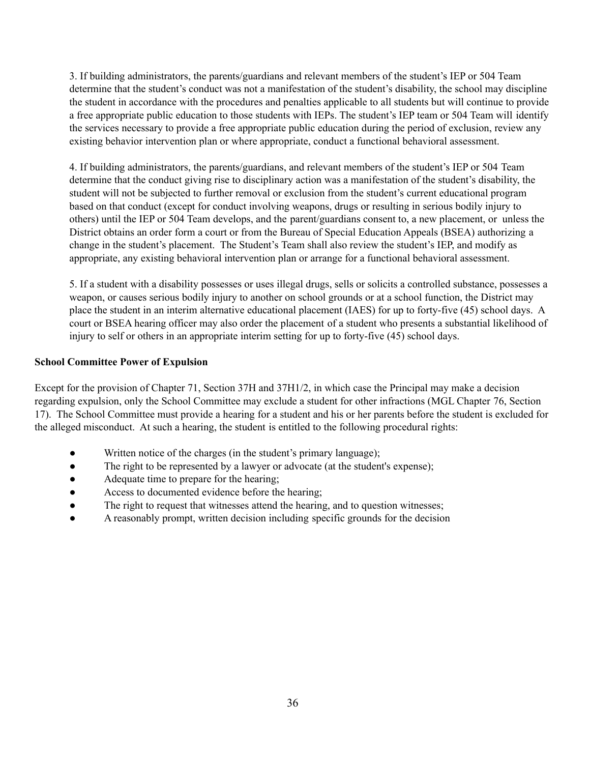3. If building administrators, the parents/guardians and relevant members of the student's IEP or 504 Team determine that the student's conduct was not a manifestation of the student's disability, the school may discipline the student in accordance with the procedures and penalties applicable to all students but will continue to provide a free appropriate public education to those students with IEPs. The student's IEP team or 504 Team will identify the services necessary to provide a free appropriate public education during the period of exclusion, review any existing behavior intervention plan or where appropriate, conduct a functional behavioral assessment.

4. If building administrators, the parents/guardians, and relevant members of the student's IEP or 504 Team determine that the conduct giving rise to disciplinary action was a manifestation of the student's disability, the student will not be subjected to further removal or exclusion from the student's current educational program based on that conduct (except for conduct involving weapons, drugs or resulting in serious bodily injury to others) until the IEP or 504 Team develops, and the parent/guardians consent to, a new placement, or unless the District obtains an order form a court or from the Bureau of Special Education Appeals (BSEA) authorizing a change in the student's placement. The Student's Team shall also review the student's IEP, and modify as appropriate, any existing behavioral intervention plan or arrange for a functional behavioral assessment.

5. If a student with a disability possesses or uses illegal drugs, sells or solicits a controlled substance, possesses a weapon, or causes serious bodily injury to another on school grounds or at a school function, the District may place the student in an interim alternative educational placement (IAES) for up to forty-five (45) school days. A court or BSEA hearing officer may also order the placement of a student who presents a substantial likelihood of injury to self or others in an appropriate interim setting for up to forty-five (45) school days.

**School Committee Power of Expulsion**

Except for the provision of Chapter 71, Section 37H and 37H1/2, in which case the Principal may make a decision regarding expulsion, only the School Committee may exclude a student for other infractions (MGL Chapter 76, Section 17). The School Committee must provide a hearing for a student and his or her parents before the student is excluded for the alleged misconduct. At such a hearing, the student is entitled to the following procedural rights:

- Written notice of the charges (in the student's primary language);
- The right to be represented by a lawyer or advocate (at the student's expense);
- Adequate time to prepare for the hearing;
- Access to documented evidence before the hearing;
- The right to request that witnesses attend the hearing, and to question witnesses;
- A reasonably prompt, written decision including specific grounds for the decision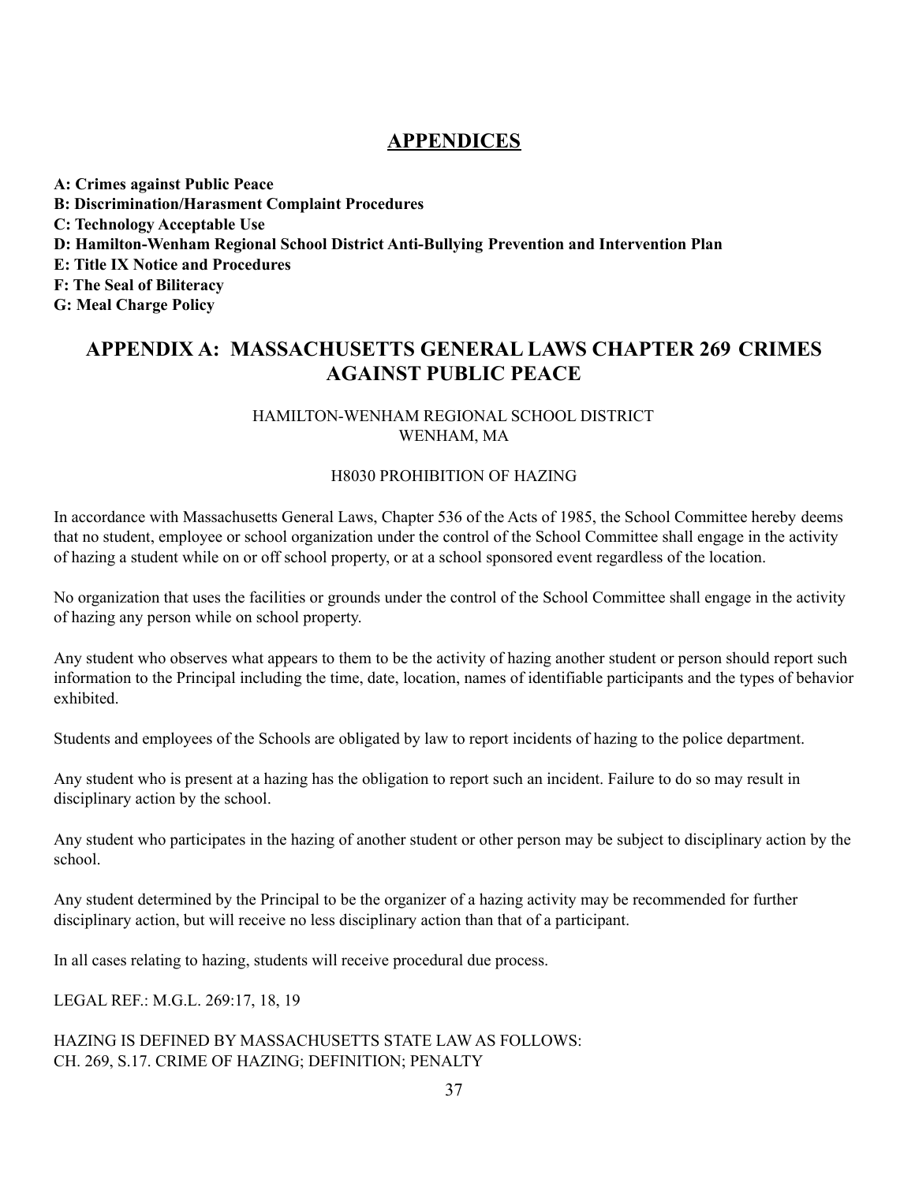## APPENDICES

**A: Crimes against Public Peace**
**B: Discrimination/Harasment Complaint Procedures**
**C: Technology Acceptable Use**
**D: Hamilton-Wenham Regional School District Anti-Bullying Prevention and Intervention Plan**
**E: Title IX Notice and Procedures**
**F: The Seal of Biliteracy**
**G: Meal Charge Policy**

## APPENDIX A: MASSACHUSETTS GENERAL LAWS CHAPTER 269 CRIMES AGAINST PUBLIC PEACE

HAMILTON-WENHAM REGIONAL SCHOOL DISTRICT
WENHAM, MA

H8030 PROHIBITION OF HAZING

In accordance with Massachusetts General Laws, Chapter 536 of the Acts of 1985, the School Committee hereby deems that no student, employee or school organization under the control of the School Committee shall engage in the activity of hazing a student while on or off school property, or at a school sponsored event regardless of the location.

No organization that uses the facilities or grounds under the control of the School Committee shall engage in the activity of hazing any person while on school property.

Any student who observes what appears to them to be the activity of hazing another student or person should report such information to the Principal including the time, date, location, names of identifiable participants and the types of behavior exhibited.

Students and employees of the Schools are obligated by law to report incidents of hazing to the police department.

Any student who is present at a hazing has the obligation to report such an incident. Failure to do so may result in disciplinary action by the school.

Any student who participates in the hazing of another student or other person may be subject to disciplinary action by the school.

Any student determined by the Principal to be the organizer of a hazing activity may be recommended for further disciplinary action, but will receive no less disciplinary action than that of a participant.

In all cases relating to hazing, students will receive procedural due process.

LEGAL REF.: M.G.L. 269:17, 18, 19

HAZING IS DEFINED BY MASSACHUSETTS STATE LAW AS FOLLOWS:
CH. 269, S.17. CRIME OF HAZING; DEFINITION; PENALTY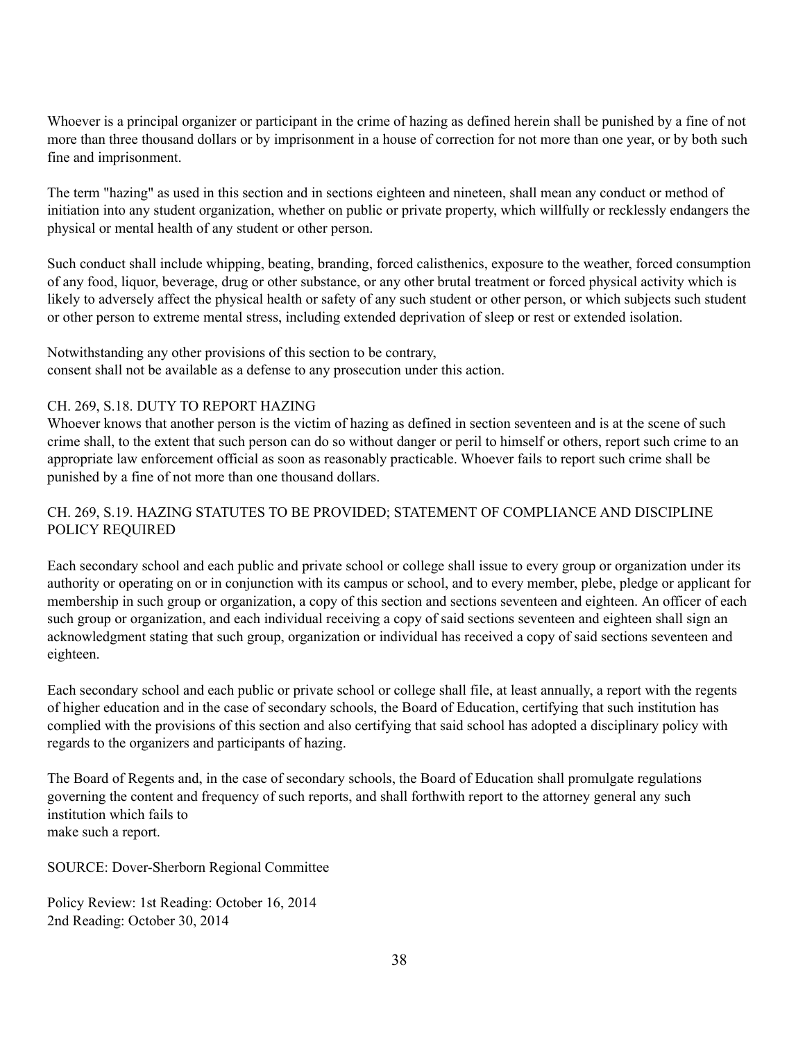Whoever is a principal organizer or participant in the crime of hazing as defined herein shall be punished by a fine of not more than three thousand dollars or by imprisonment in a house of correction for not more than one year, or by both such fine and imprisonment.

The term "hazing" as used in this section and in sections eighteen and nineteen, shall mean any conduct or method of initiation into any student organization, whether on public or private property, which willfully or recklessly endangers the physical or mental health of any student or other person.

Such conduct shall include whipping, beating, branding, forced calisthenics, exposure to the weather, forced consumption of any food, liquor, beverage, drug or other substance, or any other brutal treatment or forced physical activity which is likely to adversely affect the physical health or safety of any such student or other person, or which subjects such student or other person to extreme mental stress, including extended deprivation of sleep or rest or extended isolation.

Notwithstanding any other provisions of this section to be contrary,
consent shall not be available as a defense to any prosecution under this action.

CH. 269, S.18. DUTY TO REPORT HAZING

Whoever knows that another person is the victim of hazing as defined in section seventeen and is at the scene of such crime shall, to the extent that such person can do so without danger or peril to himself or others, report such crime to an appropriate law enforcement official as soon as reasonably practicable. Whoever fails to report such crime shall be punished by a fine of not more than one thousand dollars.

CH. 269, S.19. HAZING STATUTES TO BE PROVIDED; STATEMENT OF COMPLIANCE AND DISCIPLINE POLICY REQUIRED

Each secondary school and each public and private school or college shall issue to every group or organization under its authority or operating on or in conjunction with its campus or school, and to every member, plebe, pledge or applicant for membership in such group or organization, a copy of this section and sections seventeen and eighteen. An officer of each such group or organization, and each individual receiving a copy of said sections seventeen and eighteen shall sign an acknowledgment stating that such group, organization or individual has received a copy of said sections seventeen and eighteen.

Each secondary school and each public or private school or college shall file, at least annually, a report with the regents of higher education and in the case of secondary schools, the Board of Education, certifying that such institution has complied with the provisions of this section and also certifying that said school has adopted a disciplinary policy with regards to the organizers and participants of hazing.

The Board of Regents and, in the case of secondary schools, the Board of Education shall promulgate regulations governing the content and frequency of such reports, and shall forthwith report to the attorney general any such institution which fails to
make such a report.

SOURCE: Dover-Sherborn Regional Committee

Policy Review: 1st Reading: October 16, 2014
2nd Reading: October 30, 2014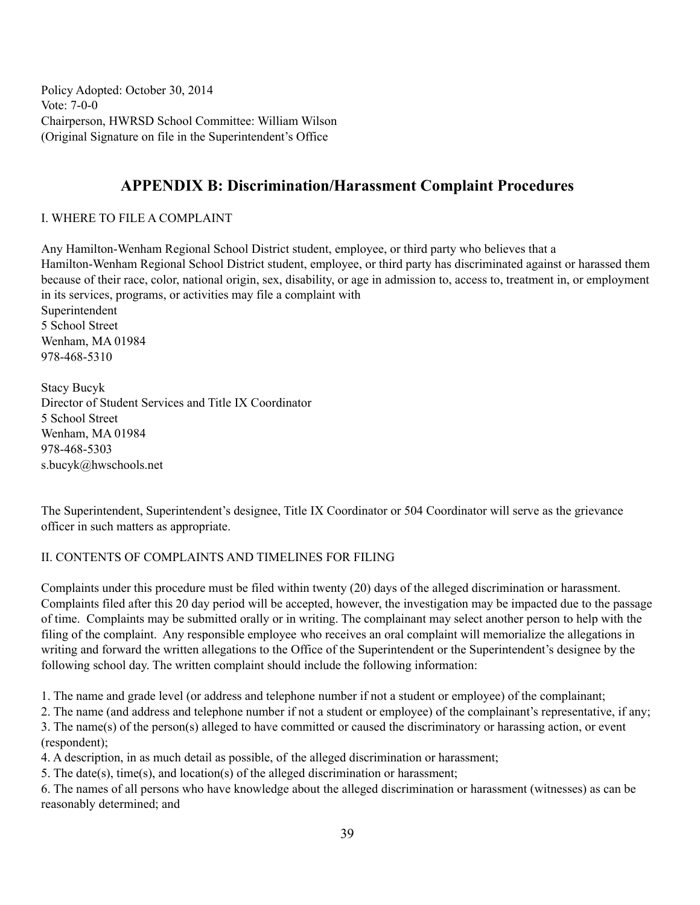Policy Adopted: October 30, 2014
Vote: 7-0-0
Chairperson, HWRSD School Committee: William Wilson
(Original Signature on file in the Superintendent's Office

## APPENDIX B: Discrimination/Harassment Complaint Procedures

I. WHERE TO FILE A COMPLAINT

Any Hamilton-Wenham Regional School District student, employee, or third party who believes that a Hamilton-Wenham Regional School District student, employee, or third party has discriminated against or harassed them because of their race, color, national origin, sex, disability, or age in admission to, access to, treatment in, or employment in its services, programs, or activities may file a complaint with
Superintendent
5 School Street
Wenham, MA 01984
978-468-5310

Stacy Bucyk
Director of Student Services and Title IX Coordinator
5 School Street
Wenham, MA 01984
978-468-5303
s.bucyk@hwschools.net

The Superintendent, Superintendent's designee, Title IX Coordinator or 504 Coordinator will serve as the grievance officer in such matters as appropriate.

II. CONTENTS OF COMPLAINTS AND TIMELINES FOR FILING

Complaints under this procedure must be filed within twenty (20) days of the alleged discrimination or harassment. Complaints filed after this 20 day period will be accepted, however, the investigation may be impacted due to the passage of time. Complaints may be submitted orally or in writing. The complainant may select another person to help with the filing of the complaint. Any responsible employee who receives an oral complaint will memorialize the allegations in writing and forward the written allegations to the Office of the Superintendent or the Superintendent's designee by the following school day. The written complaint should include the following information:

1. The name and grade level (or address and telephone number if not a student or employee) of the complainant;
2. The name (and address and telephone number if not a student or employee) of the complainant's representative, if any;
3. The name(s) of the person(s) alleged to have committed or caused the discriminatory or harassing action, or event (respondent);
4. A description, in as much detail as possible, of the alleged discrimination or harassment;
5. The date(s), time(s), and location(s) of the alleged discrimination or harassment;
6. The names of all persons who have knowledge about the alleged discrimination or harassment (witnesses) as can be reasonably determined; and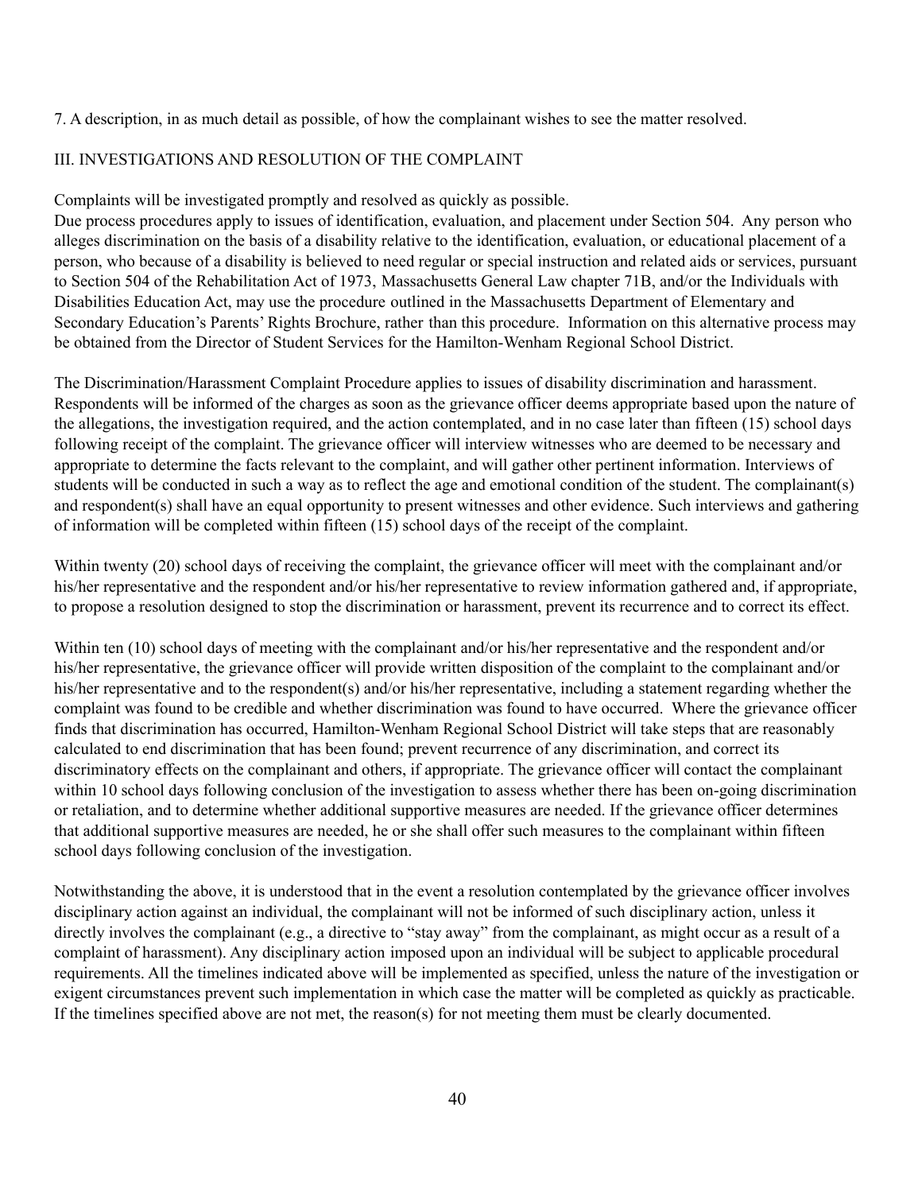7. A description, in as much detail as possible, of how the complainant wishes to see the matter resolved.

## III. INVESTIGATIONS AND RESOLUTION OF THE COMPLAINT

Complaints will be investigated promptly and resolved as quickly as possible.
Due process procedures apply to issues of identification, evaluation, and placement under Section 504. Any person who alleges discrimination on the basis of a disability relative to the identification, evaluation, or educational placement of a person, who because of a disability is believed to need regular or special instruction and related aids or services, pursuant to Section 504 of the Rehabilitation Act of 1973, Massachusetts General Law chapter 71B, and/or the Individuals with Disabilities Education Act, may use the procedure outlined in the Massachusetts Department of Elementary and Secondary Education's Parents' Rights Brochure, rather than this procedure. Information on this alternative process may be obtained from the Director of Student Services for the Hamilton-Wenham Regional School District.

The Discrimination/Harassment Complaint Procedure applies to issues of disability discrimination and harassment. Respondents will be informed of the charges as soon as the grievance officer deems appropriate based upon the nature of the allegations, the investigation required, and the action contemplated, and in no case later than fifteen (15) school days following receipt of the complaint. The grievance officer will interview witnesses who are deemed to be necessary and appropriate to determine the facts relevant to the complaint, and will gather other pertinent information. Interviews of students will be conducted in such a way as to reflect the age and emotional condition of the student. The complainant(s) and respondent(s) shall have an equal opportunity to present witnesses and other evidence. Such interviews and gathering of information will be completed within fifteen (15) school days of the receipt of the complaint.

Within twenty (20) school days of receiving the complaint, the grievance officer will meet with the complainant and/or his/her representative and the respondent and/or his/her representative to review information gathered and, if appropriate, to propose a resolution designed to stop the discrimination or harassment, prevent its recurrence and to correct its effect.

Within ten (10) school days of meeting with the complainant and/or his/her representative and the respondent and/or his/her representative, the grievance officer will provide written disposition of the complaint to the complainant and/or his/her representative and to the respondent(s) and/or his/her representative, including a statement regarding whether the complaint was found to be credible and whether discrimination was found to have occurred. Where the grievance officer finds that discrimination has occurred, Hamilton-Wenham Regional School District will take steps that are reasonably calculated to end discrimination that has been found; prevent recurrence of any discrimination, and correct its discriminatory effects on the complainant and others, if appropriate. The grievance officer will contact the complainant within 10 school days following conclusion of the investigation to assess whether there has been on-going discrimination or retaliation, and to determine whether additional supportive measures are needed. If the grievance officer determines that additional supportive measures are needed, he or she shall offer such measures to the complainant within fifteen school days following conclusion of the investigation.

Notwithstanding the above, it is understood that in the event a resolution contemplated by the grievance officer involves disciplinary action against an individual, the complainant will not be informed of such disciplinary action, unless it directly involves the complainant (e.g., a directive to "stay away" from the complainant, as might occur as a result of a complaint of harassment). Any disciplinary action imposed upon an individual will be subject to applicable procedural requirements. All the timelines indicated above will be implemented as specified, unless the nature of the investigation or exigent circumstances prevent such implementation in which case the matter will be completed as quickly as practicable. If the timelines specified above are not met, the reason(s) for not meeting them must be clearly documented.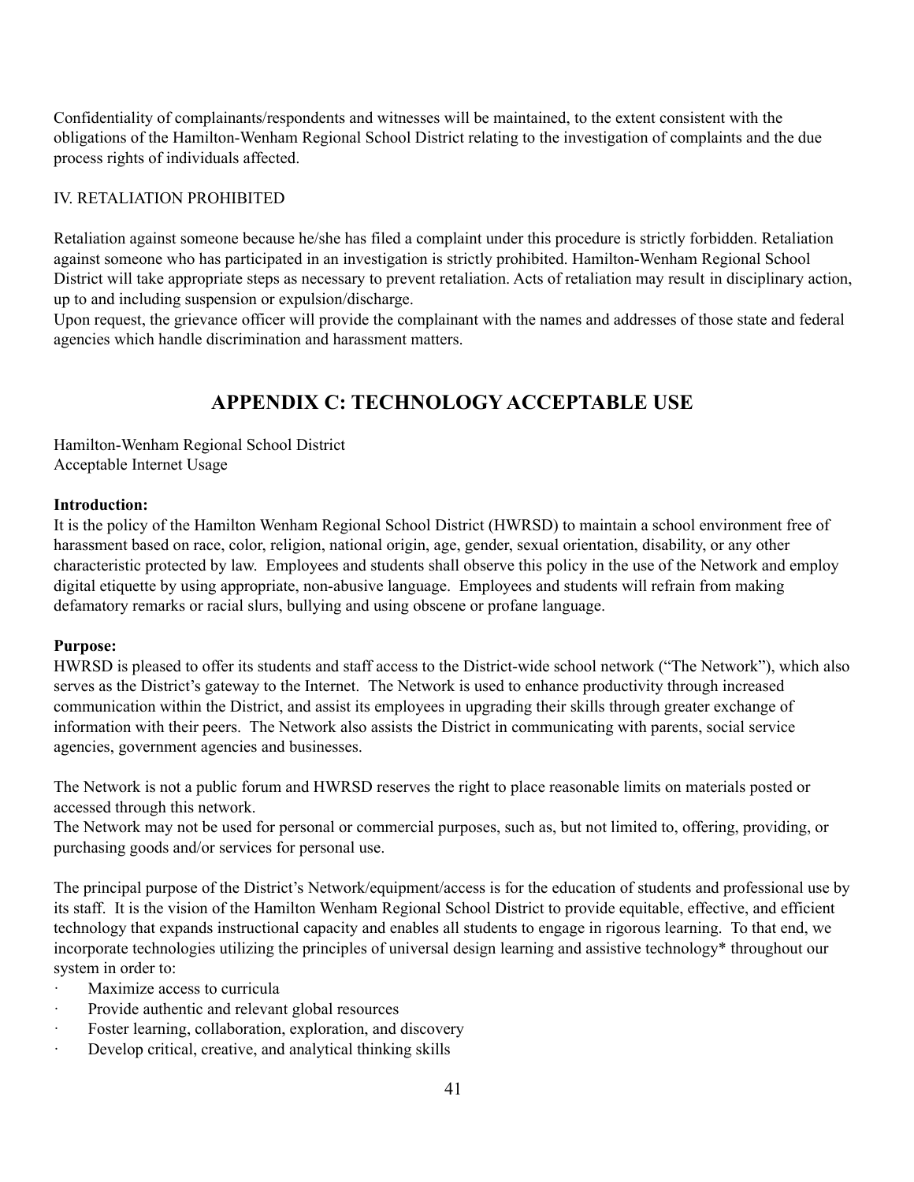Confidentiality of complainants/respondents and witnesses will be maintained, to the extent consistent with the obligations of the Hamilton-Wenham Regional School District relating to the investigation of complaints and the due process rights of individuals affected.

IV. RETALIATION PROHIBITED

Retaliation against someone because he/she has filed a complaint under this procedure is strictly forbidden. Retaliation against someone who has participated in an investigation is strictly prohibited. Hamilton-Wenham Regional School District will take appropriate steps as necessary to prevent retaliation. Acts of retaliation may result in disciplinary action, up to and including suspension or expulsion/discharge.
Upon request, the grievance officer will provide the complainant with the names and addresses of those state and federal agencies which handle discrimination and harassment matters.

## APPENDIX C: TECHNOLOGY ACCEPTABLE USE

Hamilton-Wenham Regional School District
Acceptable Internet Usage

**Introduction:**
It is the policy of the Hamilton Wenham Regional School District (HWRSD) to maintain a school environment free of harassment based on race, color, religion, national origin, age, gender, sexual orientation, disability, or any other characteristic protected by law. Employees and students shall observe this policy in the use of the Network and employ digital etiquette by using appropriate, non-abusive language. Employees and students will refrain from making defamatory remarks or racial slurs, bullying and using obscene or profane language.

**Purpose:**
HWRSD is pleased to offer its students and staff access to the District-wide school network ("The Network"), which also serves as the District's gateway to the Internet. The Network is used to enhance productivity through increased communication within the District, and assist its employees in upgrading their skills through greater exchange of information with their peers. The Network also assists the District in communicating with parents, social service agencies, government agencies and businesses.

The Network is not a public forum and HWRSD reserves the right to place reasonable limits on materials posted or accessed through this network.
The Network may not be used for personal or commercial purposes, such as, but not limited to, offering, providing, or purchasing goods and/or services for personal use.

The principal purpose of the District's Network/equipment/access is for the education of students and professional use by its staff. It is the vision of the Hamilton Wenham Regional School District to provide equitable, effective, and efficient technology that expands instructional capacity and enables all students to engage in rigorous learning. To that end, we incorporate technologies utilizing the principles of universal design learning and assistive technology* throughout our system in order to:

- Maximize access to curricula
- Provide authentic and relevant global resources
- Foster learning, collaboration, exploration, and discovery
- Develop critical, creative, and analytical thinking skills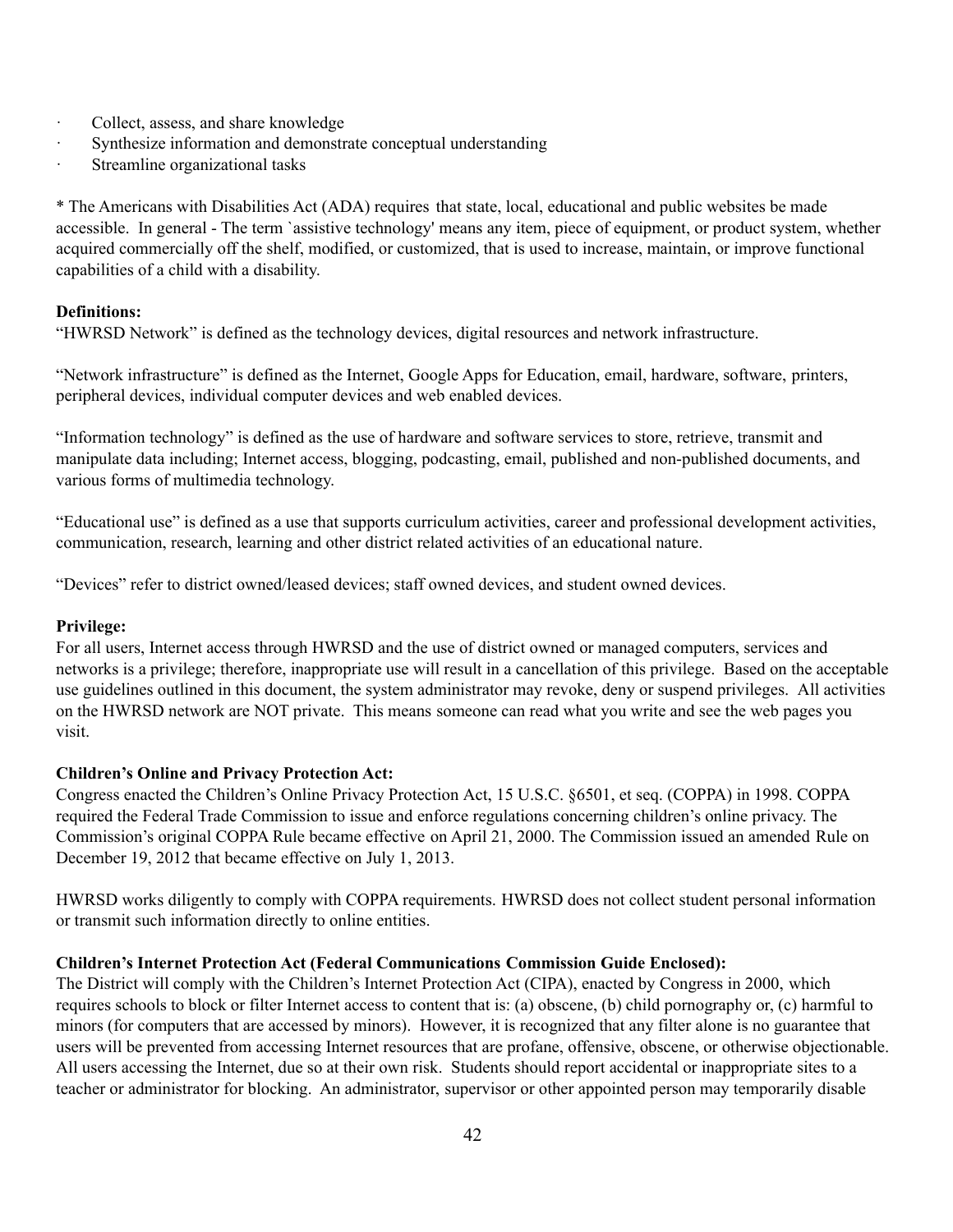- Collect, assess, and share knowledge
- Synthesize information and demonstrate conceptual understanding
- Streamline organizational tasks

* The Americans with Disabilities Act (ADA) requires that state, local, educational and public websites be made accessible. In general - The term `assistive technology' means any item, piece of equipment, or product system, whether acquired commercially off the shelf, modified, or customized, that is used to increase, maintain, or improve functional capabilities of a child with a disability.

**Definitions:**
"HWRSD Network" is defined as the technology devices, digital resources and network infrastructure.

"Network infrastructure" is defined as the Internet, Google Apps for Education, email, hardware, software, printers, peripheral devices, individual computer devices and web enabled devices.

"Information technology" is defined as the use of hardware and software services to store, retrieve, transmit and manipulate data including; Internet access, blogging, podcasting, email, published and non-published documents, and various forms of multimedia technology.

"Educational use" is defined as a use that supports curriculum activities, career and professional development activities, communication, research, learning and other district related activities of an educational nature.

"Devices" refer to district owned/leased devices; staff owned devices, and student owned devices.

**Privilege:**
For all users, Internet access through HWRSD and the use of district owned or managed computers, services and networks is a privilege; therefore, inappropriate use will result in a cancellation of this privilege. Based on the acceptable use guidelines outlined in this document, the system administrator may revoke, deny or suspend privileges. All activities on the HWRSD network are NOT private. This means someone can read what you write and see the web pages you visit.

**Children's Online and Privacy Protection Act:**
Congress enacted the Children's Online Privacy Protection Act, 15 U.S.C. §6501, et seq. (COPPA) in 1998. COPPA required the Federal Trade Commission to issue and enforce regulations concerning children's online privacy. The Commission's original COPPA Rule became effective on April 21, 2000. The Commission issued an amended Rule on December 19, 2012 that became effective on July 1, 2013.

HWRSD works diligently to comply with COPPA requirements. HWRSD does not collect student personal information or transmit such information directly to online entities.

**Children's Internet Protection Act (Federal Communications Commission Guide Enclosed):**
The District will comply with the Children's Internet Protection Act (CIPA), enacted by Congress in 2000, which requires schools to block or filter Internet access to content that is: (a) obscene, (b) child pornography or, (c) harmful to minors (for computers that are accessed by minors). However, it is recognized that any filter alone is no guarantee that users will be prevented from accessing Internet resources that are profane, offensive, obscene, or otherwise objectionable. All users accessing the Internet, due so at their own risk. Students should report accidental or inappropriate sites to a teacher or administrator for blocking. An administrator, supervisor or other appointed person may temporarily disable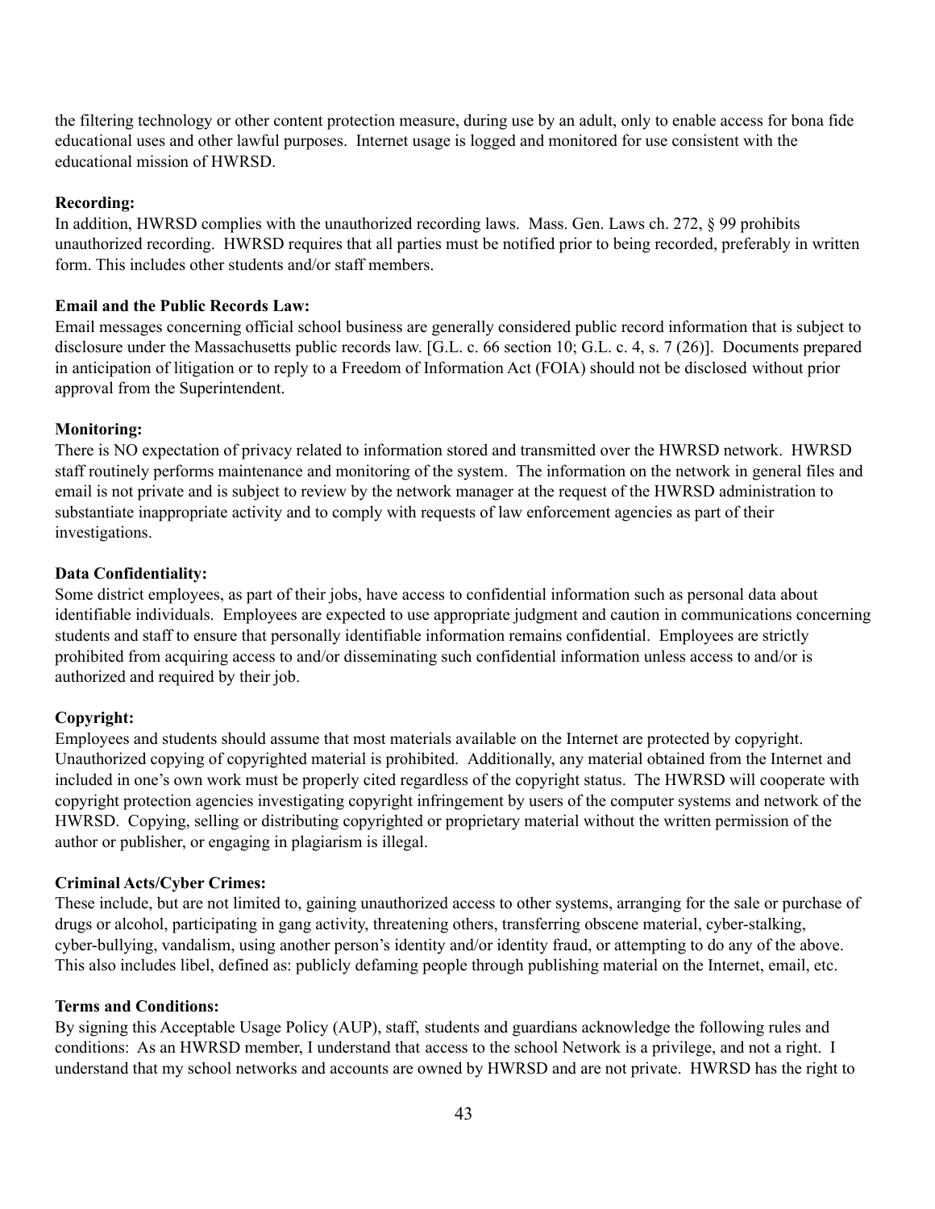the filtering technology or other content protection measure, during use by an adult, only to enable access for bona fide educational uses and other lawful purposes. Internet usage is logged and monitored for use consistent with the educational mission of HWRSD.

**Recording:**
In addition, HWRSD complies with the unauthorized recording laws. Mass. Gen. Laws ch. 272, § 99 prohibits unauthorized recording. HWRSD requires that all parties must be notified prior to being recorded, preferably in written form. This includes other students and/or staff members.

**Email and the Public Records Law:**
Email messages concerning official school business are generally considered public record information that is subject to disclosure under the Massachusetts public records law. [G.L. c. 66 section 10; G.L. c. 4, s. 7 (26)]. Documents prepared in anticipation of litigation or to reply to a Freedom of Information Act (FOIA) should not be disclosed without prior approval from the Superintendent.

**Monitoring:**
There is NO expectation of privacy related to information stored and transmitted over the HWRSD network. HWRSD staff routinely performs maintenance and monitoring of the system. The information on the network in general files and email is not private and is subject to review by the network manager at the request of the HWRSD administration to substantiate inappropriate activity and to comply with requests of law enforcement agencies as part of their investigations.

**Data Confidentiality:**
Some district employees, as part of their jobs, have access to confidential information such as personal data about identifiable individuals. Employees are expected to use appropriate judgment and caution in communications concerning students and staff to ensure that personally identifiable information remains confidential. Employees are strictly prohibited from acquiring access to and/or disseminating such confidential information unless access to and/or is authorized and required by their job.

**Copyright:**
Employees and students should assume that most materials available on the Internet are protected by copyright. Unauthorized copying of copyrighted material is prohibited. Additionally, any material obtained from the Internet and included in one's own work must be properly cited regardless of the copyright status. The HWRSD will cooperate with copyright protection agencies investigating copyright infringement by users of the computer systems and network of the HWRSD. Copying, selling or distributing copyrighted or proprietary material without the written permission of the author or publisher, or engaging in plagiarism is illegal.

**Criminal Acts/Cyber Crimes:**
These include, but are not limited to, gaining unauthorized access to other systems, arranging for the sale or purchase of drugs or alcohol, participating in gang activity, threatening others, transferring obscene material, cyber-stalking, cyber-bullying, vandalism, using another person's identity and/or identity fraud, or attempting to do any of the above. This also includes libel, defined as: publicly defaming people through publishing material on the Internet, email, etc.

**Terms and Conditions:**
By signing this Acceptable Usage Policy (AUP), staff, students and guardians acknowledge the following rules and conditions: As an HWRSD member, I understand that access to the school Network is a privilege, and not a right. I understand that my school networks and accounts are owned by HWRSD and are not private. HWRSD has the right to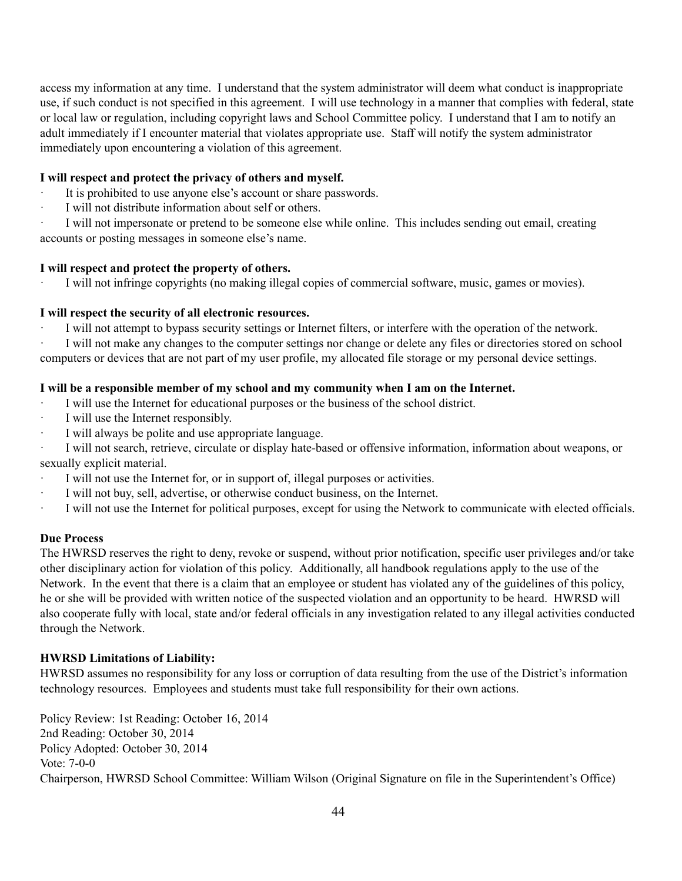access my information at any time. I understand that the system administrator will deem what conduct is inappropriate use, if such conduct is not specified in this agreement. I will use technology in a manner that complies with federal, state or local law or regulation, including copyright laws and School Committee policy. I understand that I am to notify an adult immediately if I encounter material that violates appropriate use. Staff will notify the system administrator immediately upon encountering a violation of this agreement.

**I will respect and protect the privacy of others and myself.**

- It is prohibited to use anyone else's account or share passwords.
- I will not distribute information about self or others.
- I will not impersonate or pretend to be someone else while online. This includes sending out email, creating accounts or posting messages in someone else's name.

**I will respect and protect the property of others.**

- I will not infringe copyrights (no making illegal copies of commercial software, music, games or movies).

**I will respect the security of all electronic resources.**

- I will not attempt to bypass security settings or Internet filters, or interfere with the operation of the network.
- I will not make any changes to the computer settings nor change or delete any files or directories stored on school computers or devices that are not part of my user profile, my allocated file storage or my personal device settings.

**I will be a responsible member of my school and my community when I am on the Internet.**

- I will use the Internet for educational purposes or the business of the school district.
- I will use the Internet responsibly.
- I will always be polite and use appropriate language.
- I will not search, retrieve, circulate or display hate-based or offensive information, information about weapons, or sexually explicit material.
- I will not use the Internet for, or in support of, illegal purposes or activities.
- I will not buy, sell, advertise, or otherwise conduct business, on the Internet.
- I will not use the Internet for political purposes, except for using the Network to communicate with elected officials.

**Due Process**

The HWRSD reserves the right to deny, revoke or suspend, without prior notification, specific user privileges and/or take other disciplinary action for violation of this policy. Additionally, all handbook regulations apply to the use of the Network. In the event that there is a claim that an employee or student has violated any of the guidelines of this policy, he or she will be provided with written notice of the suspected violation and an opportunity to be heard. HWRSD will also cooperate fully with local, state and/or federal officials in any investigation related to any illegal activities conducted through the Network.

**HWRSD Limitations of Liability:**

HWRSD assumes no responsibility for any loss or corruption of data resulting from the use of the District's information technology resources. Employees and students must take full responsibility for their own actions.

Policy Review: 1st Reading: October 16, 2014
2nd Reading: October 30, 2014
Policy Adopted: October 30, 2014
Vote: 7-0-0
Chairperson, HWRSD School Committee: William Wilson (Original Signature on file in the Superintendent's Office)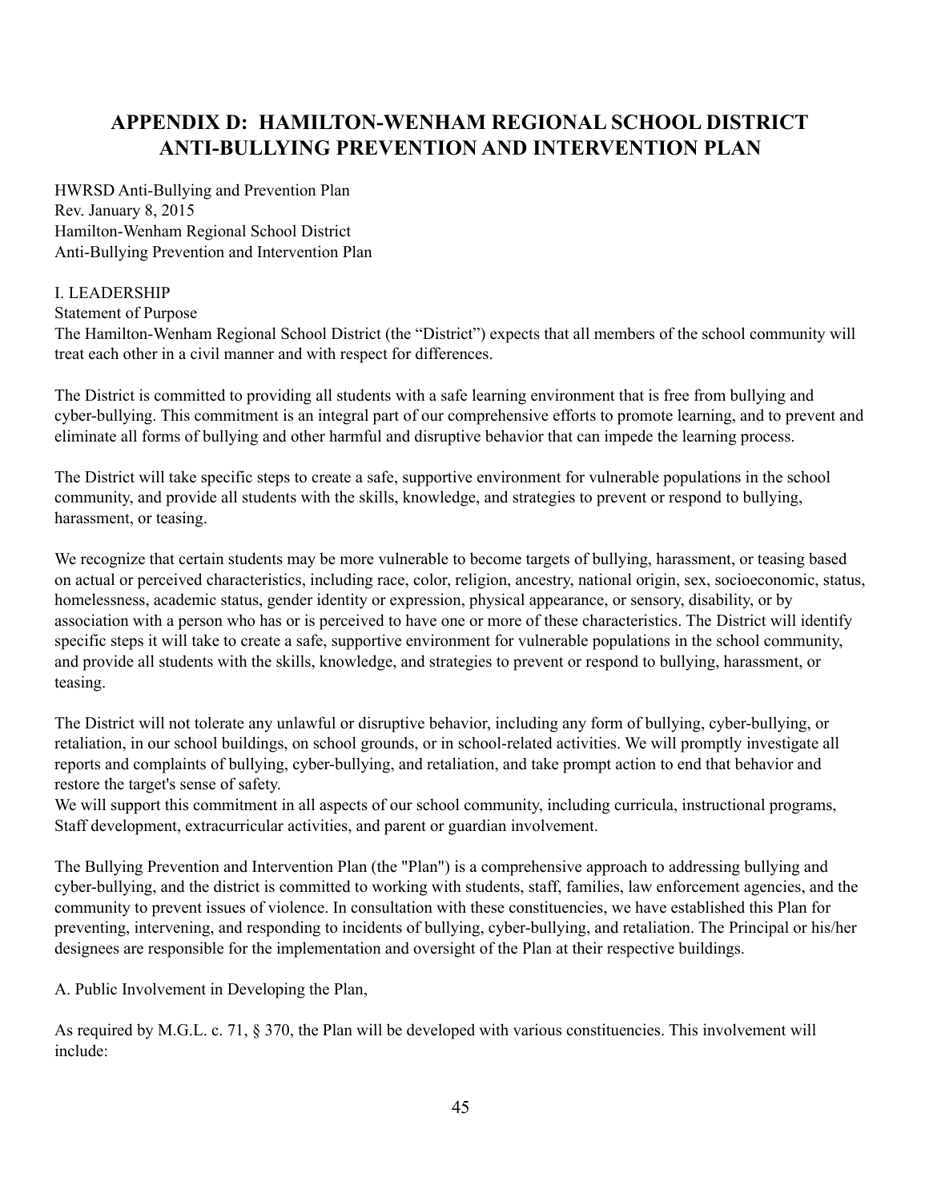# APPENDIX D: HAMILTON-WENHAM REGIONAL SCHOOL DISTRICT ANTI-BULLYING PREVENTION AND INTERVENTION PLAN

HWRSD Anti-Bullying and Prevention Plan
Rev. January 8, 2015
Hamilton-Wenham Regional School District
Anti-Bullying Prevention and Intervention Plan

I. LEADERSHIP
Statement of Purpose
The Hamilton-Wenham Regional School District (the "District") expects that all members of the school community will treat each other in a civil manner and with respect for differences.

The District is committed to providing all students with a safe learning environment that is free from bullying and cyber-bullying. This commitment is an integral part of our comprehensive efforts to promote learning, and to prevent and eliminate all forms of bullying and other harmful and disruptive behavior that can impede the learning process.

The District will take specific steps to create a safe, supportive environment for vulnerable populations in the school community, and provide all students with the skills, knowledge, and strategies to prevent or respond to bullying, harassment, or teasing.

We recognize that certain students may be more vulnerable to become targets of bullying, harassment, or teasing based on actual or perceived characteristics, including race, color, religion, ancestry, national origin, sex, socioeconomic, status, homelessness, academic status, gender identity or expression, physical appearance, or sensory, disability, or by association with a person who has or is perceived to have one or more of these characteristics. The District will identify specific steps it will take to create a safe, supportive environment for vulnerable populations in the school community, and provide all students with the skills, knowledge, and strategies to prevent or respond to bullying, harassment, or teasing.

The District will not tolerate any unlawful or disruptive behavior, including any form of bullying, cyber-bullying, or retaliation, in our school buildings, on school grounds, or in school-related activities. We will promptly investigate all reports and complaints of bullying, cyber-bullying, and retaliation, and take prompt action to end that behavior and restore the target's sense of safety.
We will support this commitment in all aspects of our school community, including curricula, instructional programs, Staff development, extracurricular activities, and parent or guardian involvement.

The Bullying Prevention and Intervention Plan (the "Plan") is a comprehensive approach to addressing bullying and cyber-bullying, and the district is committed to working with students, staff, families, law enforcement agencies, and the community to prevent issues of violence. In consultation with these constituencies, we have established this Plan for preventing, intervening, and responding to incidents of bullying, cyber-bullying, and retaliation. The Principal or his/her designees are responsible for the implementation and oversight of the Plan at their respective buildings.

A. Public Involvement in Developing the Plan,

As required by M.G.L. c. 71, § 370, the Plan will be developed with various constituencies. This involvement will include: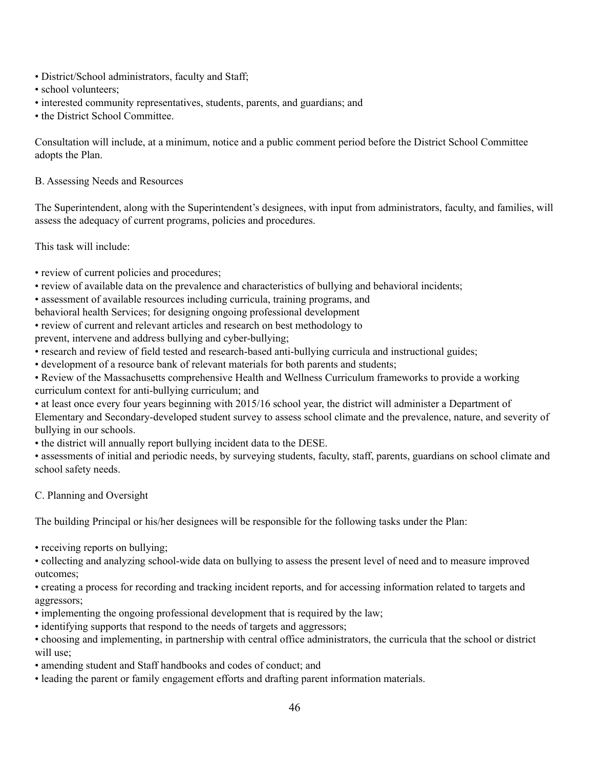- District/School administrators, faculty and Staff;
- school volunteers;
- interested community representatives, students, parents, and guardians; and
- the District School Committee.

Consultation will include, at a minimum, notice and a public comment period before the District School Committee adopts the Plan.

B. Assessing Needs and Resources

The Superintendent, along with the Superintendent's designees, with input from administrators, faculty, and families, will assess the adequacy of current programs, policies and procedures.

This task will include:

- review of current policies and procedures;
- review of available data on the prevalence and characteristics of bullying and behavioral incidents;
- assessment of available resources including curricula, training programs, and behavioral health Services; for designing ongoing professional development
- review of current and relevant articles and research on best methodology to prevent, intervene and address bullying and cyber-bullying;
- research and review of field tested and research-based anti-bullying curricula and instructional guides;
- development of a resource bank of relevant materials for both parents and students;
- Review of the Massachusetts comprehensive Health and Wellness Curriculum frameworks to provide a working curriculum context for anti-bullying curriculum; and
- at least once every four years beginning with 2015/16 school year, the district will administer a Department of Elementary and Secondary-developed student survey to assess school climate and the prevalence, nature, and severity of bullying in our schools.
- the district will annually report bullying incident data to the DESE.
- assessments of initial and periodic needs, by surveying students, faculty, staff, parents, guardians on school climate and school safety needs.

C. Planning and Oversight

The building Principal or his/her designees will be responsible for the following tasks under the Plan:

- receiving reports on bullying;
- collecting and analyzing school-wide data on bullying to assess the present level of need and to measure improved outcomes;
- creating a process for recording and tracking incident reports, and for accessing information related to targets and aggressors;
- implementing the ongoing professional development that is required by the law;
- identifying supports that respond to the needs of targets and aggressors;
- choosing and implementing, in partnership with central office administrators, the curricula that the school or district will use;
- amending student and Staff handbooks and codes of conduct; and
- leading the parent or family engagement efforts and drafting parent information materials.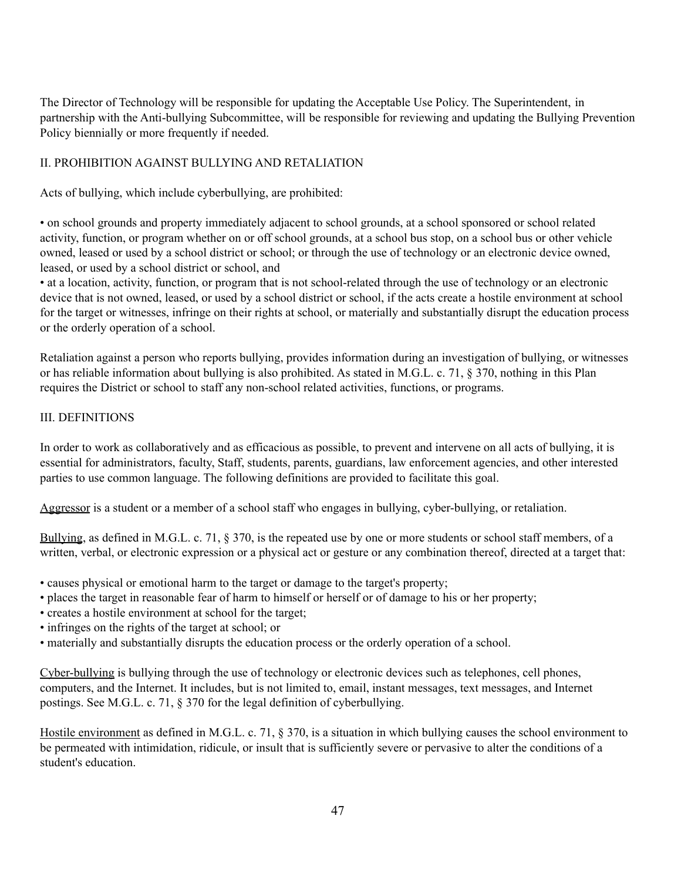The Director of Technology will be responsible for updating the Acceptable Use Policy. The Superintendent, in partnership with the Anti-bullying Subcommittee, will be responsible for reviewing and updating the Bullying Prevention Policy biennially or more frequently if needed.

## II. PROHIBITION AGAINST BULLYING AND RETALIATION

Acts of bullying, which include cyberbullying, are prohibited:

- on school grounds and property immediately adjacent to school grounds, at a school sponsored or school related activity, function, or program whether on or off school grounds, at a school bus stop, on a school bus or other vehicle owned, leased or used by a school district or school; or through the use of technology or an electronic device owned, leased, or used by a school district or school, and
- at a location, activity, function, or program that is not school-related through the use of technology or an electronic device that is not owned, leased, or used by a school district or school, if the acts create a hostile environment at school for the target or witnesses, infringe on their rights at school, or materially and substantially disrupt the education process or the orderly operation of a school.

Retaliation against a person who reports bullying, provides information during an investigation of bullying, or witnesses or has reliable information about bullying is also prohibited. As stated in M.G.L. c. 71, § 370, nothing in this Plan requires the District or school to staff any non-school related activities, functions, or programs.

## III. DEFINITIONS

In order to work as collaboratively and as efficacious as possible, to prevent and intervene on all acts of bullying, it is essential for administrators, faculty, Staff, students, parents, guardians, law enforcement agencies, and other interested parties to use common language. The following definitions are provided to facilitate this goal.

<u>Aggressor</u> is a student or a member of a school staff who engages in bullying, cyber-bullying, or retaliation.

<u>Bullying</u>, as defined in M.G.L. c. 71, § 370, is the repeated use by one or more students or school staff members, of a written, verbal, or electronic expression or a physical act or gesture or any combination thereof, directed at a target that:

- causes physical or emotional harm to the target or damage to the target's property;
- places the target in reasonable fear of harm to himself or herself or of damage to his or her property;
- creates a hostile environment at school for the target;
- infringes on the rights of the target at school; or
- materially and substantially disrupts the education process or the orderly operation of a school.

<u>Cyber-bullying</u> is bullying through the use of technology or electronic devices such as telephones, cell phones, computers, and the Internet. It includes, but is not limited to, email, instant messages, text messages, and Internet postings. See M.G.L. c. 71, § 370 for the legal definition of cyberbullying.

<u>Hostile environment</u> as defined in M.G.L. c. 71, § 370, is a situation in which bullying causes the school environment to be permeated with intimidation, ridicule, or insult that is sufficiently severe or pervasive to alter the conditions of a student's education.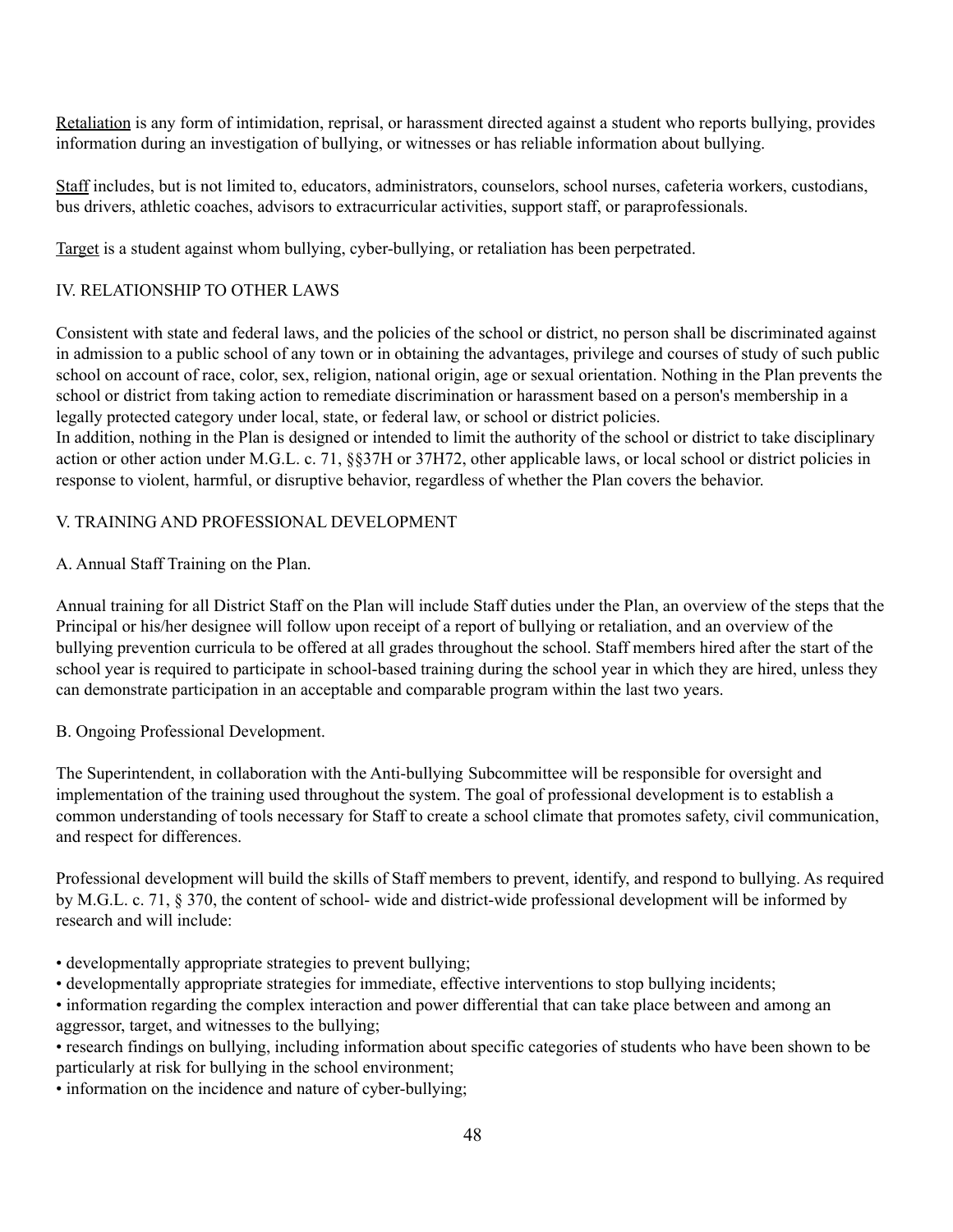<u>Retaliation</u> is any form of intimidation, reprisal, or harassment directed against a student who reports bullying, provides information during an investigation of bullying, or witnesses or has reliable information about bullying.

<u>Staff</u> includes, but is not limited to, educators, administrators, counselors, school nurses, cafeteria workers, custodians, bus drivers, athletic coaches, advisors to extracurricular activities, support staff, or paraprofessionals.

<u>Target</u> is a student against whom bullying, cyber-bullying, or retaliation has been perpetrated.

## IV. RELATIONSHIP TO OTHER LAWS

Consistent with state and federal laws, and the policies of the school or district, no person shall be discriminated against in admission to a public school of any town or in obtaining the advantages, privilege and courses of study of such public school on account of race, color, sex, religion, national origin, age or sexual orientation. Nothing in the Plan prevents the school or district from taking action to remediate discrimination or harassment based on a person's membership in a legally protected category under local, state, or federal law, or school or district policies.
In addition, nothing in the Plan is designed or intended to limit the authority of the school or district to take disciplinary action or other action under M.G.L. c. 71, §§37H or 37H72, other applicable laws, or local school or district policies in response to violent, harmful, or disruptive behavior, regardless of whether the Plan covers the behavior.

## V. TRAINING AND PROFESSIONAL DEVELOPMENT

### A. Annual Staff Training on the Plan.

Annual training for all District Staff on the Plan will include Staff duties under the Plan, an overview of the steps that the Principal or his/her designee will follow upon receipt of a report of bullying or retaliation, and an overview of the bullying prevention curricula to be offered at all grades throughout the school. Staff members hired after the start of the school year is required to participate in school-based training during the school year in which they are hired, unless they can demonstrate participation in an acceptable and comparable program within the last two years.

### B. Ongoing Professional Development.

The Superintendent, in collaboration with the Anti-bullying Subcommittee will be responsible for oversight and implementation of the training used throughout the system. The goal of professional development is to establish a common understanding of tools necessary for Staff to create a school climate that promotes safety, civil communication, and respect for differences.

Professional development will build the skills of Staff members to prevent, identify, and respond to bullying. As required by M.G.L. c. 71, § 370, the content of school- wide and district-wide professional development will be informed by research and will include:

- developmentally appropriate strategies to prevent bullying;
- developmentally appropriate strategies for immediate, effective interventions to stop bullying incidents;
- information regarding the complex interaction and power differential that can take place between and among an aggressor, target, and witnesses to the bullying;
- research findings on bullying, including information about specific categories of students who have been shown to be particularly at risk for bullying in the school environment;
- information on the incidence and nature of cyber-bullying;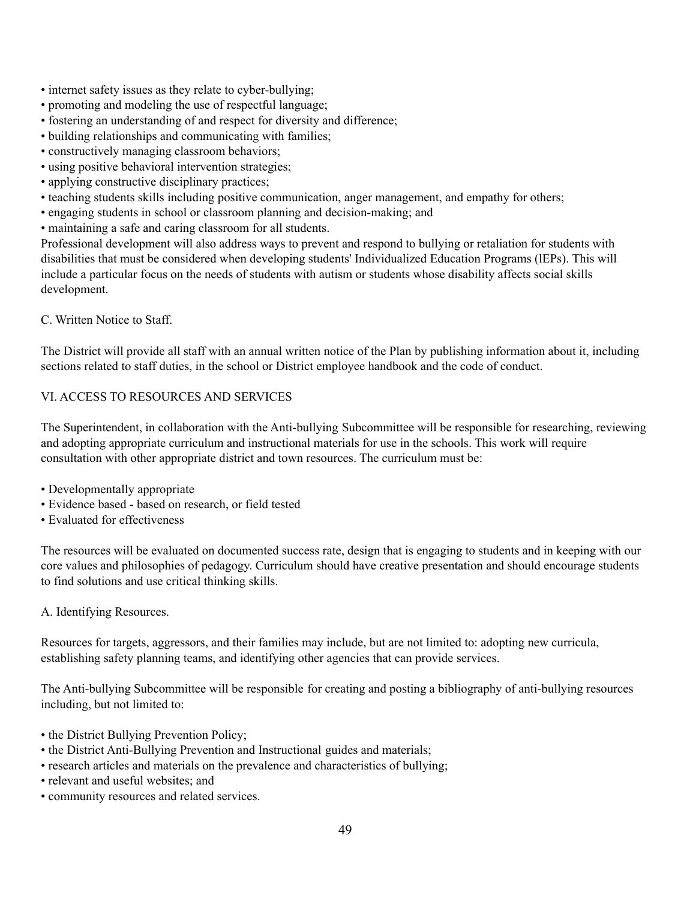- internet safety issues as they relate to cyber-bullying;
- promoting and modeling the use of respectful language;
- fostering an understanding of and respect for diversity and difference;
- building relationships and communicating with families;
- constructively managing classroom behaviors;
- using positive behavioral intervention strategies;
- applying constructive disciplinary practices;
- teaching students skills including positive communication, anger management, and empathy for others;
- engaging students in school or classroom planning and decision-making; and
- maintaining a safe and caring classroom for all students.

Professional development will also address ways to prevent and respond to bullying or retaliation for students with disabilities that must be considered when developing students' Individualized Education Programs (lEPs). This will include a particular focus on the needs of students with autism or students whose disability affects social skills development.

C. Written Notice to Staff.

The District will provide all staff with an annual written notice of the Plan by publishing information about it, including sections related to staff duties, in the school or District employee handbook and the code of conduct.

## VI. ACCESS TO RESOURCES AND SERVICES

The Superintendent, in collaboration with the Anti-bullying Subcommittee will be responsible for researching, reviewing and adopting appropriate curriculum and instructional materials for use in the schools. This work will require consultation with other appropriate district and town resources. The curriculum must be:

- Developmentally appropriate
- Evidence based - based on research, or field tested
- Evaluated for effectiveness

The resources will be evaluated on documented success rate, design that is engaging to students and in keeping with our core values and philosophies of pedagogy. Curriculum should have creative presentation and should encourage students to find solutions and use critical thinking skills.

A. Identifying Resources.

Resources for targets, aggressors, and their families may include, but are not limited to: adopting new curricula, establishing safety planning teams, and identifying other agencies that can provide services.

The Anti-bullying Subcommittee will be responsible for creating and posting a bibliography of anti-bullying resources including, but not limited to:

- the District Bullying Prevention Policy;
- the District Anti-Bullying Prevention and Instructional guides and materials;
- research articles and materials on the prevalence and characteristics of bullying;
- relevant and useful websites; and
- community resources and related services.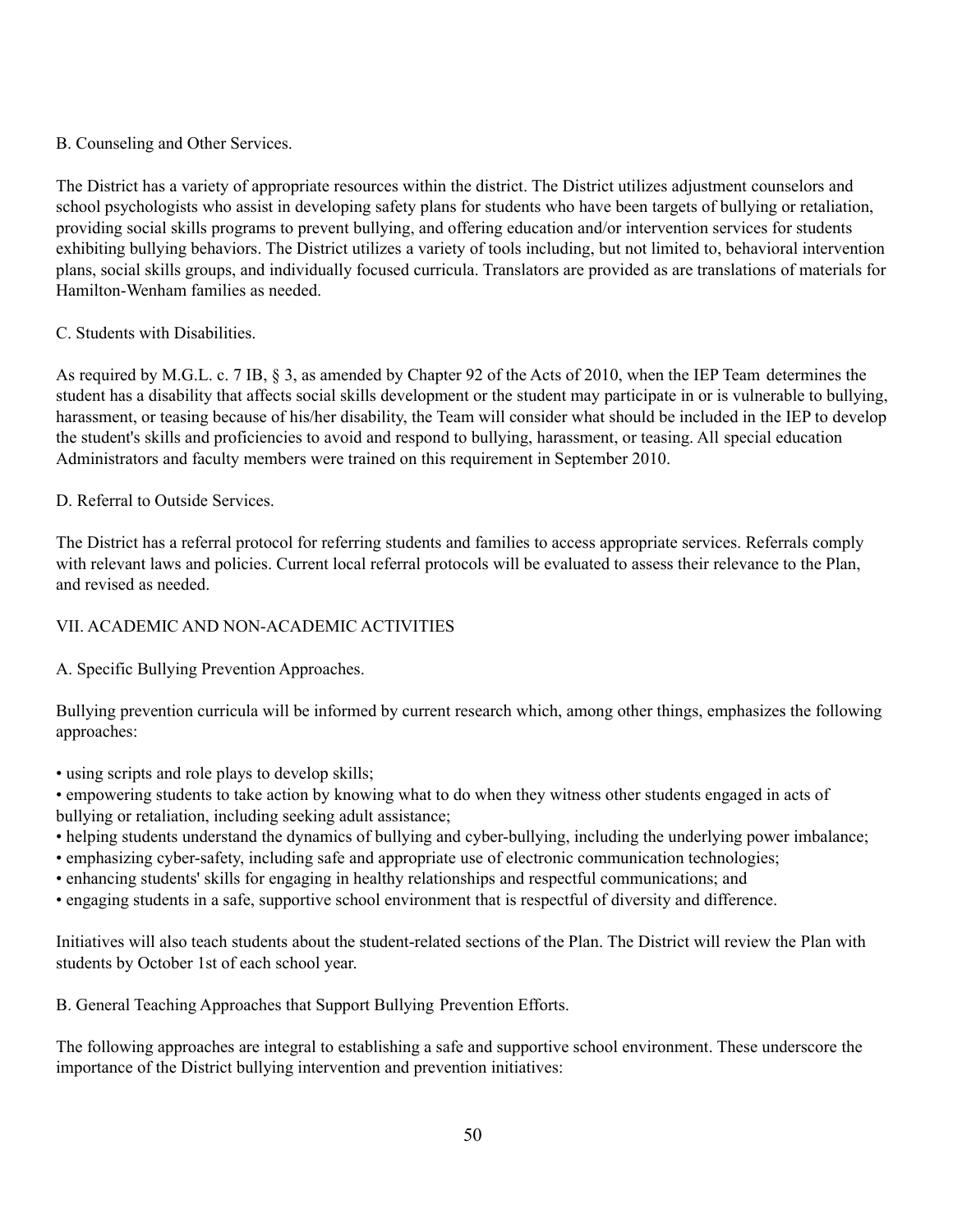B. Counseling and Other Services.

The District has a variety of appropriate resources within the district. The District utilizes adjustment counselors and school psychologists who assist in developing safety plans for students who have been targets of bullying or retaliation, providing social skills programs to prevent bullying, and offering education and/or intervention services for students exhibiting bullying behaviors. The District utilizes a variety of tools including, but not limited to, behavioral intervention plans, social skills groups, and individually focused curricula. Translators are provided as are translations of materials for Hamilton-Wenham families as needed.

C. Students with Disabilities.

As required by M.G.L. c. 7 IB, § 3, as amended by Chapter 92 of the Acts of 2010, when the IEP Team determines the student has a disability that affects social skills development or the student may participate in or is vulnerable to bullying, harassment, or teasing because of his/her disability, the Team will consider what should be included in the IEP to develop the student's skills and proficiencies to avoid and respond to bullying, harassment, or teasing. All special education Administrators and faculty members were trained on this requirement in September 2010.

D. Referral to Outside Services.

The District has a referral protocol for referring students and families to access appropriate services. Referrals comply with relevant laws and policies. Current local referral protocols will be evaluated to assess their relevance to the Plan, and revised as needed.

VII. ACADEMIC AND NON-ACADEMIC ACTIVITIES

A. Specific Bullying Prevention Approaches.

Bullying prevention curricula will be informed by current research which, among other things, emphasizes the following approaches:

- using scripts and role plays to develop skills;
- empowering students to take action by knowing what to do when they witness other students engaged in acts of bullying or retaliation, including seeking adult assistance;
- helping students understand the dynamics of bullying and cyber-bullying, including the underlying power imbalance;
- emphasizing cyber-safety, including safe and appropriate use of electronic communication technologies;
- enhancing students' skills for engaging in healthy relationships and respectful communications; and
- engaging students in a safe, supportive school environment that is respectful of diversity and difference.

Initiatives will also teach students about the student-related sections of the Plan. The District will review the Plan with students by October 1st of each school year.

B. General Teaching Approaches that Support Bullying Prevention Efforts.

The following approaches are integral to establishing a safe and supportive school environment. These underscore the importance of the District bullying intervention and prevention initiatives: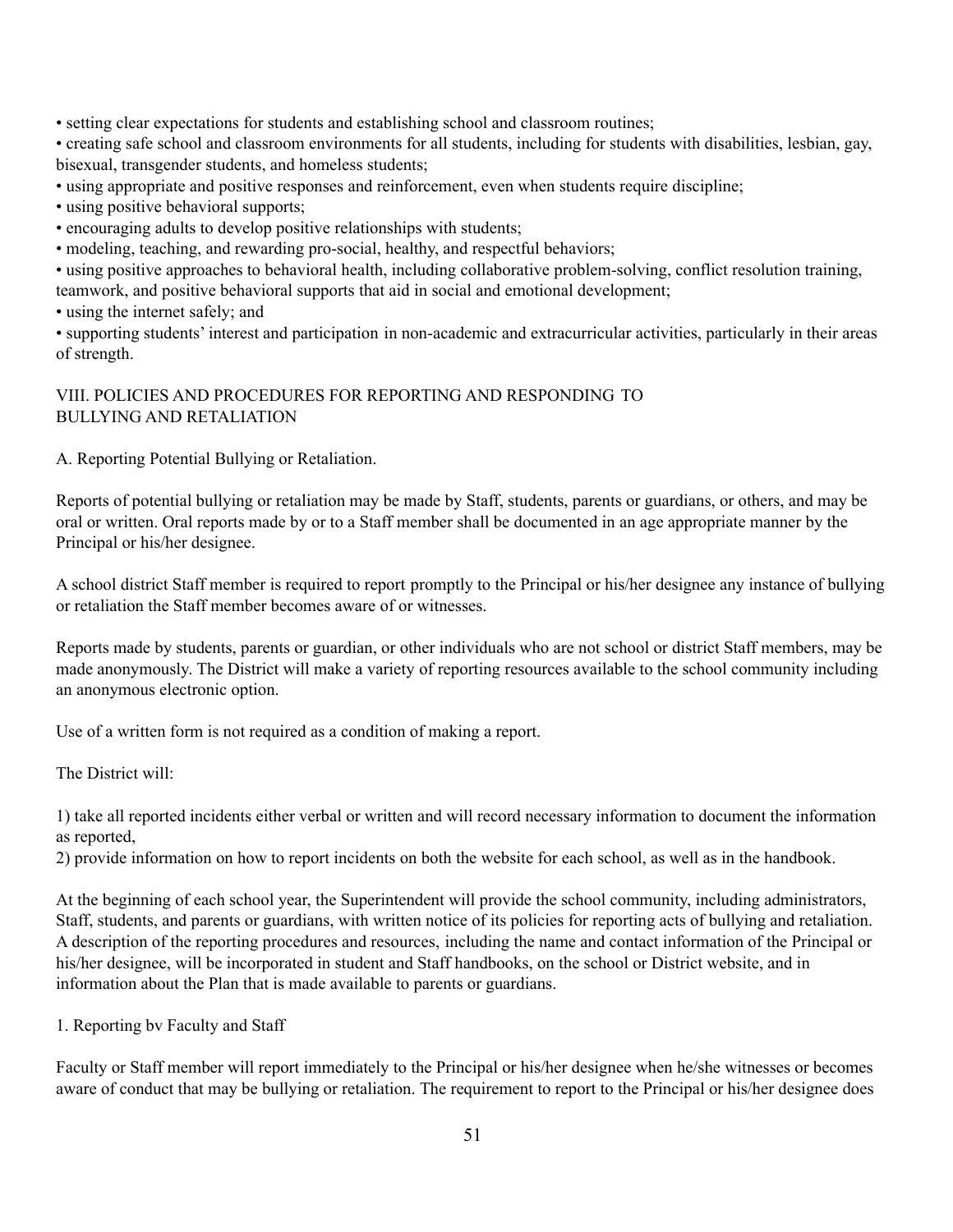- setting clear expectations for students and establishing school and classroom routines;
- creating safe school and classroom environments for all students, including for students with disabilities, lesbian, gay, bisexual, transgender students, and homeless students;
- using appropriate and positive responses and reinforcement, even when students require discipline;
- using positive behavioral supports;
- encouraging adults to develop positive relationships with students;
- modeling, teaching, and rewarding pro-social, healthy, and respectful behaviors;
- using positive approaches to behavioral health, including collaborative problem-solving, conflict resolution training, teamwork, and positive behavioral supports that aid in social and emotional development;
- using the internet safely; and
- supporting students' interest and participation in non-academic and extracurricular activities, particularly in their areas of strength.

## VIII. POLICIES AND PROCEDURES FOR REPORTING AND RESPONDING TO BULLYING AND RETALIATION

### A. Reporting Potential Bullying or Retaliation.

Reports of potential bullying or retaliation may be made by Staff, students, parents or guardians, or others, and may be oral or written. Oral reports made by or to a Staff member shall be documented in an age appropriate manner by the Principal or his/her designee.

A school district Staff member is required to report promptly to the Principal or his/her designee any instance of bullying or retaliation the Staff member becomes aware of or witnesses.

Reports made by students, parents or guardian, or other individuals who are not school or district Staff members, may be made anonymously. The District will make a variety of reporting resources available to the school community including an anonymous electronic option.

Use of a written form is not required as a condition of making a report.

The District will:

1) take all reported incidents either verbal or written and will record necessary information to document the information as reported,
2) provide information on how to report incidents on both the website for each school, as well as in the handbook.

At the beginning of each school year, the Superintendent will provide the school community, including administrators, Staff, students, and parents or guardians, with written notice of its policies for reporting acts of bullying and retaliation. A description of the reporting procedures and resources, including the name and contact information of the Principal or his/her designee, will be incorporated in student and Staff handbooks, on the school or District website, and in information about the Plan that is made available to parents or guardians.

#### 1. Reporting bv Faculty and Staff

Faculty or Staff member will report immediately to the Principal or his/her designee when he/she witnesses or becomes aware of conduct that may be bullying or retaliation. The requirement to report to the Principal or his/her designee does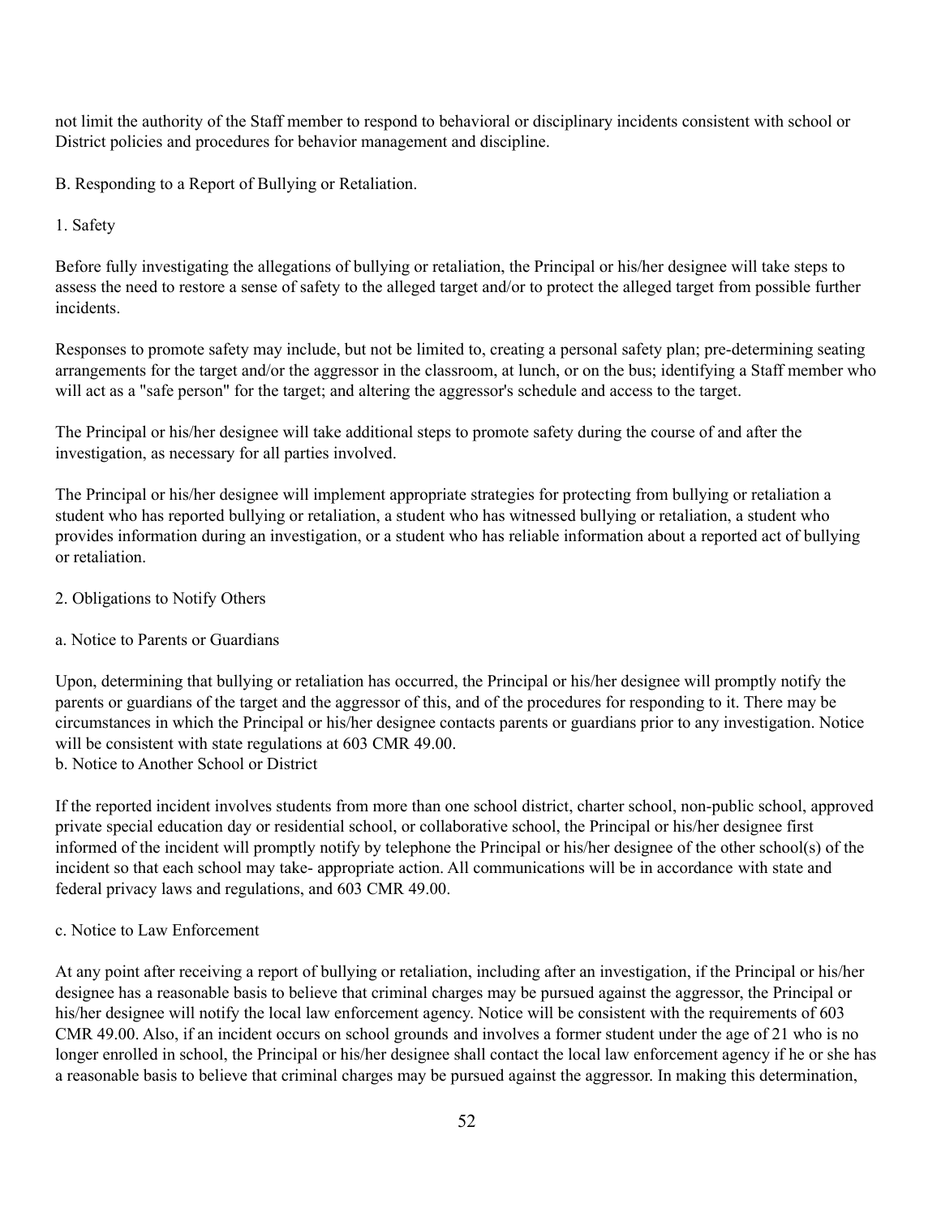not limit the authority of the Staff member to respond to behavioral or disciplinary incidents consistent with school or District policies and procedures for behavior management and discipline.

B. Responding to a Report of Bullying or Retaliation.

1. Safety

Before fully investigating the allegations of bullying or retaliation, the Principal or his/her designee will take steps to assess the need to restore a sense of safety to the alleged target and/or to protect the alleged target from possible further incidents.

Responses to promote safety may include, but not be limited to, creating a personal safety plan; pre-determining seating arrangements for the target and/or the aggressor in the classroom, at lunch, or on the bus; identifying a Staff member who will act as a "safe person" for the target; and altering the aggressor's schedule and access to the target.

The Principal or his/her designee will take additional steps to promote safety during the course of and after the investigation, as necessary for all parties involved.

The Principal or his/her designee will implement appropriate strategies for protecting from bullying or retaliation a student who has reported bullying or retaliation, a student who has witnessed bullying or retaliation, a student who provides information during an investigation, or a student who has reliable information about a reported act of bullying or retaliation.

2. Obligations to Notify Others

a. Notice to Parents or Guardians

Upon, determining that bullying or retaliation has occurred, the Principal or his/her designee will promptly notify the parents or guardians of the target and the aggressor of this, and of the procedures for responding to it. There may be circumstances in which the Principal or his/her designee contacts parents or guardians prior to any investigation. Notice will be consistent with state regulations at 603 CMR 49.00.

b. Notice to Another School or District

If the reported incident involves students from more than one school district, charter school, non-public school, approved private special education day or residential school, or collaborative school, the Principal or his/her designee first informed of the incident will promptly notify by telephone the Principal or his/her designee of the other school(s) of the incident so that each school may take- appropriate action. All communications will be in accordance with state and federal privacy laws and regulations, and 603 CMR 49.00.

c. Notice to Law Enforcement

At any point after receiving a report of bullying or retaliation, including after an investigation, if the Principal or his/her designee has a reasonable basis to believe that criminal charges may be pursued against the aggressor, the Principal or his/her designee will notify the local law enforcement agency. Notice will be consistent with the requirements of 603 CMR 49.00. Also, if an incident occurs on school grounds and involves a former student under the age of 21 who is no longer enrolled in school, the Principal or his/her designee shall contact the local law enforcement agency if he or she has a reasonable basis to believe that criminal charges may be pursued against the aggressor. In making this determination,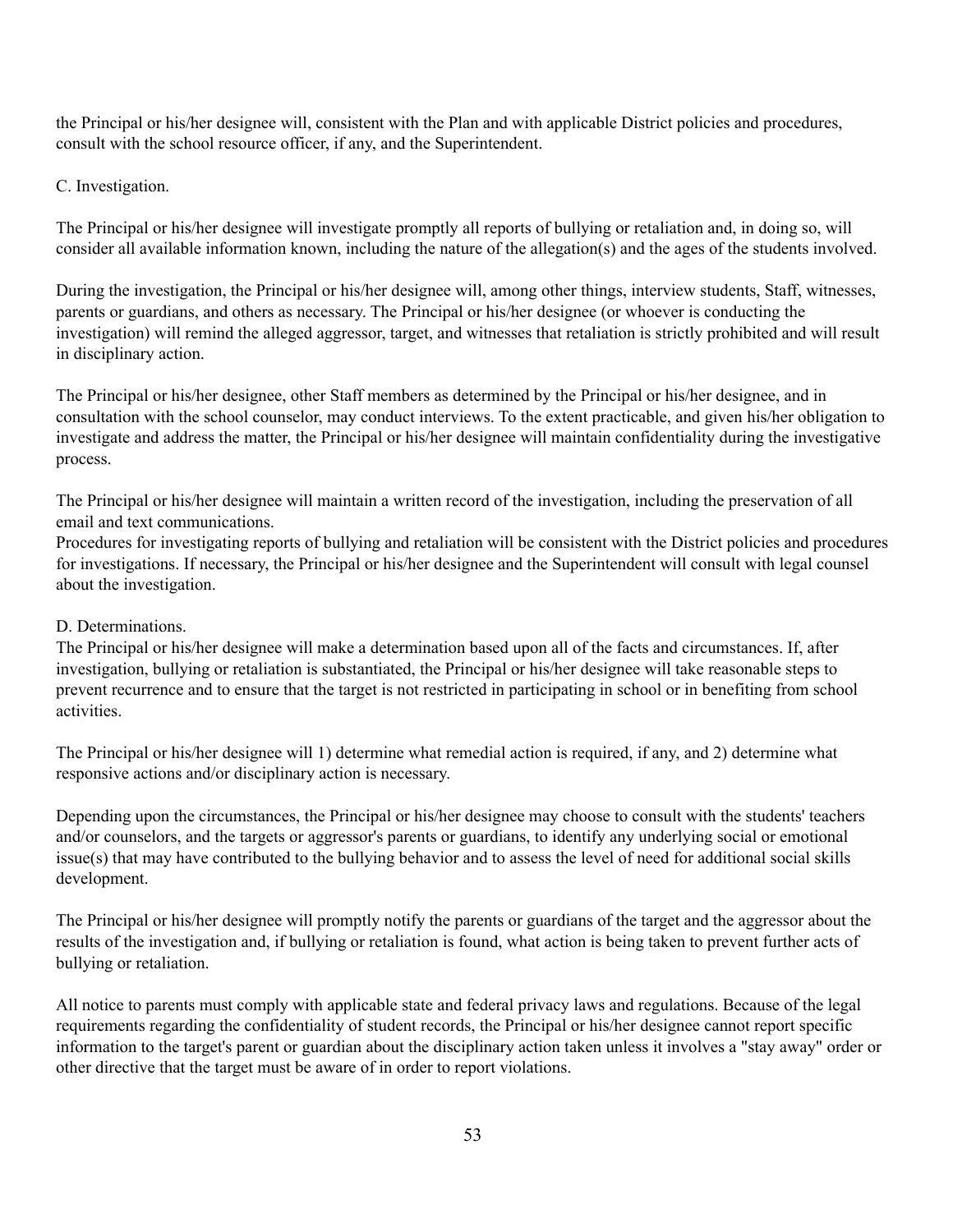the Principal or his/her designee will, consistent with the Plan and with applicable District policies and procedures, consult with the school resource officer, if any, and the Superintendent.

C. Investigation.

The Principal or his/her designee will investigate promptly all reports of bullying or retaliation and, in doing so, will consider all available information known, including the nature of the allegation(s) and the ages of the students involved.

During the investigation, the Principal or his/her designee will, among other things, interview students, Staff, witnesses, parents or guardians, and others as necessary. The Principal or his/her designee (or whoever is conducting the investigation) will remind the alleged aggressor, target, and witnesses that retaliation is strictly prohibited and will result in disciplinary action.

The Principal or his/her designee, other Staff members as determined by the Principal or his/her designee, and in consultation with the school counselor, may conduct interviews. To the extent practicable, and given his/her obligation to investigate and address the matter, the Principal or his/her designee will maintain confidentiality during the investigative process.

The Principal or his/her designee will maintain a written record of the investigation, including the preservation of all email and text communications.
Procedures for investigating reports of bullying and retaliation will be consistent with the District policies and procedures for investigations. If necessary, the Principal or his/her designee and the Superintendent will consult with legal counsel about the investigation.

D. Determinations.
The Principal or his/her designee will make a determination based upon all of the facts and circumstances. If, after investigation, bullying or retaliation is substantiated, the Principal or his/her designee will take reasonable steps to prevent recurrence and to ensure that the target is not restricted in participating in school or in benefiting from school activities.

The Principal or his/her designee will 1) determine what remedial action is required, if any, and 2) determine what responsive actions and/or disciplinary action is necessary.

Depending upon the circumstances, the Principal or his/her designee may choose to consult with the students' teachers and/or counselors, and the targets or aggressor's parents or guardians, to identify any underlying social or emotional issue(s) that may have contributed to the bullying behavior and to assess the level of need for additional social skills development.

The Principal or his/her designee will promptly notify the parents or guardians of the target and the aggressor about the results of the investigation and, if bullying or retaliation is found, what action is being taken to prevent further acts of bullying or retaliation.

All notice to parents must comply with applicable state and federal privacy laws and regulations. Because of the legal requirements regarding the confidentiality of student records, the Principal or his/her designee cannot report specific information to the target's parent or guardian about the disciplinary action taken unless it involves a "stay away" order or other directive that the target must be aware of in order to report violations.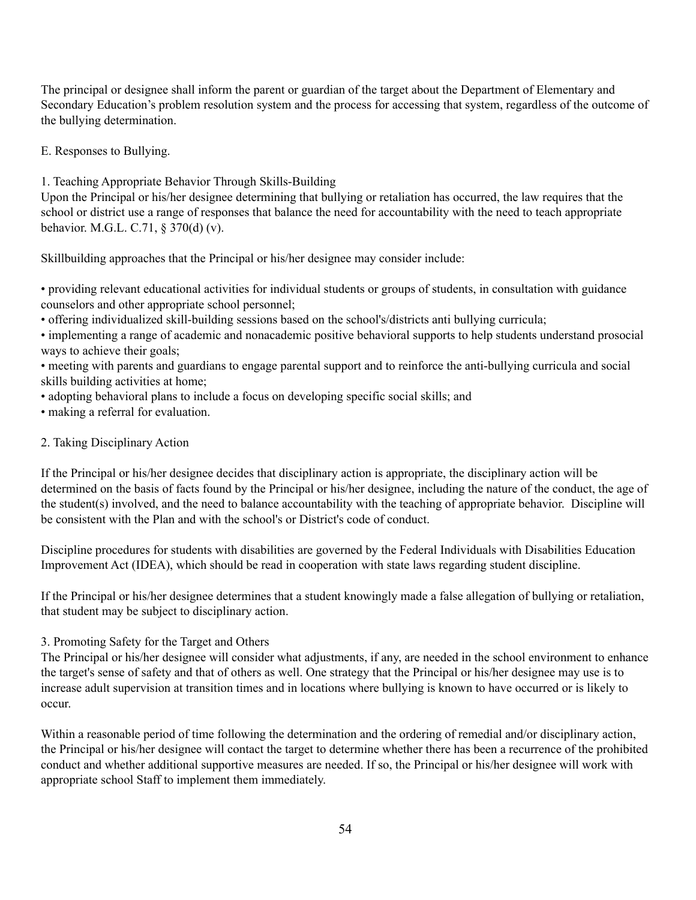The principal or designee shall inform the parent or guardian of the target about the Department of Elementary and Secondary Education's problem resolution system and the process for accessing that system, regardless of the outcome of the bullying determination.

E. Responses to Bullying.

1. Teaching Appropriate Behavior Through Skills-Building
Upon the Principal or his/her designee determining that bullying or retaliation has occurred, the law requires that the school or district use a range of responses that balance the need for accountability with the need to teach appropriate behavior. M.G.L. C.71, § 370(d) (v).

Skillbuilding approaches that the Principal or his/her designee may consider include:

- providing relevant educational activities for individual students or groups of students, in consultation with guidance counselors and other appropriate school personnel;
- offering individualized skill-building sessions based on the school's/districts anti bullying curricula;
- implementing a range of academic and nonacademic positive behavioral supports to help students understand prosocial ways to achieve their goals;
- meeting with parents and guardians to engage parental support and to reinforce the anti-bullying curricula and social skills building activities at home;
- adopting behavioral plans to include a focus on developing specific social skills; and
- making a referral for evaluation.

2. Taking Disciplinary Action

If the Principal or his/her designee decides that disciplinary action is appropriate, the disciplinary action will be determined on the basis of facts found by the Principal or his/her designee, including the nature of the conduct, the age of the student(s) involved, and the need to balance accountability with the teaching of appropriate behavior. Discipline will be consistent with the Plan and with the school's or District's code of conduct.

Discipline procedures for students with disabilities are governed by the Federal Individuals with Disabilities Education Improvement Act (IDEA), which should be read in cooperation with state laws regarding student discipline.

If the Principal or his/her designee determines that a student knowingly made a false allegation of bullying or retaliation, that student may be subject to disciplinary action.

3. Promoting Safety for the Target and Others
The Principal or his/her designee will consider what adjustments, if any, are needed in the school environment to enhance the target's sense of safety and that of others as well. One strategy that the Principal or his/her designee may use is to increase adult supervision at transition times and in locations where bullying is known to have occurred or is likely to occur.

Within a reasonable period of time following the determination and the ordering of remedial and/or disciplinary action, the Principal or his/her designee will contact the target to determine whether there has been a recurrence of the prohibited conduct and whether additional supportive measures are needed. If so, the Principal or his/her designee will work with appropriate school Staff to implement them immediately.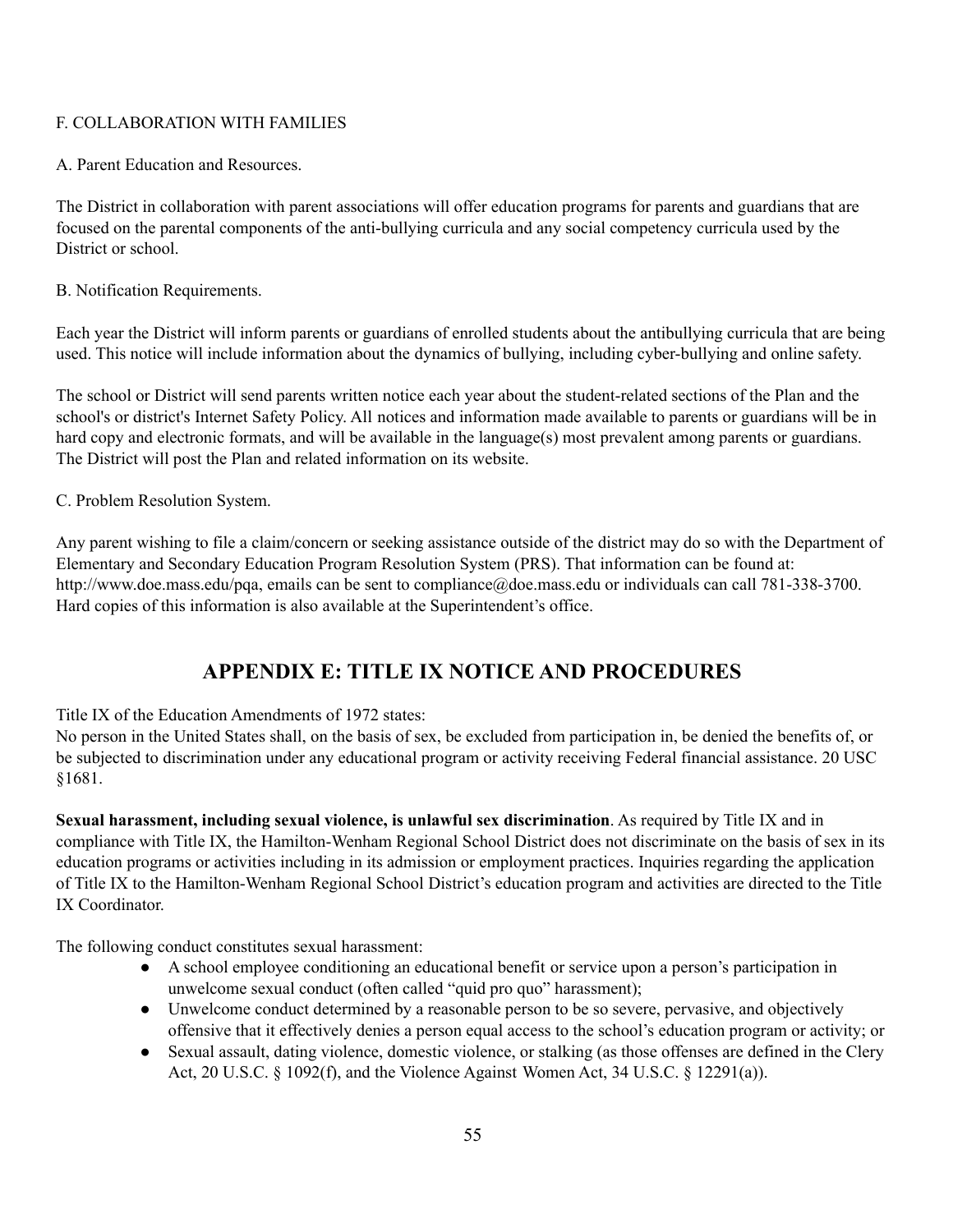## F. COLLABORATION WITH FAMILIES

### A. Parent Education and Resources.

The District in collaboration with parent associations will offer education programs for parents and guardians that are focused on the parental components of the anti-bullying curricula and any social competency curricula used by the District or school.

### B. Notification Requirements.

Each year the District will inform parents or guardians of enrolled students about the antibullying curricula that are being used. This notice will include information about the dynamics of bullying, including cyber-bullying and online safety.

The school or District will send parents written notice each year about the student-related sections of the Plan and the school's or district's Internet Safety Policy. All notices and information made available to parents or guardians will be in hard copy and electronic formats, and will be available in the language(s) most prevalent among parents or guardians. The District will post the Plan and related information on its website.

### C. Problem Resolution System.

Any parent wishing to file a claim/concern or seeking assistance outside of the district may do so with the Department of Elementary and Secondary Education Program Resolution System (PRS). That information can be found at: http://www.doe.mass.edu/pqa, emails can be sent to compliance@doe.mass.edu or individuals can call 781-338-3700. Hard copies of this information is also available at the Superintendent's office.

# APPENDIX E: TITLE IX NOTICE AND PROCEDURES

Title IX of the Education Amendments of 1972 states:
No person in the United States shall, on the basis of sex, be excluded from participation in, be denied the benefits of, or be subjected to discrimination under any educational program or activity receiving Federal financial assistance. 20 USC §1681.

**Sexual harassment, including sexual violence, is unlawful sex discrimination**. As required by Title IX and in compliance with Title IX, the Hamilton-Wenham Regional School District does not discriminate on the basis of sex in its education programs or activities including in its admission or employment practices. Inquiries regarding the application of Title IX to the Hamilton-Wenham Regional School District's education program and activities are directed to the Title IX Coordinator.

The following conduct constitutes sexual harassment:

- A school employee conditioning an educational benefit or service upon a person's participation in unwelcome sexual conduct (often called "quid pro quo" harassment);
- Unwelcome conduct determined by a reasonable person to be so severe, pervasive, and objectively offensive that it effectively denies a person equal access to the school's education program or activity; or
- Sexual assault, dating violence, domestic violence, or stalking (as those offenses are defined in the Clery Act, 20 U.S.C. § 1092(f), and the Violence Against Women Act, 34 U.S.C. § 12291(a)).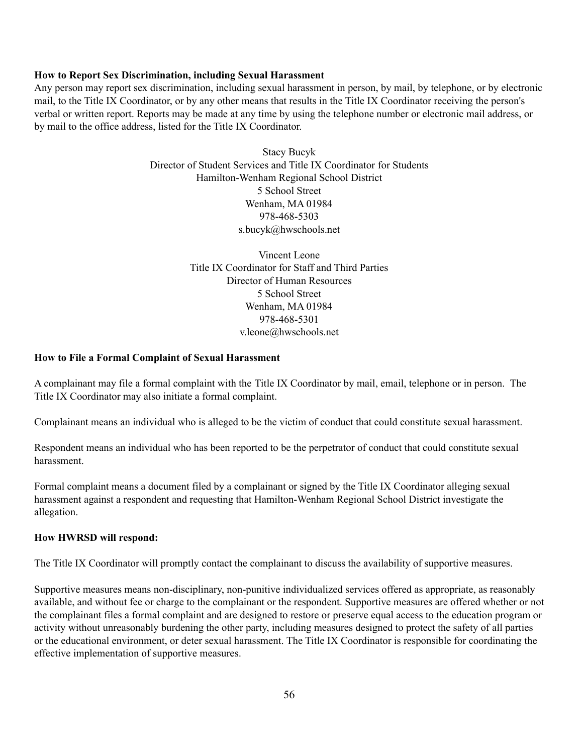**How to Report Sex Discrimination, including Sexual Harassment**

Any person may report sex discrimination, including sexual harassment in person, by mail, by telephone, or by electronic mail, to the Title IX Coordinator, or by any other means that results in the Title IX Coordinator receiving the person's verbal or written report. Reports may be made at any time by using the telephone number or electronic mail address, or by mail to the office address, listed for the Title IX Coordinator.

Stacy Bucyk
Director of Student Services and Title IX Coordinator for Students
Hamilton-Wenham Regional School District
5 School Street
Wenham, MA 01984
978-468-5303
s.bucyk@hwschools.net

Vincent Leone
Title IX Coordinator for Staff and Third Parties
Director of Human Resources
5 School Street
Wenham, MA 01984
978-468-5301
v.leone@hwschools.net

**How to File a Formal Complaint of Sexual Harassment**

A complainant may file a formal complaint with the Title IX Coordinator by mail, email, telephone or in person. The Title IX Coordinator may also initiate a formal complaint.

Complainant means an individual who is alleged to be the victim of conduct that could constitute sexual harassment.

Respondent means an individual who has been reported to be the perpetrator of conduct that could constitute sexual harassment.

Formal complaint means a document filed by a complainant or signed by the Title IX Coordinator alleging sexual harassment against a respondent and requesting that Hamilton-Wenham Regional School District investigate the allegation.

**How HWRSD will respond:**

The Title IX Coordinator will promptly contact the complainant to discuss the availability of supportive measures.

Supportive measures means non-disciplinary, non-punitive individualized services offered as appropriate, as reasonably available, and without fee or charge to the complainant or the respondent. Supportive measures are offered whether or not the complainant files a formal complaint and are designed to restore or preserve equal access to the education program or activity without unreasonably burdening the other party, including measures designed to protect the safety of all parties or the educational environment, or deter sexual harassment. The Title IX Coordinator is responsible for coordinating the effective implementation of supportive measures.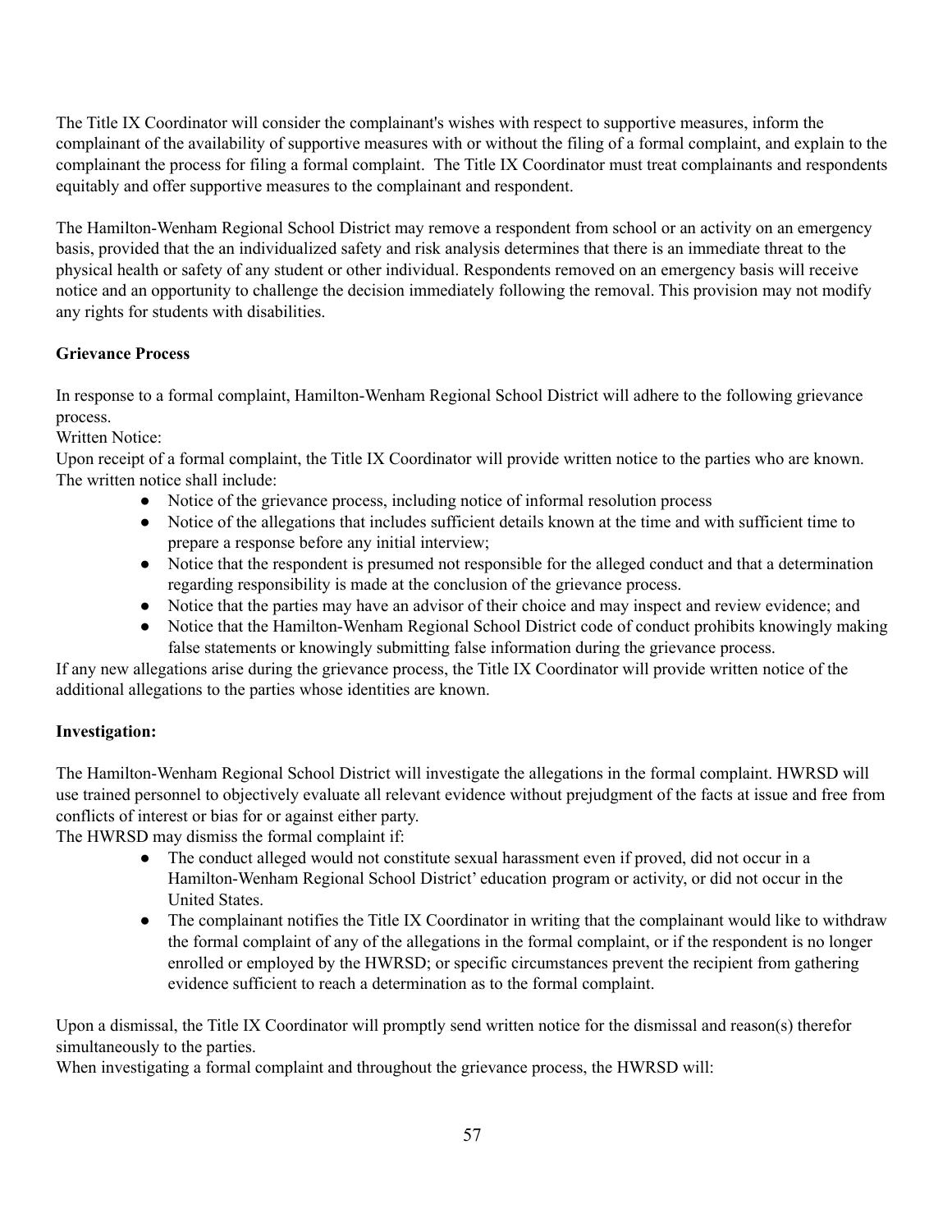The Title IX Coordinator will consider the complainant's wishes with respect to supportive measures, inform the complainant of the availability of supportive measures with or without the filing of a formal complaint, and explain to the complainant the process for filing a formal complaint.  The Title IX Coordinator must treat complainants and respondents equitably and offer supportive measures to the complainant and respondent.

The Hamilton-Wenham Regional School District may remove a respondent from school or an activity on an emergency basis, provided that the an individualized safety and risk analysis determines that there is an immediate threat to the physical health or safety of any student or other individual. Respondents removed on an emergency basis will receive notice and an opportunity to challenge the decision immediately following the removal. This provision may not modify any rights for students with disabilities.

**Grievance Process**

In response to a formal complaint, Hamilton-Wenham Regional School District will adhere to the following grievance process.

Written Notice:

Upon receipt of a formal complaint, the Title IX Coordinator will provide written notice to the parties who are known. The written notice shall include:

- Notice of the grievance process, including notice of informal resolution process
- Notice of the allegations that includes sufficient details known at the time and with sufficient time to prepare a response before any initial interview;
- Notice that the respondent is presumed not responsible for the alleged conduct and that a determination regarding responsibility is made at the conclusion of the grievance process.
- Notice that the parties may have an advisor of their choice and may inspect and review evidence; and
- Notice that the Hamilton-Wenham Regional School District code of conduct prohibits knowingly making false statements or knowingly submitting false information during the grievance process.

If any new allegations arise during the grievance process, the Title IX Coordinator will provide written notice of the additional allegations to the parties whose identities are known.

**Investigation:**

The Hamilton-Wenham Regional School District will investigate the allegations in the formal complaint. HWRSD will use trained personnel to objectively evaluate all relevant evidence without prejudgment of the facts at issue and free from conflicts of interest or bias for or against either party.

The HWRSD may dismiss the formal complaint if:

- The conduct alleged would not constitute sexual harassment even if proved, did not occur in a Hamilton-Wenham Regional School District' education program or activity, or did not occur in the United States.
- The complainant notifies the Title IX Coordinator in writing that the complainant would like to withdraw the formal complaint of any of the allegations in the formal complaint, or if the respondent is no longer enrolled or employed by the HWRSD; or specific circumstances prevent the recipient from gathering evidence sufficient to reach a determination as to the formal complaint.

Upon a dismissal, the Title IX Coordinator will promptly send written notice for the dismissal and reason(s) therefor simultaneously to the parties.

When investigating a formal complaint and throughout the grievance process, the HWRSD will: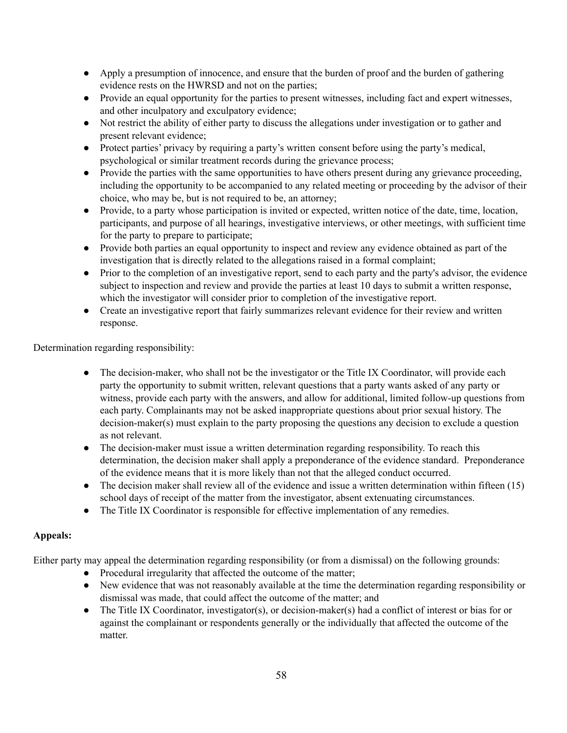- Apply a presumption of innocence, and ensure that the burden of proof and the burden of gathering evidence rests on the HWRSD and not on the parties;
- Provide an equal opportunity for the parties to present witnesses, including fact and expert witnesses, and other inculpatory and exculpatory evidence;
- Not restrict the ability of either party to discuss the allegations under investigation or to gather and present relevant evidence;
- Protect parties' privacy by requiring a party's written consent before using the party's medical, psychological or similar treatment records during the grievance process;
- Provide the parties with the same opportunities to have others present during any grievance proceeding, including the opportunity to be accompanied to any related meeting or proceeding by the advisor of their choice, who may be, but is not required to be, an attorney;
- Provide, to a party whose participation is invited or expected, written notice of the date, time, location, participants, and purpose of all hearings, investigative interviews, or other meetings, with sufficient time for the party to prepare to participate;
- Provide both parties an equal opportunity to inspect and review any evidence obtained as part of the investigation that is directly related to the allegations raised in a formal complaint;
- Prior to the completion of an investigative report, send to each party and the party's advisor, the evidence subject to inspection and review and provide the parties at least 10 days to submit a written response, which the investigator will consider prior to completion of the investigative report.
- Create an investigative report that fairly summarizes relevant evidence for their review and written response.

Determination regarding responsibility:

- The decision-maker, who shall not be the investigator or the Title IX Coordinator, will provide each party the opportunity to submit written, relevant questions that a party wants asked of any party or witness, provide each party with the answers, and allow for additional, limited follow-up questions from each party. Complainants may not be asked inappropriate questions about prior sexual history. The decision-maker(s) must explain to the party proposing the questions any decision to exclude a question as not relevant.
- The decision-maker must issue a written determination regarding responsibility. To reach this determination, the decision maker shall apply a preponderance of the evidence standard. Preponderance of the evidence means that it is more likely than not that the alleged conduct occurred.
- The decision maker shall review all of the evidence and issue a written determination within fifteen (15) school days of receipt of the matter from the investigator, absent extenuating circumstances.
- The Title IX Coordinator is responsible for effective implementation of any remedies.

**Appeals:**

Either party may appeal the determination regarding responsibility (or from a dismissal) on the following grounds:

- Procedural irregularity that affected the outcome of the matter;
- New evidence that was not reasonably available at the time the determination regarding responsibility or dismissal was made, that could affect the outcome of the matter; and
- The Title IX Coordinator, investigator(s), or decision-maker(s) had a conflict of interest or bias for or against the complainant or respondents generally or the individually that affected the outcome of the matter.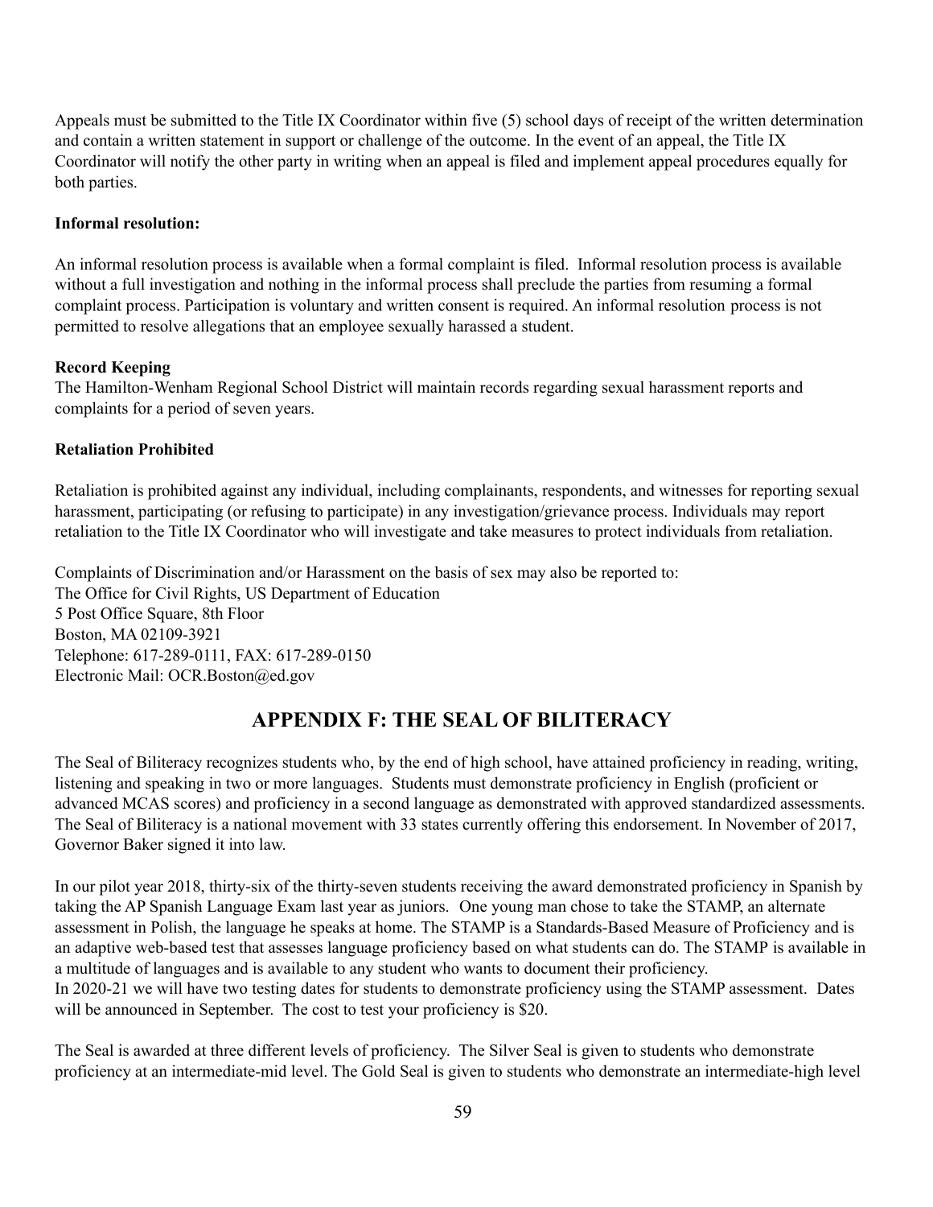Appeals must be submitted to the Title IX Coordinator within five (5) school days of receipt of the written determination and contain a written statement in support or challenge of the outcome. In the event of an appeal, the Title IX Coordinator will notify the other party in writing when an appeal is filed and implement appeal procedures equally for both parties.

**Informal resolution:**

An informal resolution process is available when a formal complaint is filed. Informal resolution process is available without a full investigation and nothing in the informal process shall preclude the parties from resuming a formal complaint process. Participation is voluntary and written consent is required. An informal resolution process is not permitted to resolve allegations that an employee sexually harassed a student.

**Record Keeping**

The Hamilton-Wenham Regional School District will maintain records regarding sexual harassment reports and complaints for a period of seven years.

**Retaliation Prohibited**

Retaliation is prohibited against any individual, including complainants, respondents, and witnesses for reporting sexual harassment, participating (or refusing to participate) in any investigation/grievance process. Individuals may report retaliation to the Title IX Coordinator who will investigate and take measures to protect individuals from retaliation.

Complaints of Discrimination and/or Harassment on the basis of sex may also be reported to:
The Office for Civil Rights, US Department of Education
5 Post Office Square, 8th Floor
Boston, MA 02109-3921
Telephone: 617-289-0111, FAX: 617-289-0150
Electronic Mail: OCR.Boston@ed.gov

## APPENDIX F: THE SEAL OF BILITERACY

The Seal of Biliteracy recognizes students who, by the end of high school, have attained proficiency in reading, writing, listening and speaking in two or more languages. Students must demonstrate proficiency in English (proficient or advanced MCAS scores) and proficiency in a second language as demonstrated with approved standardized assessments. The Seal of Biliteracy is a national movement with 33 states currently offering this endorsement. In November of 2017, Governor Baker signed it into law.

In our pilot year 2018, thirty-six of the thirty-seven students receiving the award demonstrated proficiency in Spanish by taking the AP Spanish Language Exam last year as juniors. One young man chose to take the STAMP, an alternate assessment in Polish, the language he speaks at home. The STAMP is a Standards-Based Measure of Proficiency and is an adaptive web-based test that assesses language proficiency based on what students can do. The STAMP is available in a multitude of languages and is available to any student who wants to document their proficiency.
In 2020-21 we will have two testing dates for students to demonstrate proficiency using the STAMP assessment. Dates will be announced in September. The cost to test your proficiency is $20.

The Seal is awarded at three different levels of proficiency. The Silver Seal is given to students who demonstrate proficiency at an intermediate-mid level. The Gold Seal is given to students who demonstrate an intermediate-high level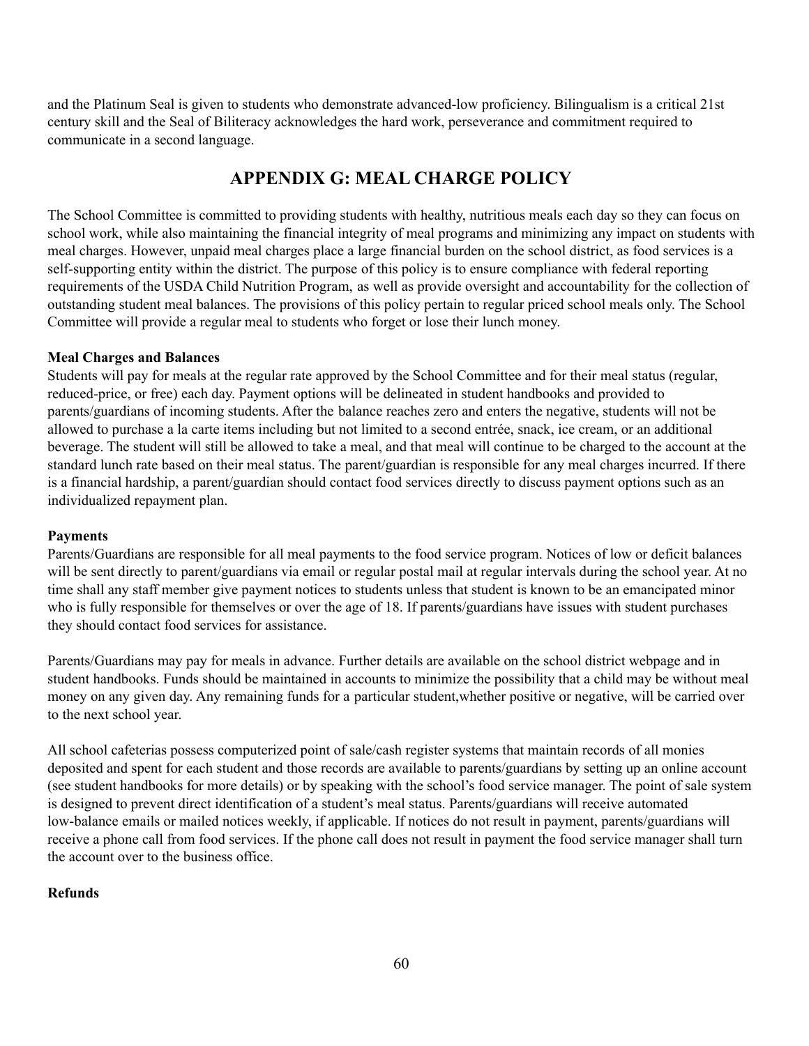and the Platinum Seal is given to students who demonstrate advanced-low proficiency. Bilingualism is a critical 21st century skill and the Seal of Biliteracy acknowledges the hard work, perseverance and commitment required to communicate in a second language.

## APPENDIX G: MEAL CHARGE POLICY

The School Committee is committed to providing students with healthy, nutritious meals each day so they can focus on school work, while also maintaining the financial integrity of meal programs and minimizing any impact on students with meal charges. However, unpaid meal charges place a large financial burden on the school district, as food services is a self-supporting entity within the district. The purpose of this policy is to ensure compliance with federal reporting requirements of the USDA Child Nutrition Program, as well as provide oversight and accountability for the collection of outstanding student meal balances. The provisions of this policy pertain to regular priced school meals only. The School Committee will provide a regular meal to students who forget or lose their lunch money.

**Meal Charges and Balances**

Students will pay for meals at the regular rate approved by the School Committee and for their meal status (regular, reduced-price, or free) each day. Payment options will be delineated in student handbooks and provided to parents/guardians of incoming students. After the balance reaches zero and enters the negative, students will not be allowed to purchase a la carte items including but not limited to a second entrée, snack, ice cream, or an additional beverage. The student will still be allowed to take a meal, and that meal will continue to be charged to the account at the standard lunch rate based on their meal status. The parent/guardian is responsible for any meal charges incurred. If there is a financial hardship, a parent/guardian should contact food services directly to discuss payment options such as an individualized repayment plan.

**Payments**

Parents/Guardians are responsible for all meal payments to the food service program. Notices of low or deficit balances will be sent directly to parent/guardians via email or regular postal mail at regular intervals during the school year. At no time shall any staff member give payment notices to students unless that student is known to be an emancipated minor who is fully responsible for themselves or over the age of 18. If parents/guardians have issues with student purchases they should contact food services for assistance.

Parents/Guardians may pay for meals in advance. Further details are available on the school district webpage and in student handbooks. Funds should be maintained in accounts to minimize the possibility that a child may be without meal money on any given day. Any remaining funds for a particular student,whether positive or negative, will be carried over to the next school year.

All school cafeterias possess computerized point of sale/cash register systems that maintain records of all monies deposited and spent for each student and those records are available to parents/guardians by setting up an online account (see student handbooks for more details) or by speaking with the school's food service manager. The point of sale system is designed to prevent direct identification of a student's meal status. Parents/guardians will receive automated low-balance emails or mailed notices weekly, if applicable. If notices do not result in payment, parents/guardians will receive a phone call from food services. If the phone call does not result in payment the food service manager shall turn the account over to the business office.

**Refunds**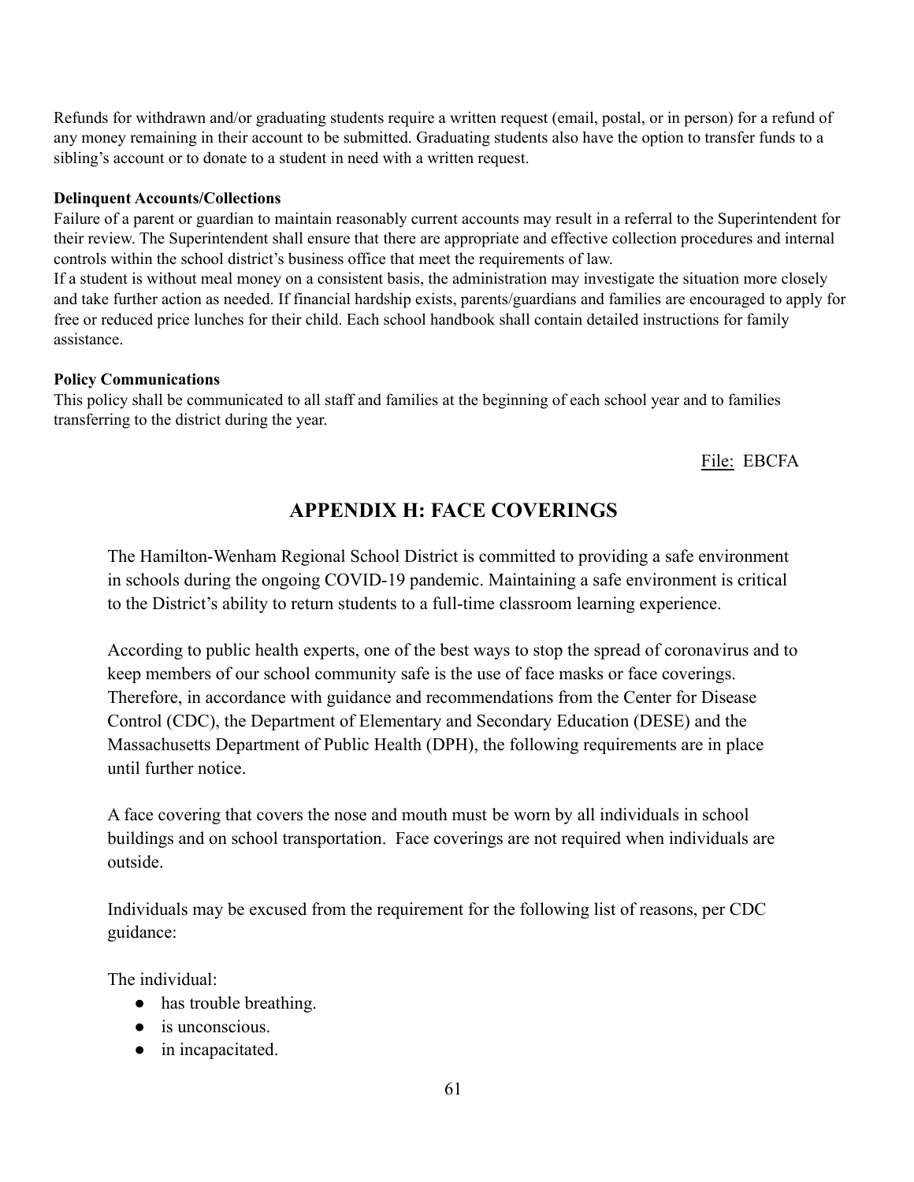Refunds for withdrawn and/or graduating students require a written request (email, postal, or in person) for a refund of any money remaining in their account to be submitted. Graduating students also have the option to transfer funds to a sibling's account or to donate to a student in need with a written request.

**Delinquent Accounts/Collections**

Failure of a parent or guardian to maintain reasonably current accounts may result in a referral to the Superintendent for their review. The Superintendent shall ensure that there are appropriate and effective collection procedures and internal controls within the school district's business office that meet the requirements of law.

If a student is without meal money on a consistent basis, the administration may investigate the situation more closely and take further action as needed. If financial hardship exists, parents/guardians and families are encouraged to apply for free or reduced price lunches for their child. Each school handbook shall contain detailed instructions for family assistance.

**Policy Communications**

This policy shall be communicated to all staff and families at the beginning of each school year and to families transferring to the district during the year.

File: EBCFA

## APPENDIX H: FACE COVERINGS

The Hamilton-Wenham Regional School District is committed to providing a safe environment in schools during the ongoing COVID-19 pandemic. Maintaining a safe environment is critical to the District's ability to return students to a full-time classroom learning experience.

According to public health experts, one of the best ways to stop the spread of coronavirus and to keep members of our school community safe is the use of face masks or face coverings. Therefore, in accordance with guidance and recommendations from the Center for Disease Control (CDC), the Department of Elementary and Secondary Education (DESE) and the Massachusetts Department of Public Health (DPH), the following requirements are in place until further notice.

A face covering that covers the nose and mouth must be worn by all individuals in school buildings and on school transportation. Face coverings are not required when individuals are outside.

Individuals may be excused from the requirement for the following list of reasons, per CDC guidance:

The individual:

- has trouble breathing.
- is unconscious.
- in incapacitated.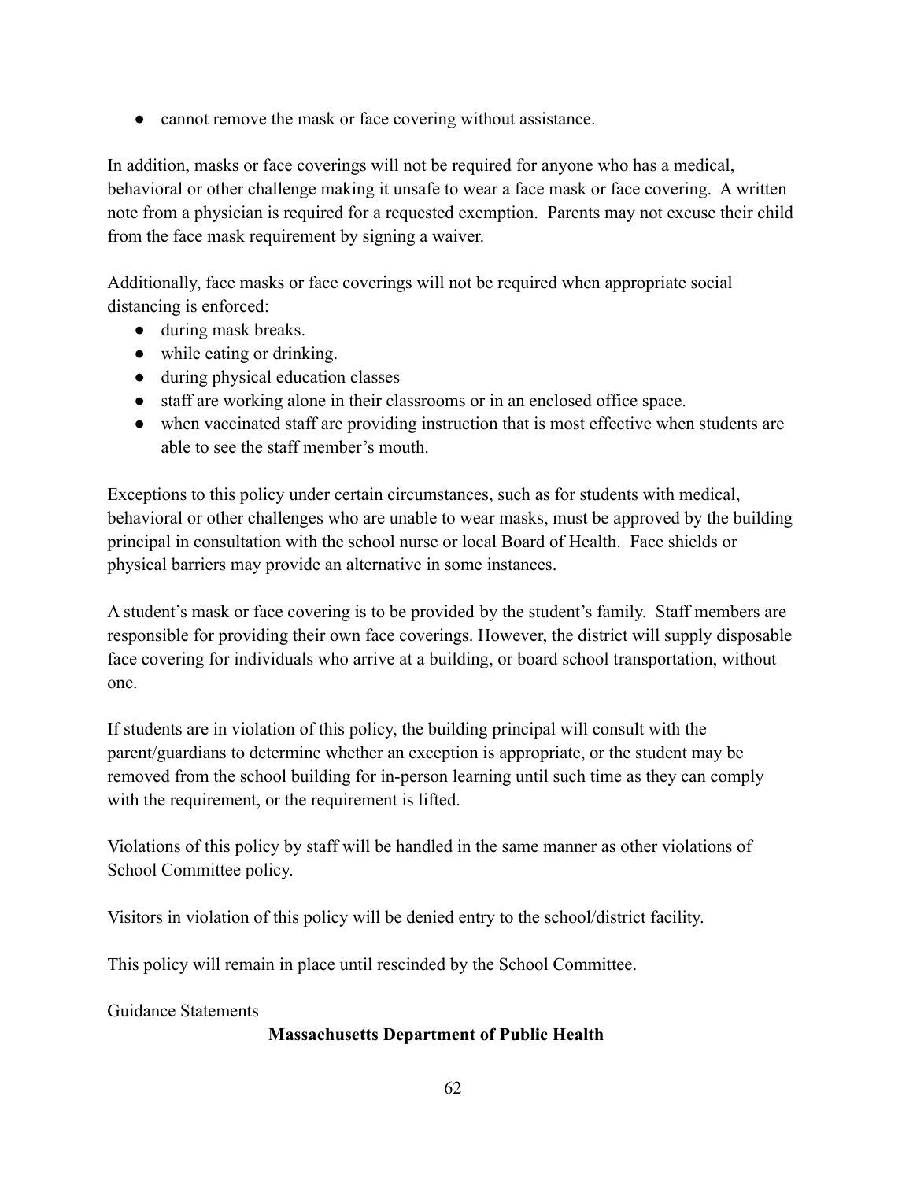- cannot remove the mask or face covering without assistance.

In addition, masks or face coverings will not be required for anyone who has a medical, behavioral or other challenge making it unsafe to wear a face mask or face covering. A written note from a physician is required for a requested exemption. Parents may not excuse their child from the face mask requirement by signing a waiver.

Additionally, face masks or face coverings will not be required when appropriate social distancing is enforced:

- during mask breaks.
- while eating or drinking.
- during physical education classes
- staff are working alone in their classrooms or in an enclosed office space.
- when vaccinated staff are providing instruction that is most effective when students are able to see the staff member's mouth.

Exceptions to this policy under certain circumstances, such as for students with medical, behavioral or other challenges who are unable to wear masks, must be approved by the building principal in consultation with the school nurse or local Board of Health. Face shields or physical barriers may provide an alternative in some instances.

A student's mask or face covering is to be provided by the student's family. Staff members are responsible for providing their own face coverings. However, the district will supply disposable face covering for individuals who arrive at a building, or board school transportation, without one.

If students are in violation of this policy, the building principal will consult with the parent/guardians to determine whether an exception is appropriate, or the student may be removed from the school building for in-person learning until such time as they can comply with the requirement, or the requirement is lifted.

Violations of this policy by staff will be handled in the same manner as other violations of School Committee policy.

Visitors in violation of this policy will be denied entry to the school/district facility.

This policy will remain in place until rescinded by the School Committee.

Guidance Statements

**Massachusetts Department of Public Health**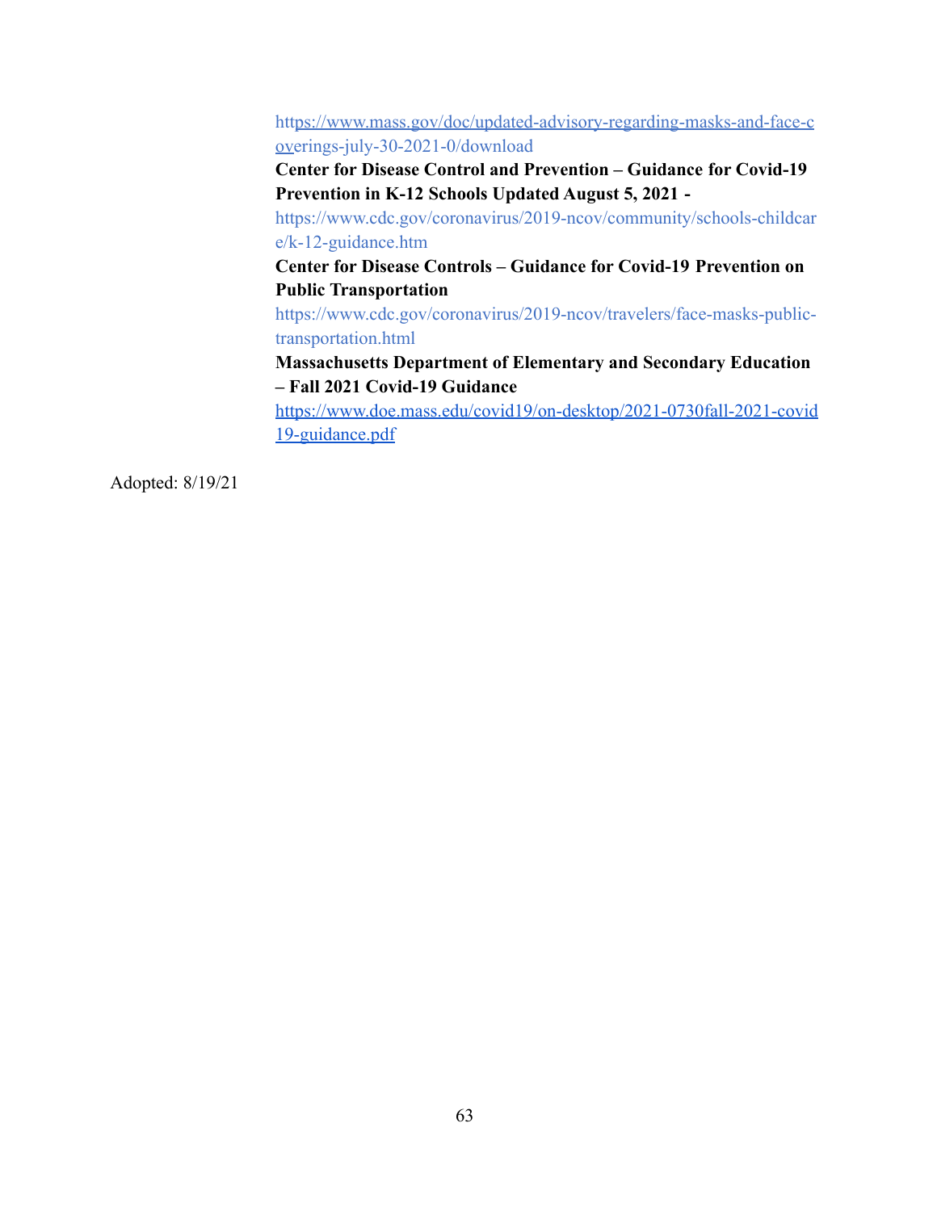https://www.mass.gov/doc/updated-advisory-regarding-masks-and-face-coverings-july-30-2021-0/download

**Center for Disease Control and Prevention – Guidance for Covid-19 Prevention in K-12 Schools Updated August 5, 2021 -**

https://www.cdc.gov/coronavirus/2019-ncov/community/schools-childcare/k-12-guidance.htm

**Center for Disease Controls – Guidance for Covid-19 Prevention on Public Transportation**

https://www.cdc.gov/coronavirus/2019-ncov/travelers/face-masks-public-transportation.html

**Massachusetts Department of Elementary and Secondary Education – Fall 2021 Covid-19 Guidance**

https://www.doe.mass.edu/covid19/on-desktop/2021-0730fall-2021-covid19-guidance.pdf

Adopted: 8/19/21